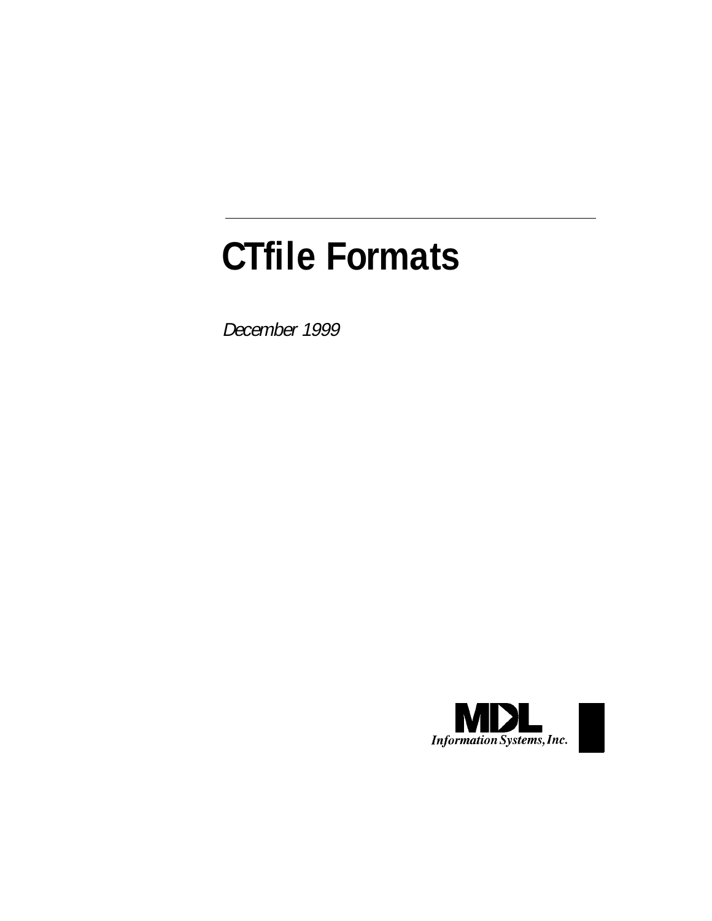# CTfile Formats

*December 1999*

MDL Information Systems, Inc.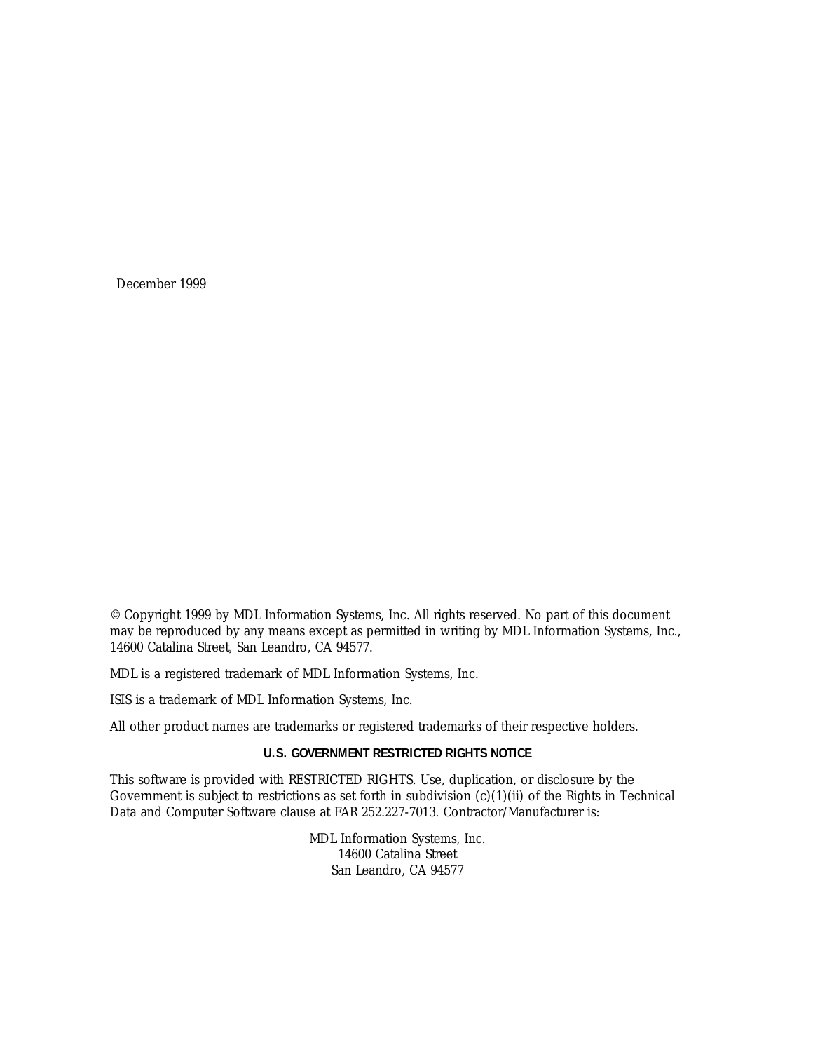December 1999

© Copyright 1999 by MDL Information Systems, Inc. All rights reserved. No part of this document may be reproduced by any means except as permitted in writing by MDL Information Systems, Inc., 14600 Catalina Street, San Leandro, CA 94577.

MDL is a registered trademark of MDL Information Systems, Inc.

ISIS is a trademark of MDL Information Systems, Inc.

All other product names are trademarks or registered trademarks of their respective holders.

**U.S. GOVERNMENT RESTRICTED RIGHTS NOTICE**

This software is provided with RESTRICTED RIGHTS. Use, duplication, or disclosure by the Government is subject to restrictions as set forth in subdivision (c)(1)(ii) of the Rights in Technical Data and Computer Software clause at FAR 252.227-7013. Contractor/Manufacturer is:

MDL Information Systems, Inc.
14600 Catalina Street
San Leandro, CA 94577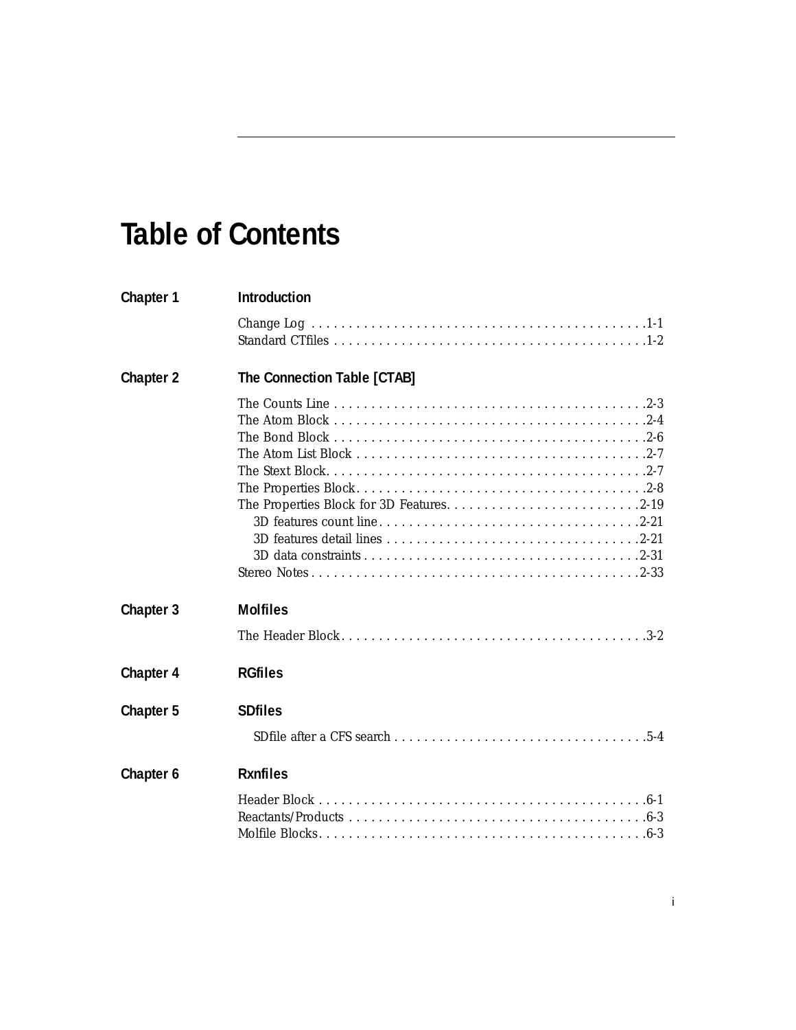# Table of Contents

## Chapter 1 Introduction

- Change Log .......... 1-1
- Standard CTfiles .......... 1-2

## Chapter 2 The Connection Table [CTAB]

- The Counts Line .......... 2-3
- The Atom Block .......... 2-4
- The Bond Block .......... 2-6
- The Atom List Block .......... 2-7
- The Stext Block .......... 2-7
- The Properties Block .......... 2-8
- The Properties Block for 3D Features .......... 2-19
  - 3D features count line .......... 2-21
  - 3D features detail lines .......... 2-21
  - 3D data constraints .......... 2-31
- Stereo Notes .......... 2-33

## Chapter 3 Molfiles

- The Header Block .......... 3-2

## Chapter 4 RGfiles

## Chapter 5 SDfiles

  - SDfile after a CFS search .......... 5-4

## Chapter 6 Rxnfiles

- Header Block .......... 6-1
- Reactants/Products .......... 6-3
- Molfile Blocks .......... 6-3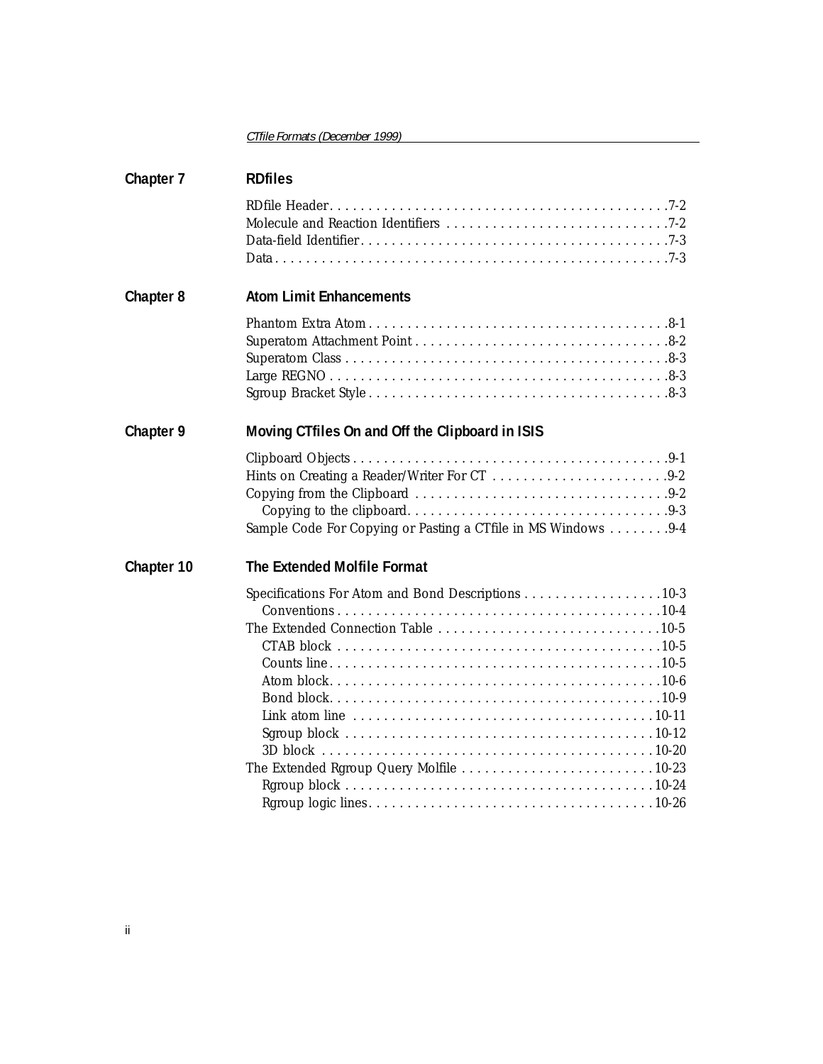## Chapter 7 RDfiles

- RDfile Header . . . 7-2
- Molecule and Reaction Identifiers . . . 7-2
- Data-field Identifier . . . 7-3
- Data . . . 7-3

## Chapter 8 Atom Limit Enhancements

- Phantom Extra Atom . . . 8-1
- Superatom Attachment Point . . . 8-2
- Superatom Class . . . 8-3
- Large REGNO . . . 8-3
- Sgroup Bracket Style . . . 8-3

## Chapter 9 Moving CTfiles On and Off the Clipboard in ISIS

- Clipboard Objects . . . 9-1
- Hints on Creating a Reader/Writer For CT . . . 9-2
- Copying from the Clipboard . . . 9-2
  - Copying to the clipboard . . . 9-3
- Sample Code For Copying or Pasting a CTfile in MS Windows . . . 9-4

## Chapter 10 The Extended Molfile Format

- Specifications For Atom and Bond Descriptions . . . 10-3
  - Conventions . . . 10-4
- The Extended Connection Table . . . 10-5
  - CTAB block . . . 10-5
  - Counts line . . . 10-5
  - Atom block . . . 10-6
  - Bond block . . . 10-9
  - Link atom line . . . 10-11
  - Sgroup block . . . 10-12
  - 3D block . . . 10-20
- The Extended Rgroup Query Molfile . . . 10-23
  - Rgroup block . . . 10-24
  - Rgroup logic lines . . . 10-26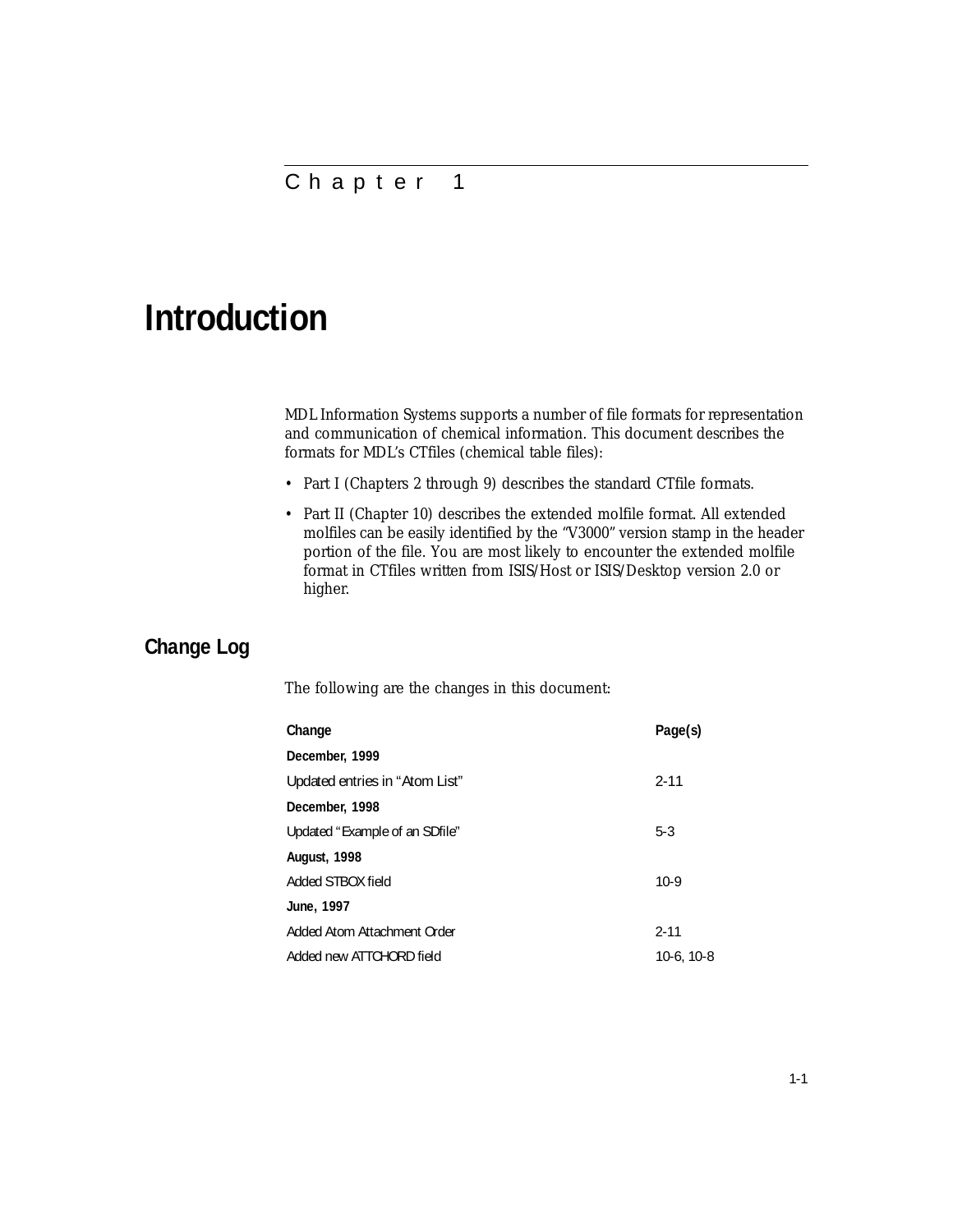Chapter 1

# Introduction

MDL Information Systems supports a number of file formats for representation and communication of chemical information. This document describes the formats for MDL's CTfiles (chemical table files):

- Part I (Chapters 2 through 9) describes the standard CTfile formats.
- Part II (Chapter 10) describes the extended molfile format. All extended molfiles can be easily identified by the "V3000" version stamp in the header portion of the file. You are most likely to encounter the extended molfile format in CTfiles written from ISIS/Host or ISIS/Desktop version 2.0 or higher.

## Change Log

The following are the changes in this document:

| Change | Page(s) |
|---|---|
| **December, 1999** | |
| Updated entries in "Atom List" | 2-11 |
| **December, 1998** | |
| Updated "Example of an SDfile" | 5-3 |
| **August, 1998** | |
| Added STBOX field | 10-9 |
| **June, 1997** | |
| Added Atom Attachment Order | 2-11 |
| Added new ATTCHORD field | 10-6, 10-8 |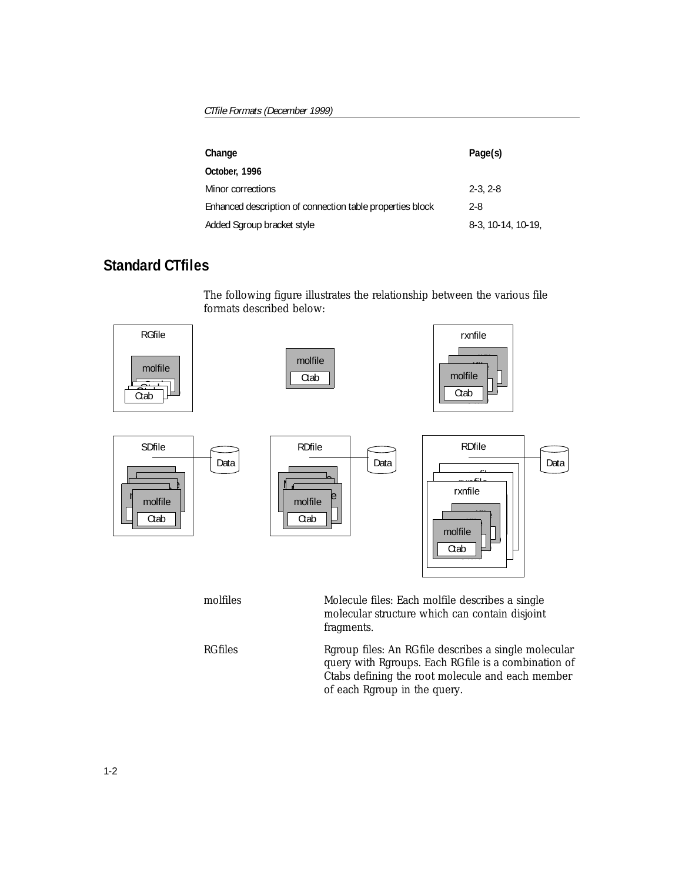| Change | Page(s) |
|---|---|
| **October, 1996** | |
| Minor corrections | 2-3, 2-8 |
| Enhanced description of connection table properties block | 2-8 |
| Added Sgroup bracket style | 8-3, 10-14, 10-19, |

## Standard CTfiles

The following figure illustrates the relationship between the various file formats described below:

molfiles — Molecule files: Each molfile describes a single molecular structure which can contain disjoint fragments.

RGfiles — Rgroup files: An RGfile describes a single molecular query with Rgroups. Each RGfile is a combination of Ctabs defining the root molecule and each member of each Rgroup in the query.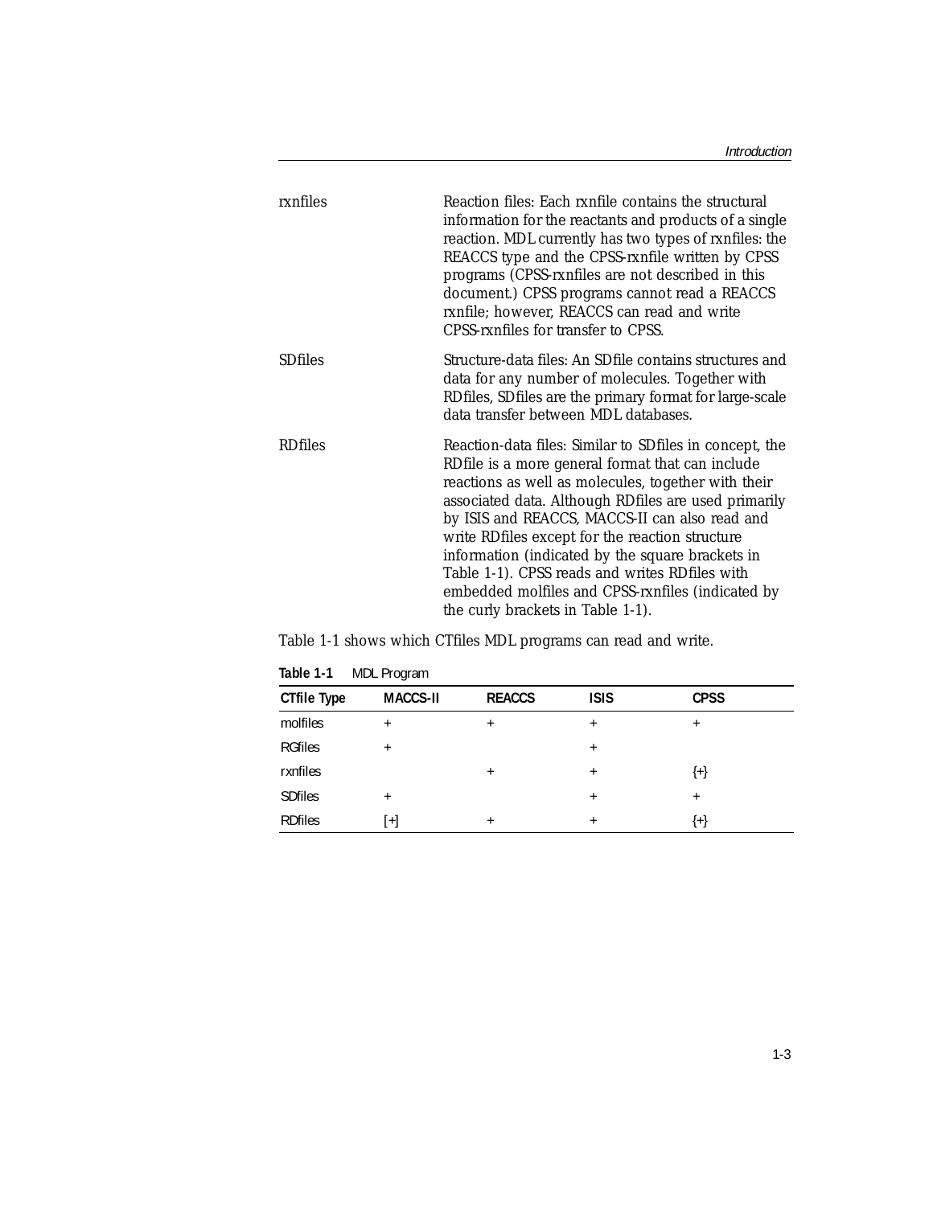rxnfiles

Reaction files: Each rxnfile contains the structural information for the reactants and products of a single reaction. MDL currently has two types of rxnfiles: the REACCS type and the CPSS-rxnfile written by CPSS programs (CPSS-rxnfiles are not described in this document.) CPSS programs cannot read a REACCS rxnfile; however, REACCS can read and write CPSS-rxnfiles for transfer to CPSS.

SDfiles

Structure-data files: An SDfile contains structures and data for any number of molecules. Together with RDfiles, SDfiles are the primary format for large-scale data transfer between MDL databases.

RDfiles

Reaction-data files: Similar to SDfiles in concept, the RDfile is a more general format that can include reactions as well as molecules, together with their associated data. Although RDfiles are used primarily by ISIS and REACCS, MACCS-II can also read and write RDfiles except for the reaction structure information (indicated by the square brackets in Table 1-1). CPSS reads and writes RDfiles with embedded molfiles and CPSS-rxnfiles (indicated by the curly brackets in Table 1-1).

Table 1-1 shows which CTfiles MDL programs can read and write.

**Table 1-1** MDL Program

| CTfile Type | MACCS-II | REACCS | ISIS | CPSS |
|---|---|---|---|---|
| molfiles | + | + | + | + |
| RGfiles | + | | + | |
| rxnfiles | | + | + | {+} |
| SDfiles | + | | + | + |
| RDfiles | [+] | + | + | {+} |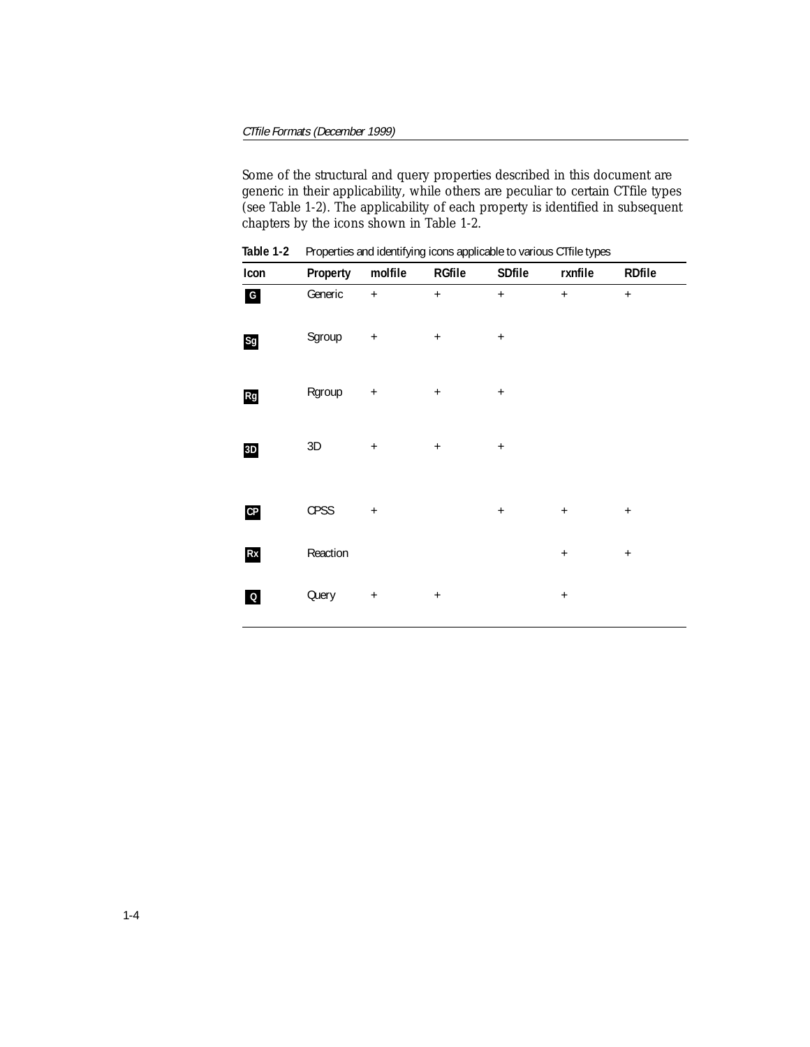Some of the structural and query properties described in this document are generic in their applicability, while others are peculiar to certain CTfile types (see Table 1-2). The applicability of each property is identified in subsequent chapters by the icons shown in Table 1-2.

**Table 1-2** Properties and identifying icons applicable to various CTfile types

| Icon | Property | molfile | RGfile | SDfile | rxnfile | RDfile |
|---|---|---|---|---|---|---|
| G | Generic | + | + | + | + | + |
| Sg | Sgroup | + | + | + | | |
| Rg | Rgroup | + | + | + | | |
| 3D | 3D | + | + | + | | |
| CP | CPSS | + | | + | + | + |
| Rx | Reaction | | | | + | + |
| Q | Query | + | + | | + | |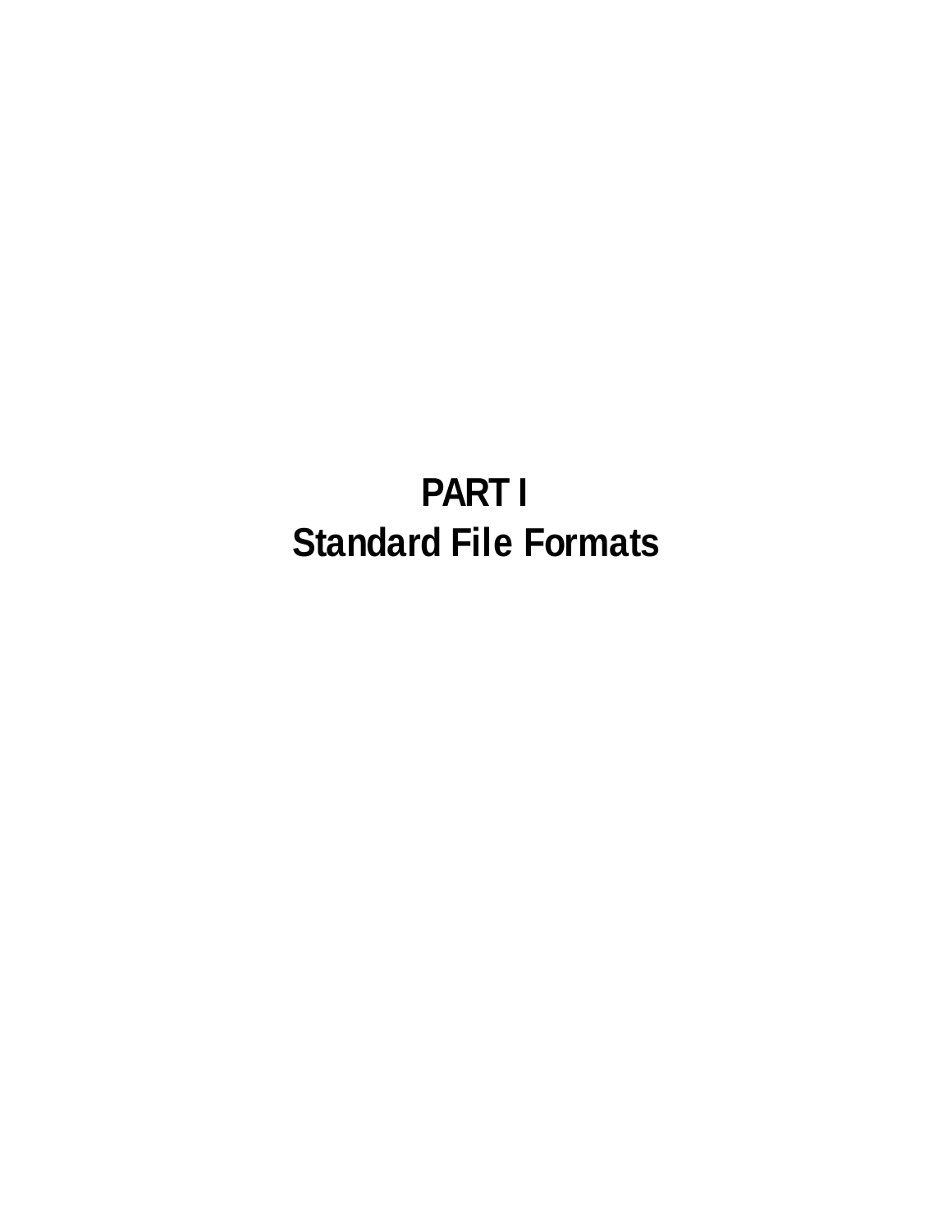# PART I
# Standard File Formats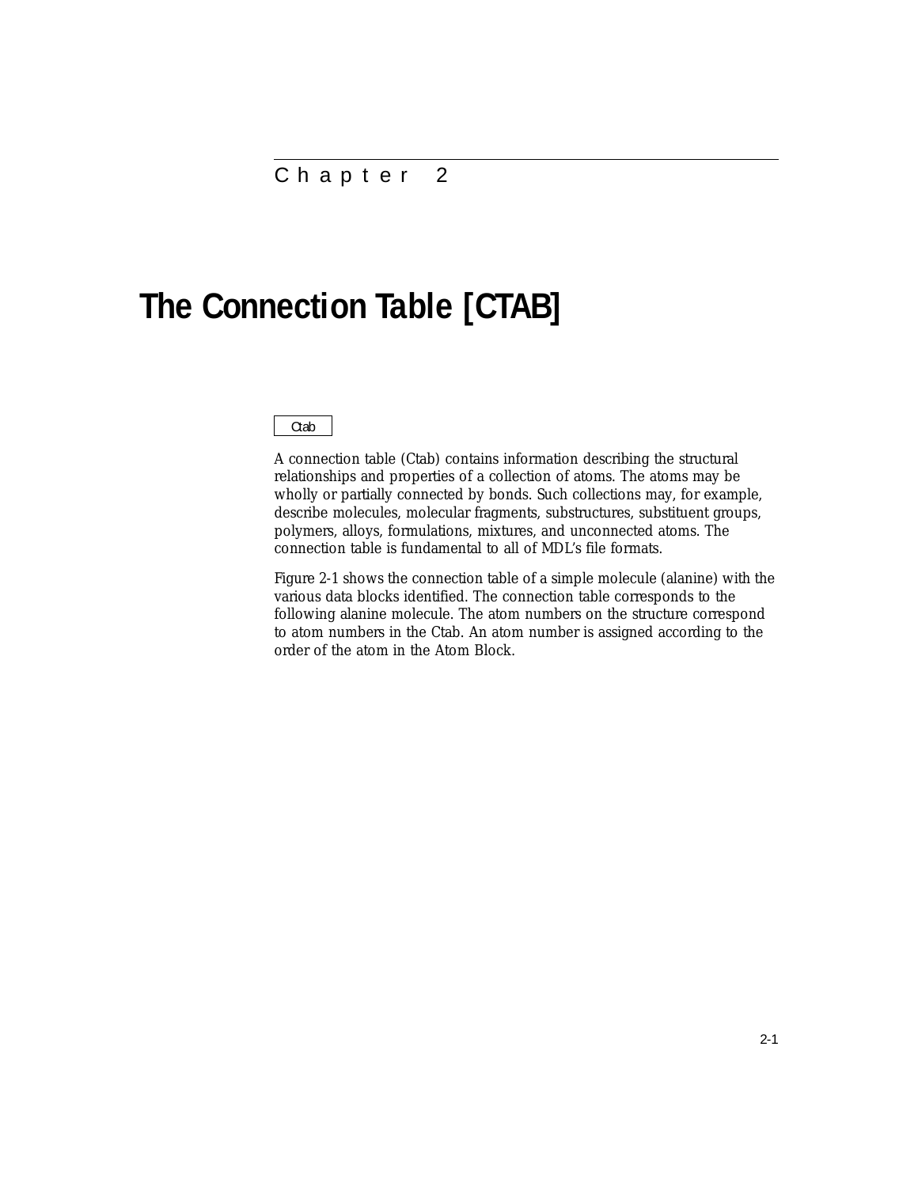Chapter 2

# The Connection Table [CTAB]

Ctab

A connection table (Ctab) contains information describing the structural relationships and properties of a collection of atoms. The atoms may be wholly or partially connected by bonds. Such collections may, for example, describe molecules, molecular fragments, substructures, substituent groups, polymers, alloys, formulations, mixtures, and unconnected atoms. The connection table is fundamental to all of MDL's file formats.

Figure 2-1 shows the connection table of a simple molecule (alanine) with the various data blocks identified. The connection table corresponds to the following alanine molecule. The atom numbers on the structure correspond to atom numbers in the Ctab. An atom number is assigned according to the order of the atom in the Atom Block.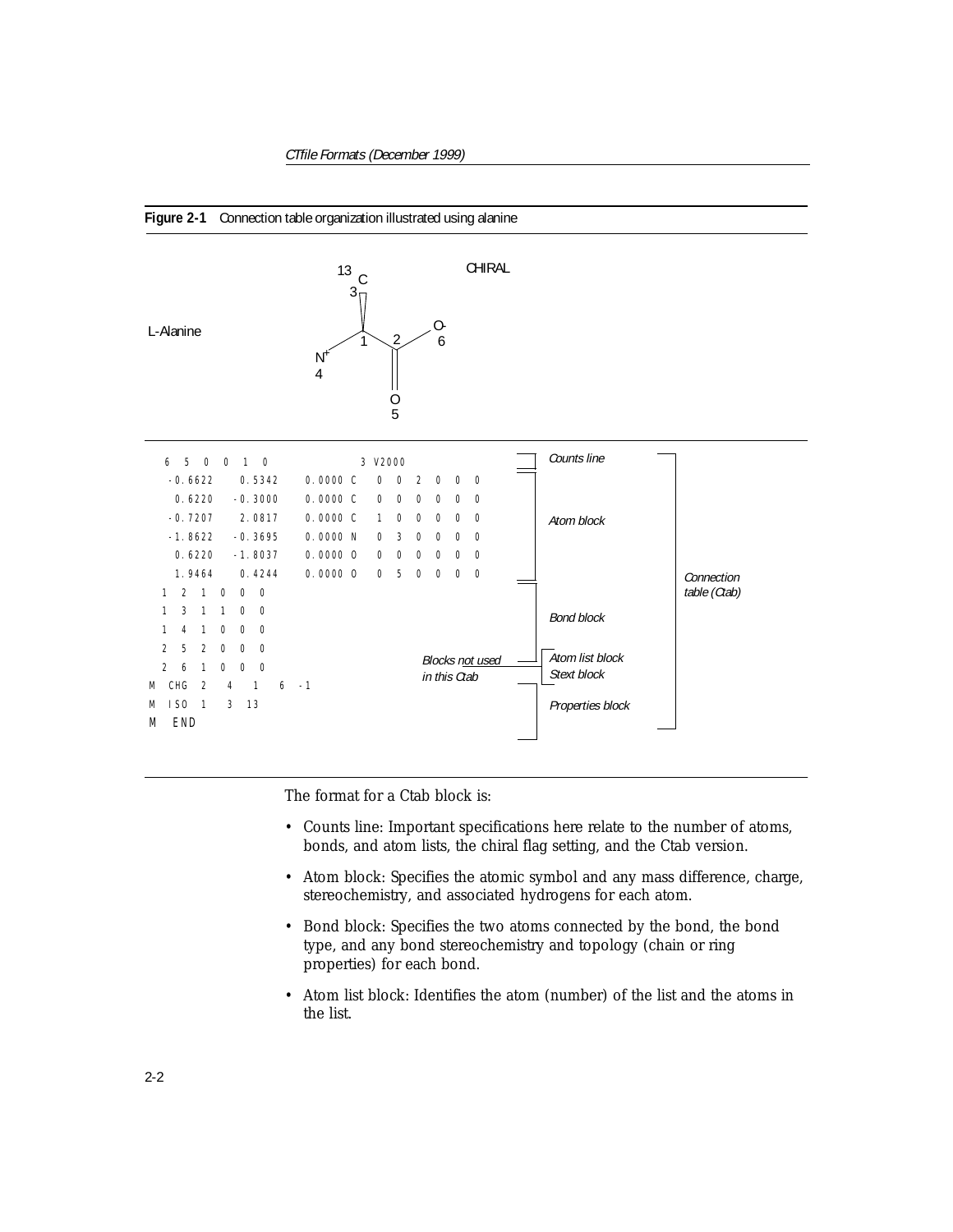**Figure 2-1** Connection table organization illustrated using alanine

L-Alanine

CHIRAL

```
  6  5  0  0  1  0              3 V2000
   -0.6622    0.5342    0.0000 C   0  0  2  0  0  0
    0.6220   -0.3000    0.0000 C   0  0  0  0  0  0
   -0.7207    2.0817    0.0000 C   1  0  0  0  0  0
   -1.8622   -0.3695    0.0000 N   0  3  0  0  0  0
    0.6220   -1.8037    0.0000 O   0  0  0  0  0  0
    1.9464    0.4244    0.0000 O   0  5  0  0  0  0
  1  2  1  0  0  0
  1  3  1  1  0  0
  1  4  1  0  0  0
  2  5  2  0  0  0
  2  6  1  0  0  0
M  CHG  2   4   1   6  -1
M  ISO  1   3  13
M  END
```

Counts line; Atom block; Bond block; Blocks not used in this Ctab: Atom list block, Stext block; Properties block; Connection table (Ctab)

The format for a Ctab block is:

- Counts line: Important specifications here relate to the number of atoms, bonds, and atom lists, the chiral flag setting, and the Ctab version.
- Atom block: Specifies the atomic symbol and any mass difference, charge, stereochemistry, and associated hydrogens for each atom.
- Bond block: Specifies the two atoms connected by the bond, the bond type, and any bond stereochemistry and topology (chain or ring properties) for each bond.
- Atom list block: Identifies the atom (number) of the list and the atoms in the list.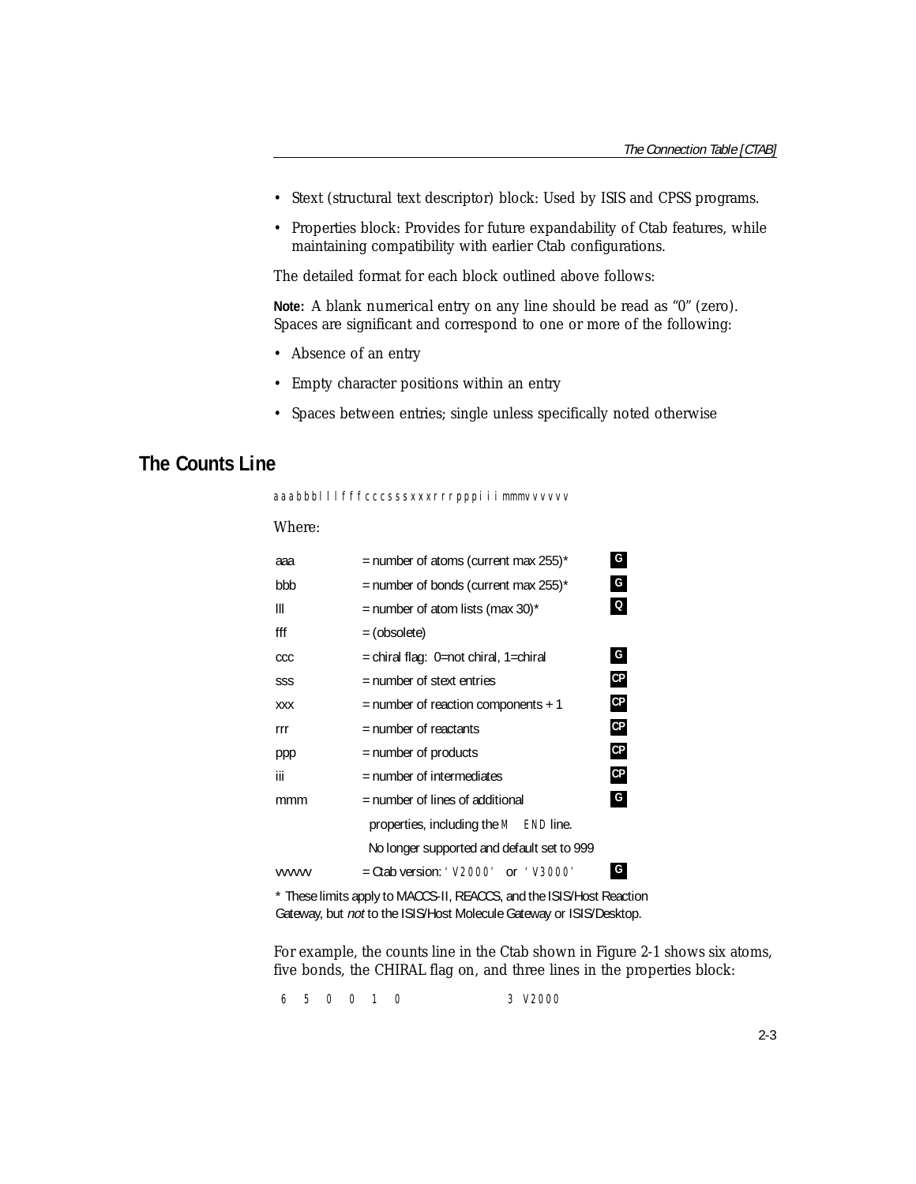- Stext (structural text descriptor) block: Used by ISIS and CPSS programs.
- Properties block: Provides for future expandability of Ctab features, while maintaining compatibility with earlier Ctab configurations.

The detailed format for each block outlined above follows:

**Note:** A blank numerical entry on any line should be read as "0" (zero). Spaces are significant and correspond to one or more of the following:

- Absence of an entry
- Empty character positions within an entry
- Spaces between entries; single unless specifically noted otherwise

## The Counts Line

```
aaabbblllfffcccsssxxxrrrpppiiimmmvvvvvv
```

Where:

| | | |
|---|---|---|
| aaa | = number of atoms (current max 255)* | G |
| bbb | = number of bonds (current max 255)* | G |
| lll | = number of atom lists (max 30)* | Q |
| fff | = (obsolete) | |
| ccc | = chiral flag: 0=not chiral, 1=chiral | G |
| sss | = number of stext entries | CP |
| xxx | = number of reaction components + 1 | CP |
| rrr | = number of reactants | CP |
| ppp | = number of products | CP |
| iii | = number of intermediates | CP |
| mmm | = number of lines of additional properties, including the `M END` line. No longer supported and default set to 999 | G |
| vvvvvv | = Ctab version: `'V2000'` or `'V3000'` | G |

\* These limits apply to MACCS-II, REACCS, and the ISIS/Host Reaction Gateway, but *not* to the ISIS/Host Molecule Gateway or ISIS/Desktop.

For example, the counts line in the Ctab shown in Figure 2-1 shows six atoms, five bonds, the CHIRAL flag on, and three lines in the properties block:

```
  6  5  0  0  1  0            3 V2000
```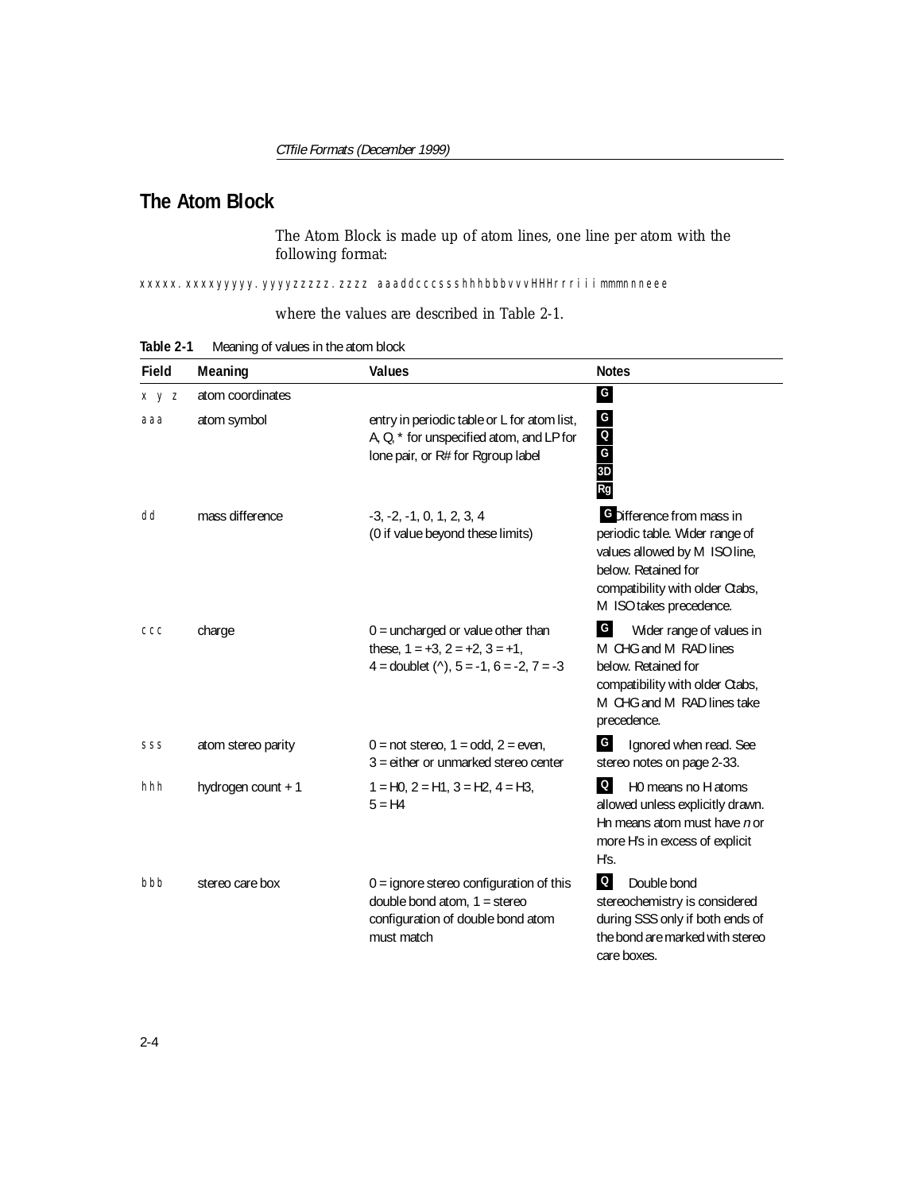## The Atom Block

The Atom Block is made up of atom lines, one line per atom with the following format:

```
xxxxx.xxxxyyyyy.yyyyzzzzz.zzzz aaaddcccssshhhbbbvvvHHHrrriiimmmnnneee
```

where the values are described in Table 2-1.

**Table 2-1** Meaning of values in the atom block

| Field | Meaning | Values | Notes |
|---|---|---|---|
| x y z | atom coordinates | | G |
| aaa | atom symbol | entry in periodic table or L for atom list, A, Q, * for unspecified atom, and LP for lone pair, or R# for Rgroup label | G Q G 3D Rg |
| dd | mass difference | -3, -2, -1, 0, 1, 2, 3, 4 (0 if value beyond these limits) | G Difference from mass in periodic table. Wider range of values allowed by M ISO line, below. Retained for compatibility with older Ctabs, M ISO takes precedence. |
| ccc | charge | 0 = uncharged or value other than these, 1 = +3, 2 = +2, 3 = +1, 4 = doublet (^), 5 = -1, 6 = -2, 7 = -3 | G Wider range of values in M CHG and M RAD lines below. Retained for compatibility with older Ctabs, M CHG and M RAD lines take precedence. |
| sss | atom stereo parity | 0 = not stereo, 1 = odd, 2 = even, 3 = either or unmarked stereo center | G Ignored when read. See stereo notes on page 2-33. |
| hhh | hydrogen count + 1 | 1 = H0, 2 = H1, 3 = H2, 4 = H3, 5 = H4 | Q H0 means no H atoms allowed unless explicitly drawn. Hn means atom must have *n* or more H's in excess of explicit H's. |
| bbb | stereo care box | 0 = ignore stereo configuration of this double bond atom, 1 = stereo configuration of double bond atom must match | Q Double bond stereochemistry is considered during SSS only if both ends of the bond are marked with stereo care boxes. |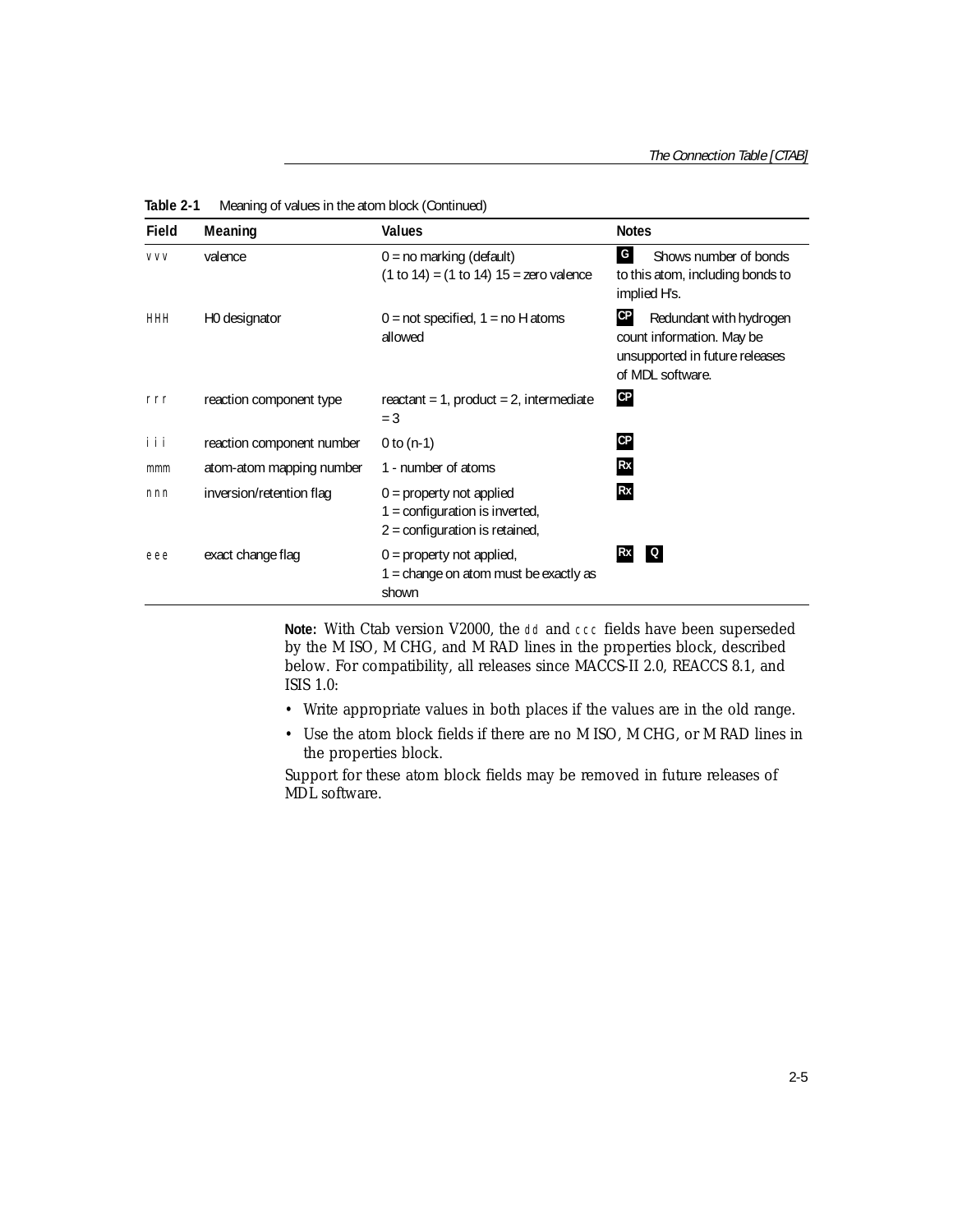**Table 2-1** Meaning of values in the atom block (Continued)

| Field | Meaning | Values | Notes |
|---|---|---|---|
| vvv | valence | 0 = no marking (default)<br>(1 to 14) = (1 to 14) 15 = zero valence | **G** Shows number of bonds to this atom, including bonds to implied H's. |
| HHH | H0 designator | 0 = not specified, 1 = no H atoms allowed | **CP** Redundant with hydrogen count information. May be unsupported in future releases of MDL software. |
| rrr | reaction component type | reactant = 1, product = 2, intermediate = 3 | **CP** |
| iii | reaction component number | 0 to (n-1) | **CP** |
| mmm | atom-atom mapping number | 1 - number of atoms | **Rx** |
| nnn | inversion/retention flag | 0 = property not applied<br>1 = configuration is inverted,<br>2 = configuration is retained, | **Rx** |
| eee | exact change flag | 0 = property not applied,<br>1 = change on atom must be exactly as shown | **Rx** **Q** |

**Note:** With Ctab version V2000, the dd and ccc fields have been superseded by the M ISO, M CHG, and M RAD lines in the properties block, described below. For compatibility, all releases since MACCS-II 2.0, REACCS 8.1, and ISIS 1.0:

- Write appropriate values in both places if the values are in the old range.
- Use the atom block fields if there are no M ISO, M CHG, or M RAD lines in the properties block.

Support for these atom block fields may be removed in future releases of MDL software.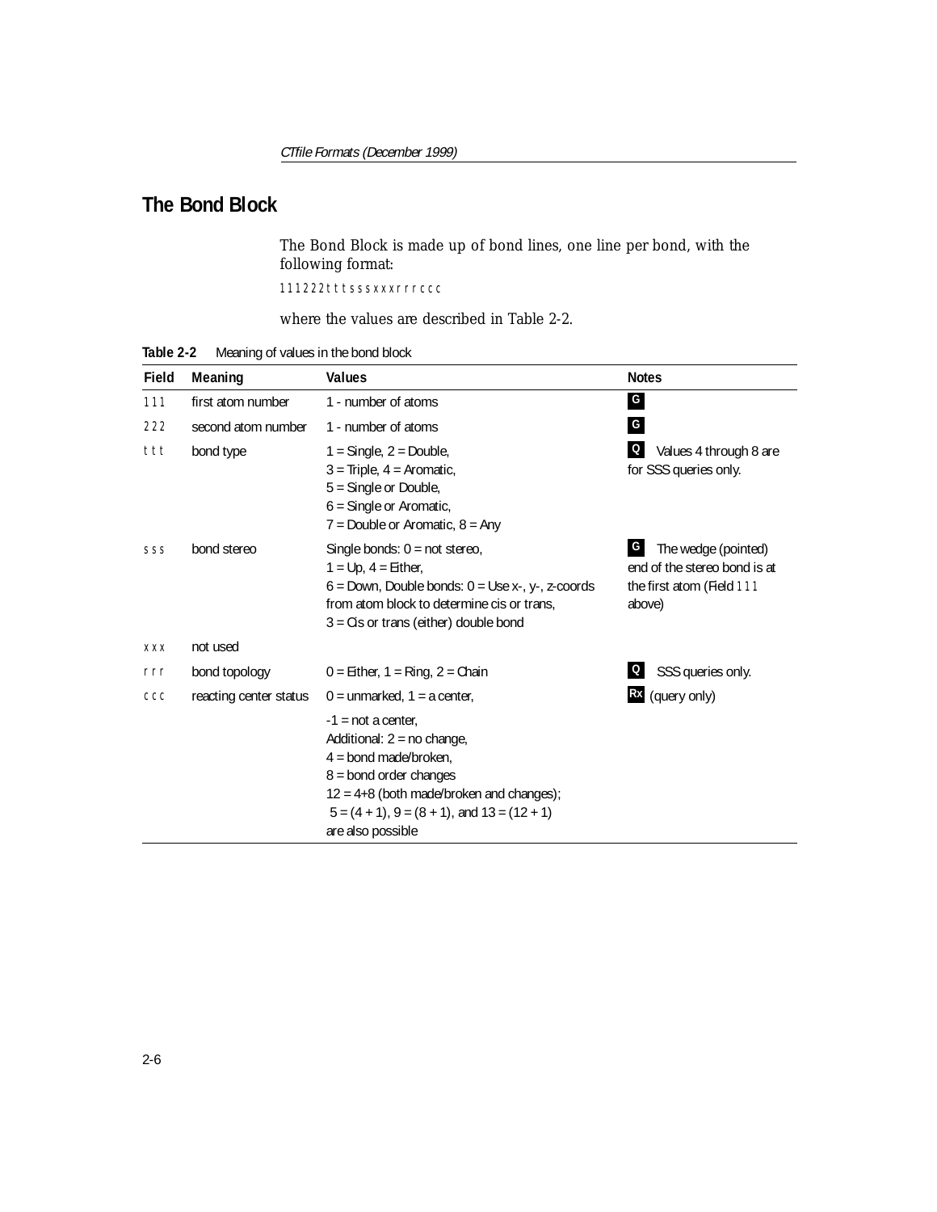## The Bond Block

The Bond Block is made up of bond lines, one line per bond, with the following format:

```
111222tttsssxxxrrrccc
```

where the values are described in Table 2-2.

**Table 2-2** Meaning of values in the bond block

| Field | Meaning | Values | Notes |
|---|---|---|---|
| `111` | first atom number | 1 - number of atoms | **G** |
| `222` | second atom number | 1 - number of atoms | **G** |
| `ttt` | bond type | 1 = Single, 2 = Double, 3 = Triple, 4 = Aromatic, 5 = Single or Double, 6 = Single or Aromatic, 7 = Double or Aromatic, 8 = Any | **Q** Values 4 through 8 are for SSS queries only. |
| `sss` | bond stereo | Single bonds: 0 = not stereo, 1 = Up, 4 = Either, 6 = Down, Double bonds: 0 = Use x-, y-, z-coords from atom block to determine cis or trans, 3 = Cis or trans (either) double bond | **G** The wedge (pointed) end of the stereo bond is at the first atom (Field `111` above) |
| `xxx` | not used | | |
| `rrr` | bond topology | 0 = Either, 1 = Ring, 2 = Chain | **Q** SSS queries only. |
| `ccc` | reacting center status | 0 = unmarked, 1 = a center, -1 = not a center, Additional: 2 = no change, 4 = bond made/broken, 8 = bond order changes 12 = 4+8 (both made/broken and changes); 5 = (4 + 1), 9 = (8 + 1), and 13 = (12 + 1) are also possible | **Rx** (query only) |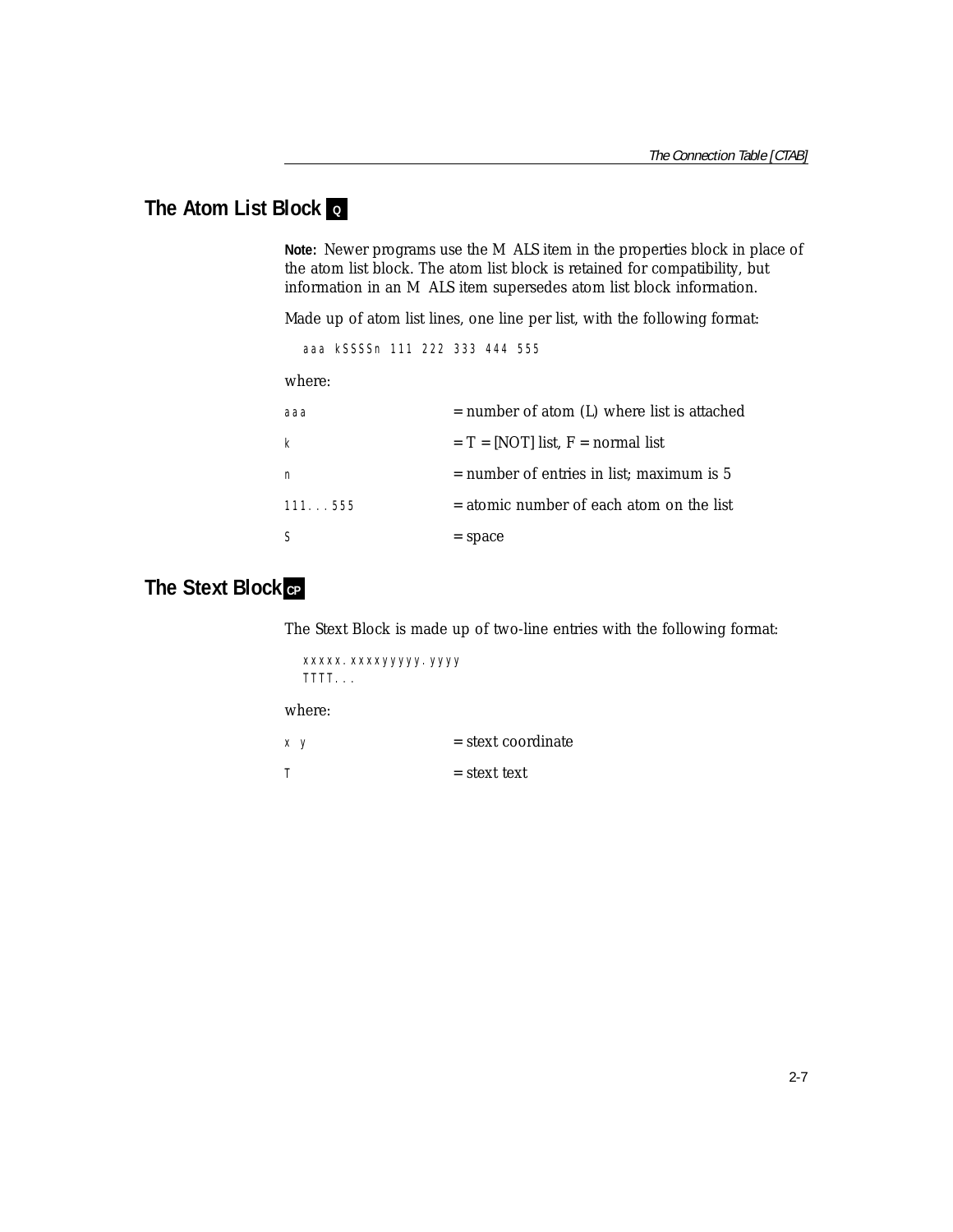## The Atom List Block Q

**Note:** Newer programs use the M ALS item in the properties block in place of the atom list block. The atom list block is retained for compatibility, but information in an M ALS item supersedes atom list block information.

Made up of atom list lines, one line per list, with the following format:

```
aaa kSSSSn 111 222 333 444 555
```

where:

| | |
|---|---|
| aaa | = number of atom (L) where list is attached |
| k | = T = [NOT] list, F = normal list |
| n | = number of entries in list; maximum is 5 |
| 111...555 | = atomic number of each atom on the list |
| S | = space |

## The Stext Block CP

The Stext Block is made up of two-line entries with the following format:

```
xxxxx.xxxxyyyyy.yyyy
TTTT...
```

where:

| | |
|---|---|
| x y | = stext coordinate |
| T | = stext text |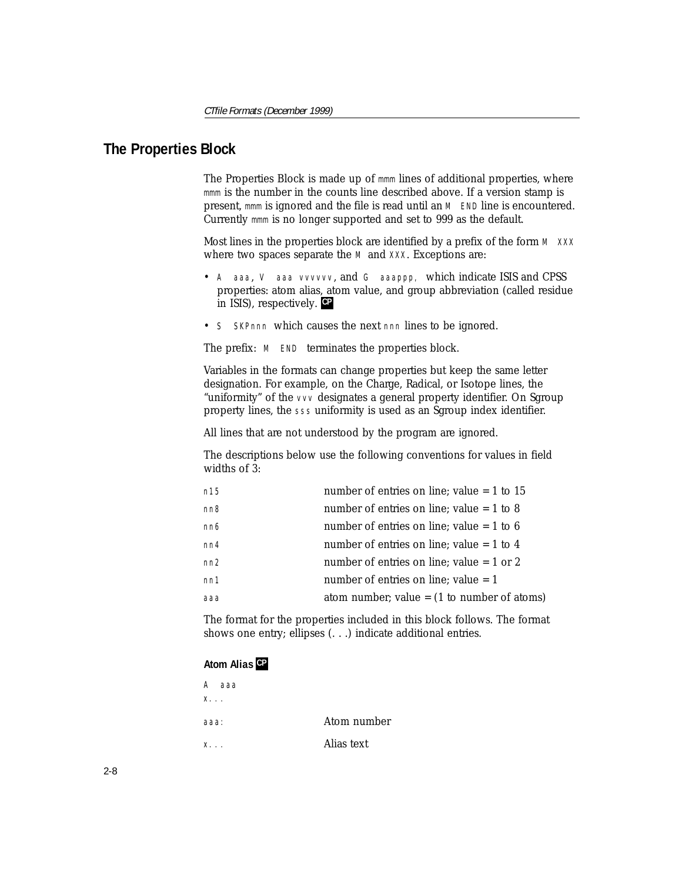## The Properties Block

The Properties Block is made up of `mmm` lines of additional properties, where `mmm` is the number in the counts line described above. If a version stamp is present, `mmm` is ignored and the file is read until an `M  END` line is encountered. Currently `mmm` is no longer supported and set to 999 as the default.

Most lines in the properties block are identified by a prefix of the form `M  XXX` where two spaces separate the `M` and `XXX`. Exceptions are:

- `A  aaa`, `V  aaa vvvvvv`, and `G  aaappp,` which indicate ISIS and CPSS properties: atom alias, atom value, and group abbreviation (called residue in ISIS), respectively. **CP**
- `S  SKPnnn` which causes the next `nnn` lines to be ignored.

The prefix: `M  END` terminates the properties block.

Variables in the formats can change properties but keep the same letter designation. For example, on the Charge, Radical, or Isotope lines, the "uniformity" of the `vvv` designates a general property identifier. On Sgroup property lines, the `sss` uniformity is used as an Sgroup index identifier.

All lines that are not understood by the program are ignored.

The descriptions below use the following conventions for values in field widths of 3:

| | |
|---|---|
| `n15` | number of entries on line; value = 1 to 15 |
| `nn8` | number of entries on line; value = 1 to 8 |
| `nn6` | number of entries on line; value = 1 to 6 |
| `nn4` | number of entries on line; value = 1 to 4 |
| `nn2` | number of entries on line; value = 1 or 2 |
| `nn1` | number of entries on line; value = 1 |
| `aaa` | atom number; value = (1 to number of atoms) |

The format for the properties included in this block follows. The format shows one entry; ellipses (. . .) indicate additional entries.

#### Atom Alias **CP**

```
A  aaa
x...
```

| | |
|---|---|
| `aaa:` | Atom number |
| `x...` | Alias text |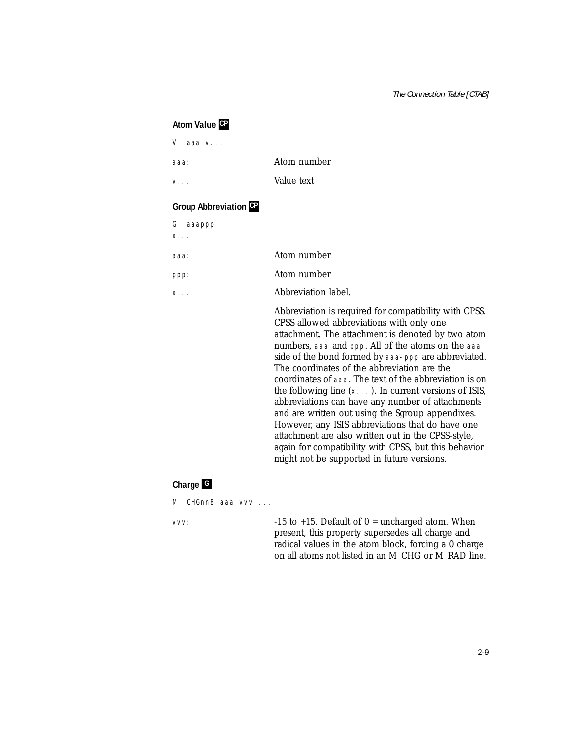### Atom Value CP

```
V  aaa v...
```

| | |
|---|---|
| aaa: | Atom number |
| v... | Value text |

### Group Abbreviation CP

```
G  aaappp
x...
```

| | |
|---|---|
| aaa: | Atom number |
| ppp: | Atom number |
| x... | Abbreviation label. |

Abbreviation is required for compatibility with CPSS. CPSS allowed abbreviations with only one attachment. The attachment is denoted by two atom numbers, `aaa` and `ppp`. All of the atoms on the `aaa` side of the bond formed by `aaa-ppp` are abbreviated. The coordinates of the abbreviation are the coordinates of `aaa`. The text of the abbreviation is on the following line (`x...`). In current versions of ISIS, abbreviations can have any number of attachments and are written out using the Sgroup appendixes. However, any ISIS abbreviations that do have one attachment are also written out in the CPSS-style, again for compatibility with CPSS, but this behavior might not be supported in future versions.

### Charge G

```
M  CHGnn8 aaa vvv ...
```

| | |
|---|---|
| vvv: | -15 to +15. Default of 0 = uncharged atom. When present, this property supersedes all charge and radical values in the atom block, forcing a 0 charge on all atoms not listed in an M CHG or M RAD line. |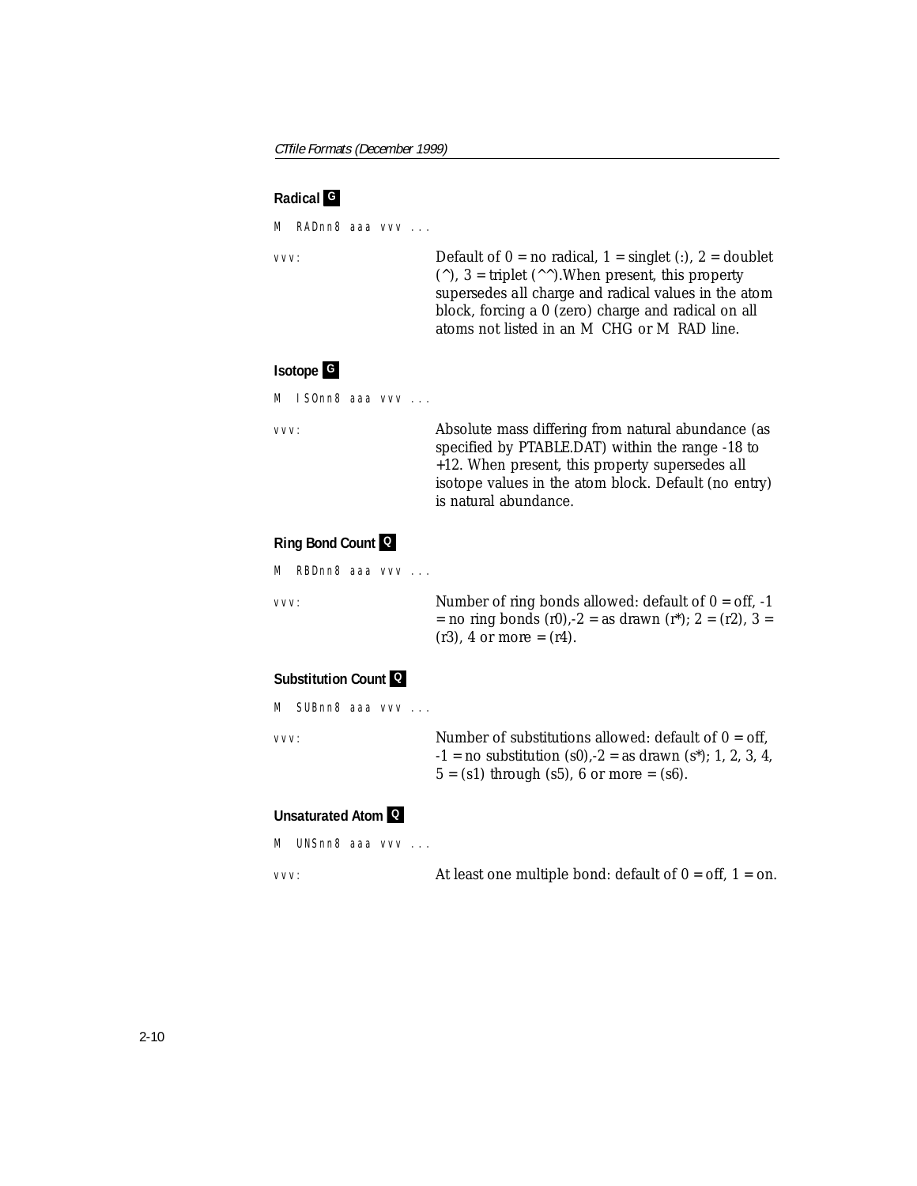### Radical G

```
M  RADnn8 aaa vvv ...
```

vvv: Default of 0 = no radical, 1 = singlet (:), 2 = doublet (^), 3 = triplet (^^).When present, this property supersedes all charge and radical values in the atom block, forcing a 0 (zero) charge and radical on all atoms not listed in an M CHG or M RAD line.

### Isotope G

```
M  ISOnn8 aaa vvv ...
```

vvv: Absolute mass differing from natural abundance (as specified by PTABLE.DAT) within the range -18 to +12. When present, this property supersedes all isotope values in the atom block. Default (no entry) is natural abundance.

### Ring Bond Count Q

```
M  RBDnn8 aaa vvv ...
```

vvv: Number of ring bonds allowed: default of 0 = off, -1 = no ring bonds (r0),-2 = as drawn (r*); 2 = (r2), 3 = (r3), 4 or more = (r4).

### Substitution Count Q

```
M  SUBnn8 aaa vvv ...
```

vvv: Number of substitutions allowed: default of 0 = off, -1 = no substitution (s0),-2 = as drawn (s*); 1, 2, 3, 4, 5 = (s1) through (s5), 6 or more = (s6).

### Unsaturated Atom Q

```
M  UNSnn8 aaa vvv ...
```

vvv: At least one multiple bond: default of 0 = off, 1 = on.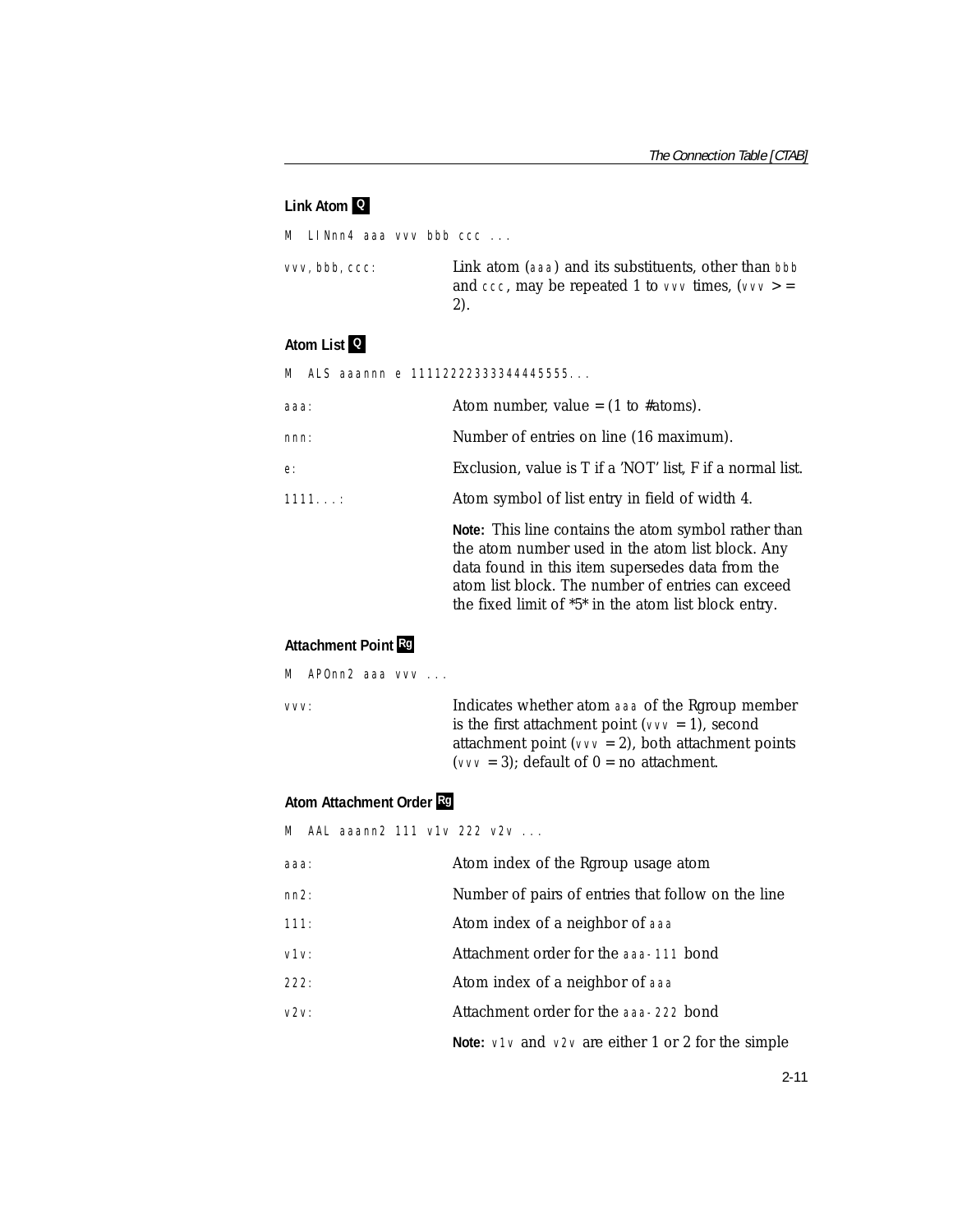### Link Atom **Q**

```
M  LINnn4 aaa vvv bbb ccc ...
```

| | |
|---|---|
| `vvv, bbb, ccc:` | Link atom (`aaa`) and its substituents, other than `bbb` and `ccc`, may be repeated 1 to `vvv` times, (`vvv` >= 2). |

### Atom List **Q**

```
M  ALS aaannn e 11112222333344445555...
```

| | |
|---|---|
| `aaa:` | Atom number, value = (1 to #atoms). |
| `nnn:` | Number of entries on line (16 maximum). |
| `e:` | Exclusion, value is T if a 'NOT' list, F if a normal list. |
| `1111...:` | Atom symbol of list entry in field of width 4. |
| | **Note:** This line contains the atom symbol rather than the atom number used in the atom list block. Any data found in this item supersedes data from the atom list block. The number of entries can exceed the fixed limit of *5* in the atom list block entry. |

### Attachment Point **Rg**

```
M  APOnn2 aaa vvv ...
```

| | |
|---|---|
| `vvv:` | Indicates whether atom `aaa` of the Rgroup member is the first attachment point (`vvv` = 1), second attachment point (`vvv` = 2), both attachment points (`vvv` = 3); default of 0 = no attachment. |

### Atom Attachment Order **Rg**

```
M  AAL aaann2 111 v1v 222 v2v ...
```

| | |
|---|---|
| `aaa:` | Atom index of the Rgroup usage atom |
| `nn2:` | Number of pairs of entries that follow on the line |
| `111:` | Atom index of a neighbor of `aaa` |
| `v1v:` | Attachment order for the `aaa-111` bond |
| `222:` | Atom index of a neighbor of `aaa` |
| `v2v:` | Attachment order for the `aaa-222` bond |
| | **Note:** `v1v` and `v2v` are either 1 or 2 for the simple |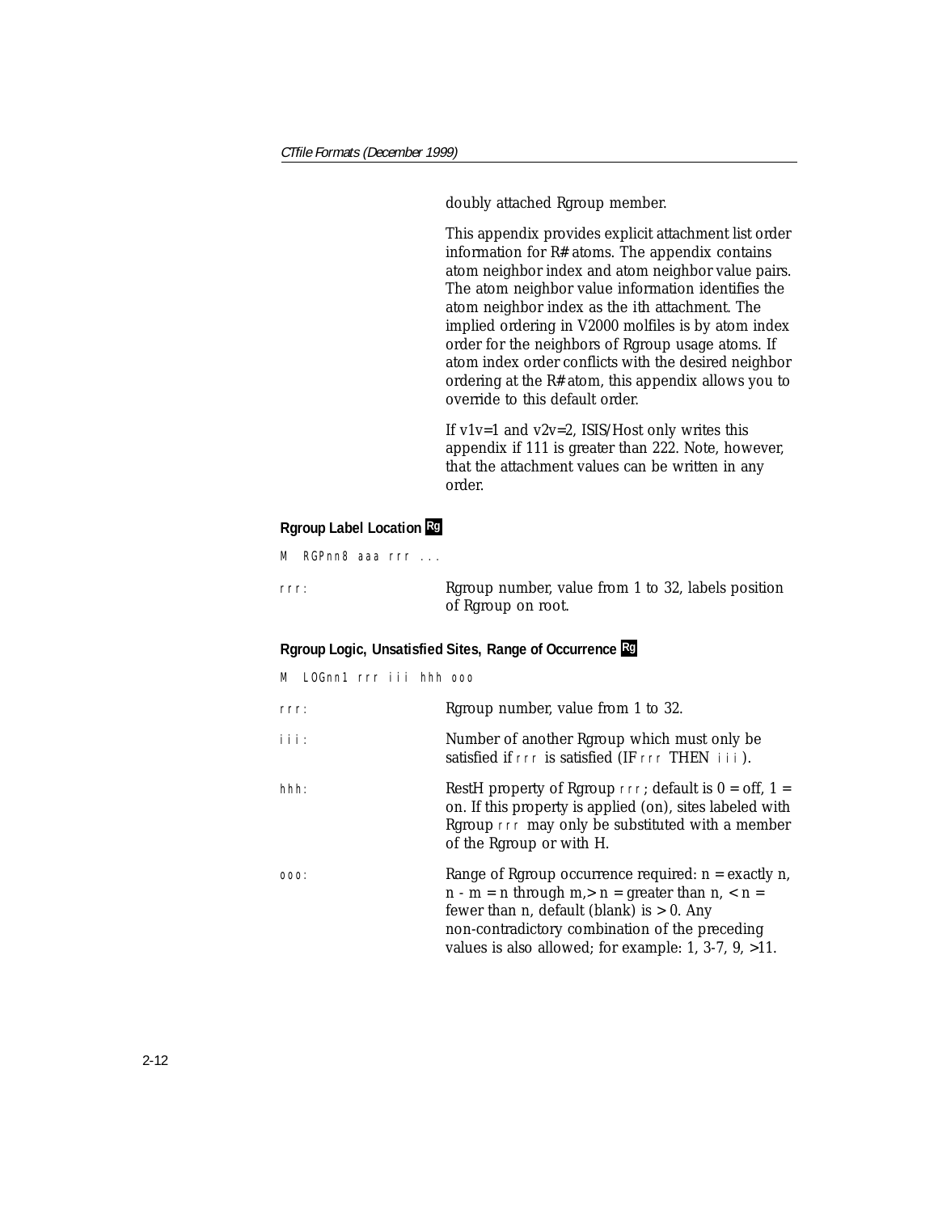doubly attached Rgroup member.

This appendix provides explicit attachment list order information for R# atoms. The appendix contains atom neighbor index and atom neighbor value pairs. The atom neighbor value information identifies the atom neighbor index as the ith attachment. The implied ordering in V2000 molfiles is by atom index order for the neighbors of Rgroup usage atoms. If atom index order conflicts with the desired neighbor ordering at the R# atom, this appendix allows you to override to this default order.

If v1v=1 and v2v=2, ISIS/Host only writes this appendix if 111 is greater than 222. Note, however, that the attachment values can be written in any order.

### Rgroup Label Location **Rg**

```
M  RGPnn8 aaa rrr ...
```

`rrr`: Rgroup number, value from 1 to 32, labels position of Rgroup on root.

### Rgroup Logic, Unsatisfied Sites, Range of Occurrence **Rg**

```
M  LOGnn1 rrr iii hhh ooo
```

`rrr`: Rgroup number, value from 1 to 32.

`iii`: Number of another Rgroup which must only be satisfied if `rrr` is satisfied (IF `rrr` THEN `iii`).

`hhh`: RestH property of Rgroup `rrr`; default is 0 = off, 1 = on. If this property is applied (on), sites labeled with Rgroup `rrr` may only be substituted with a member of the Rgroup or with H.

`ooo`: Range of Rgroup occurrence required: n = exactly n, n - m = n through m,> n = greater than n, < n = fewer than n, default (blank) is > 0. Any non-contradictory combination of the preceding values is also allowed; for example: 1, 3-7, 9, >11.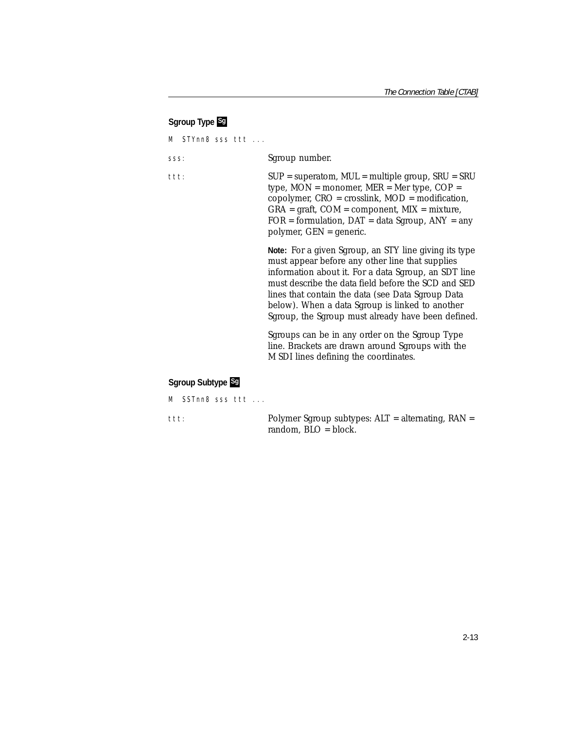### Sgroup Type Sg

```
M  STYnn8 sss ttt ...
```

sss: Sgroup number.

ttt: SUP = superatom, MUL = multiple group, SRU = SRU type, MON = monomer, MER = Mer type, COP = copolymer, CRO = crosslink, MOD = modification, GRA = graft, COM = component, MIX = mixture, FOR = formulation, DAT = data Sgroup, ANY = any polymer, GEN = generic.

**Note:** For a given Sgroup, an STY line giving its type must appear before any other line that supplies information about it. For a data Sgroup, an SDT line must describe the data field before the SCD and SED lines that contain the data (see Data Sgroup Data below). When a data Sgroup is linked to another Sgroup, the Sgroup must already have been defined.

Sgroups can be in any order on the Sgroup Type line. Brackets are drawn around Sgroups with the M SDI lines defining the coordinates.

### Sgroup Subtype Sg

```
M  SSTnn8 sss ttt ...
```

ttt: Polymer Sgroup subtypes: ALT = alternating, RAN = random, BLO = block.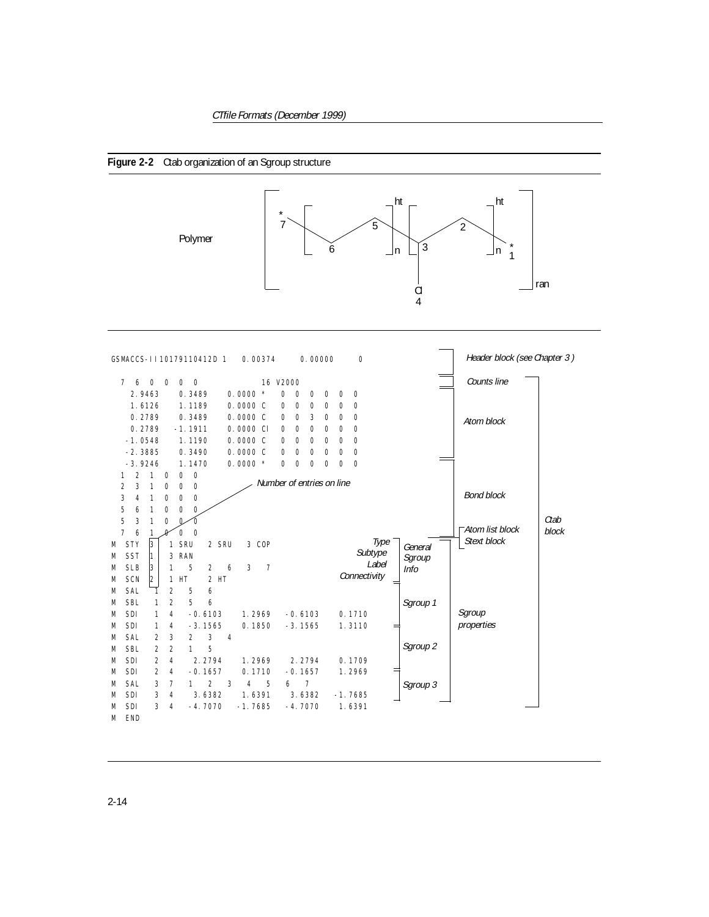**Figure 2-2** Ctab organization of an Sgroup structure

Polymer

```
GSMACCS-II10179110412D 1   0.00374    0.00000     0

  7  6  0  0  0  0              16 V2000
    2.9463    0.3489    0.0000 *   0  0  0  0  0  0
    1.6126    1.1189    0.0000 C   0  0  0  0  0  0
    0.2789    0.3489    0.0000 C   0  0  3  0  0  0
    0.2789   -1.1911    0.0000 Cl  0  0  0  0  0  0
   -1.0548    1.1190    0.0000 C   0  0  0  0  0  0
   -2.3885    0.3490    0.0000 C   0  0  0  0  0  0
   -3.9246    1.1470    0.0000 *   0  0  0  0  0  0
  1  2  1  0  0  0
  2  3  1  0  0  0
  3  4  1  0  0  0
  5  6  1  0  0  0
  5  3  1  0  0  0
  7  6  1  0  0  0
M  STY  3   1 SRU   2 SRU   3 COP
M  SST  1   3 RAN
M  SLB  3   1   5   2   6   3   7
M  SCN  2   1 HT    2 HT
M  SAL   1  2   5   6
M  SBL   1  2   5   6
M  SDI   1  4   -0.6103    1.2969   -0.6103    0.1710
M  SDI   1  4   -3.1565    0.1850   -3.1565    1.3110
M  SAL   2  3   2   3   4
M  SBL   2  2   1   5
M  SDI   2  4    2.2794    1.2969    2.2794    0.1709
M  SDI   2  4   -0.1657    0.1710   -0.1657    1.2969
M  SAL   3  7   1   2   3   4   5   6   7
M  SDI   3  4    3.6382    1.6391    3.6382   -1.7685
M  SDI   3  4   -4.7070   -1.7685   -4.7070    1.6391
M  END
```

Annotations: Header block (see Chapter 3); Counts line; Atom block; Bond block; Atom list block; Stext block; Sgroup properties; Ctab block; Number of entries on line; Type, Subtype, Label, Connectivity (General Sgroup Info); Sgroup 1; Sgroup 2; Sgroup 3.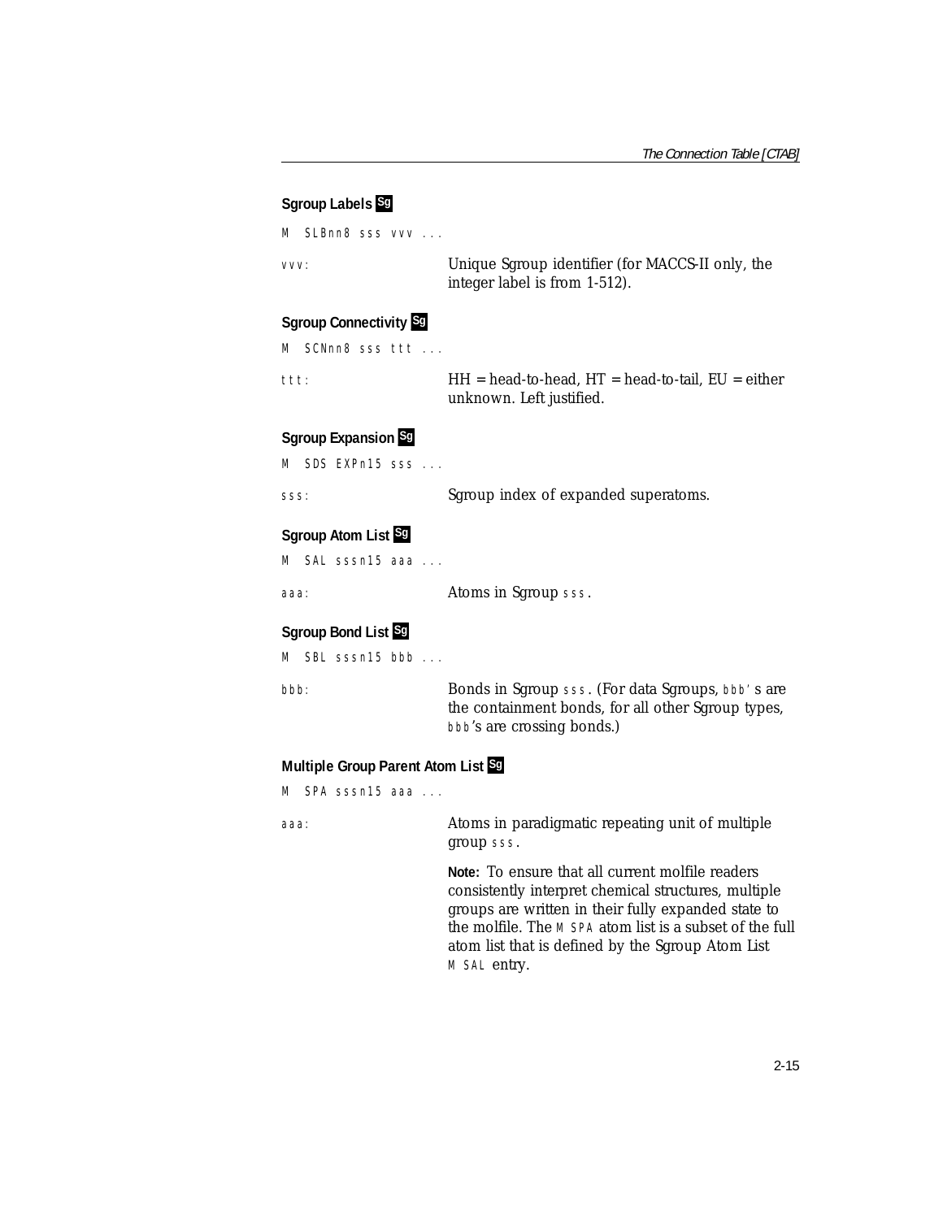### Sgroup Labels Sg

```
M  SLBnn8 sss vvv ...
```

`vvv`: Unique Sgroup identifier (for MACCS-II only, the integer label is from 1-512).

### Sgroup Connectivity Sg

```
M  SCNnn8 sss ttt ...
```

`ttt`: HH = head-to-head, HT = head-to-tail, EU = either unknown. Left justified.

### Sgroup Expansion Sg

```
M  SDS EXPn15 sss ...
```

`sss`: Sgroup index of expanded superatoms.

### Sgroup Atom List Sg

```
M  SAL sssn15 aaa ...
```

`aaa`: Atoms in Sgroup `sss`.

### Sgroup Bond List Sg

```
M  SBL sssn15 bbb ...
```

`bbb`: Bonds in Sgroup `sss`. (For data Sgroups, `bbb'` s are the containment bonds, for all other Sgroup types, `bbb`'s are crossing bonds.)

### Multiple Group Parent Atom List Sg

```
M  SPA sssn15 aaa ...
```

`aaa`: Atoms in paradigmatic repeating unit of multiple group `sss`.

**Note:** To ensure that all current molfile readers consistently interpret chemical structures, multiple groups are written in their fully expanded state to the molfile. The `M SPA` atom list is a subset of the full atom list that is defined by the Sgroup Atom List `M SAL` entry.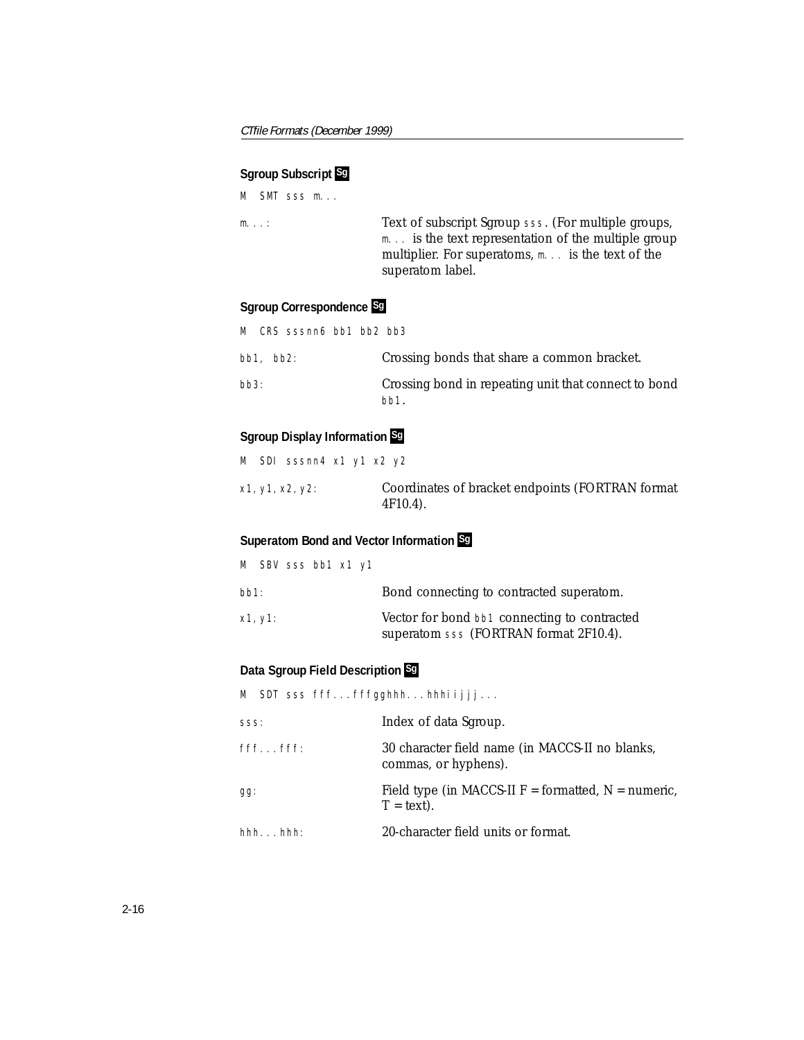### Sgroup Subscript Sg

```
M  SMT sss m...
```

| | |
|---|---|
| `m...:` | Text of subscript Sgroup `sss`. (For multiple groups, `m...` is the text representation of the multiple group multiplier. For superatoms, `m...` is the text of the superatom label. |

### Sgroup Correspondence Sg

```
M  CRS sssnn6 bb1 bb2 bb3
```

| | |
|---|---|
| `bb1, bb2:` | Crossing bonds that share a common bracket. |
| `bb3:` | Crossing bond in repeating unit that connect to bond `bb1`. |

### Sgroup Display Information Sg

```
M  SDI sssnn4 x1 y1 x2 y2
```

| | |
|---|---|
| `x1,y1,x2,y2:` | Coordinates of bracket endpoints (FORTRAN format 4F10.4). |

### Superatom Bond and Vector Information Sg

```
M  SBV sss bb1 x1 y1
```

| | |
|---|---|
| `bb1:` | Bond connecting to contracted superatom. |
| `x1,y1:` | Vector for bond `bb1` connecting to contracted superatom `sss` (FORTRAN format 2F10.4). |

### Data Sgroup Field Description Sg

```
M  SDT sss fff...fffgghhh...hhhiijjj...
```

| | |
|---|---|
| `sss:` | Index of data Sgroup. |
| `fff...fff:` | 30 character field name (in MACCS-II no blanks, commas, or hyphens). |
| `gg:` | Field type (in MACCS-II F = formatted, N = numeric, T = text). |
| `hhh...hhh:` | 20-character field units or format. |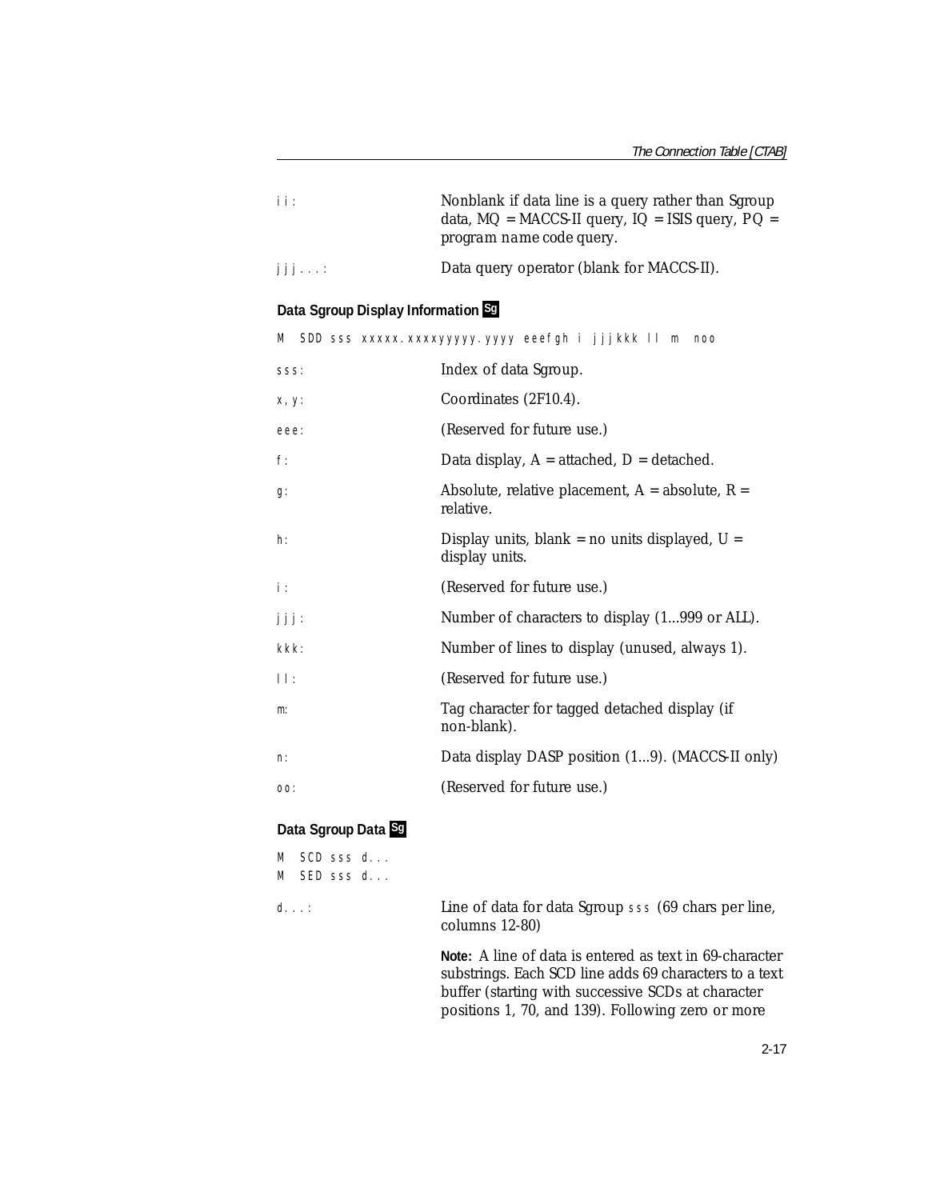| | |
|---|---|
| ii: | Nonblank if data line is a query rather than Sgroup data, MQ = MACCS-II query, IQ = ISIS query, PQ = program name code query. |
| jjj...: | Data query operator (blank for MACCS-II). |

### Data Sgroup Display Information Sg

```
M  SDD sss xxxxx.xxxxyyyyy.yyyy eeefgh i jjjkkk ll m  noo
```

| | |
|---|---|
| sss: | Index of data Sgroup. |
| x,y: | Coordinates (2F10.4). |
| eee: | (Reserved for future use.) |
| f: | Data display, A = attached, D = detached. |
| g: | Absolute, relative placement, A = absolute, R = relative. |
| h: | Display units, blank = no units displayed, U = display units. |
| i: | (Reserved for future use.) |
| jjj: | Number of characters to display (1...999 or ALL). |
| kkk: | Number of lines to display (unused, always 1). |
| ll: | (Reserved for future use.) |
| m: | Tag character for tagged detached display (if non-blank). |
| n: | Data display DASP position (1...9). (MACCS-II only) |
| oo: | (Reserved for future use.) |

### Data Sgroup Data Sg

```
M  SCD sss d...
M  SED sss d...
```

| | |
|---|---|
| d...: | Line of data for data Sgroup sss (69 chars per line, columns 12-80) |

**Note:** A line of data is entered as text in 69-character substrings. Each SCD line adds 69 characters to a text buffer (starting with successive SCDs at character positions 1, 70, and 139). Following zero or more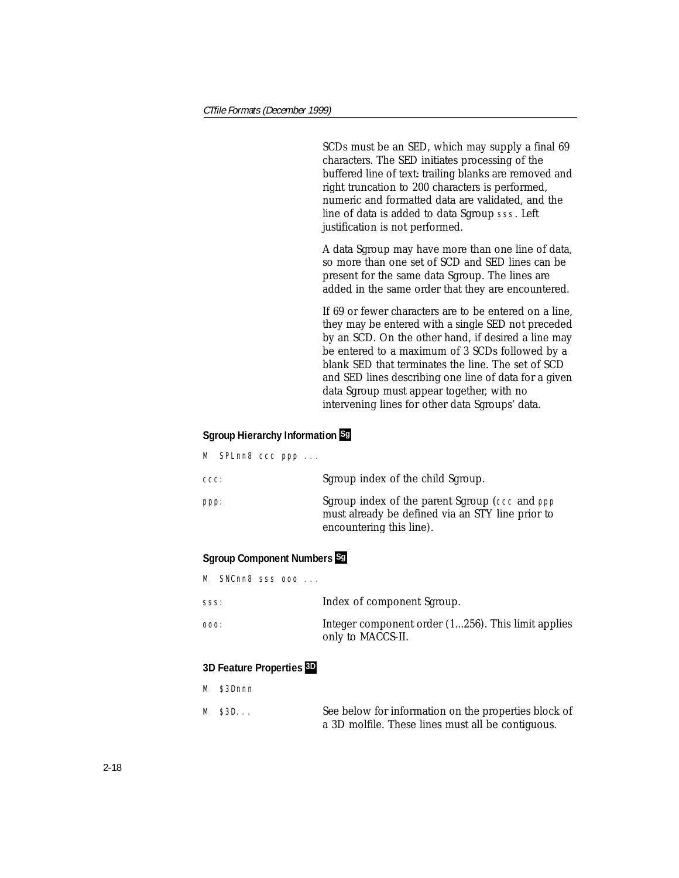SCDs must be an SED, which may supply a final 69 characters. The SED initiates processing of the buffered line of text: trailing blanks are removed and right truncation to 200 characters is performed, numeric and formatted data are validated, and the line of data is added to data Sgroup `sss`. Left justification is not performed.

A data Sgroup may have more than one line of data, so more than one set of SCD and SED lines can be present for the same data Sgroup. The lines are added in the same order that they are encountered.

If 69 or fewer characters are to be entered on a line, they may be entered with a single SED not preceded by an SCD. On the other hand, if desired a line may be entered to a maximum of 3 SCDs followed by a blank SED that terminates the line. The set of SCD and SED lines describing one line of data for a given data Sgroup must appear together, with no intervening lines for other data Sgroups' data.

### Sgroup Hierarchy Information Sg

```
M  SPLnn8 ccc ppp ...
```

| | |
|---|---|
| `ccc:` | Sgroup index of the child Sgroup. |
| `ppp:` | Sgroup index of the parent Sgroup (`ccc` and `ppp` must already be defined via an STY line prior to encountering this line). |

### Sgroup Component Numbers Sg

```
M  SNCnn8 sss ooo ...
```

| | |
|---|---|
| `sss:` | Index of component Sgroup. |
| `ooo:` | Integer component order (1...256). This limit applies only to MACCS-II. |

### 3D Feature Properties 3D

```
M  $3Dnnn
```

| | |
|---|---|
| `M  $3D...` | See below for information on the properties block of a 3D molfile. These lines must all be contiguous. |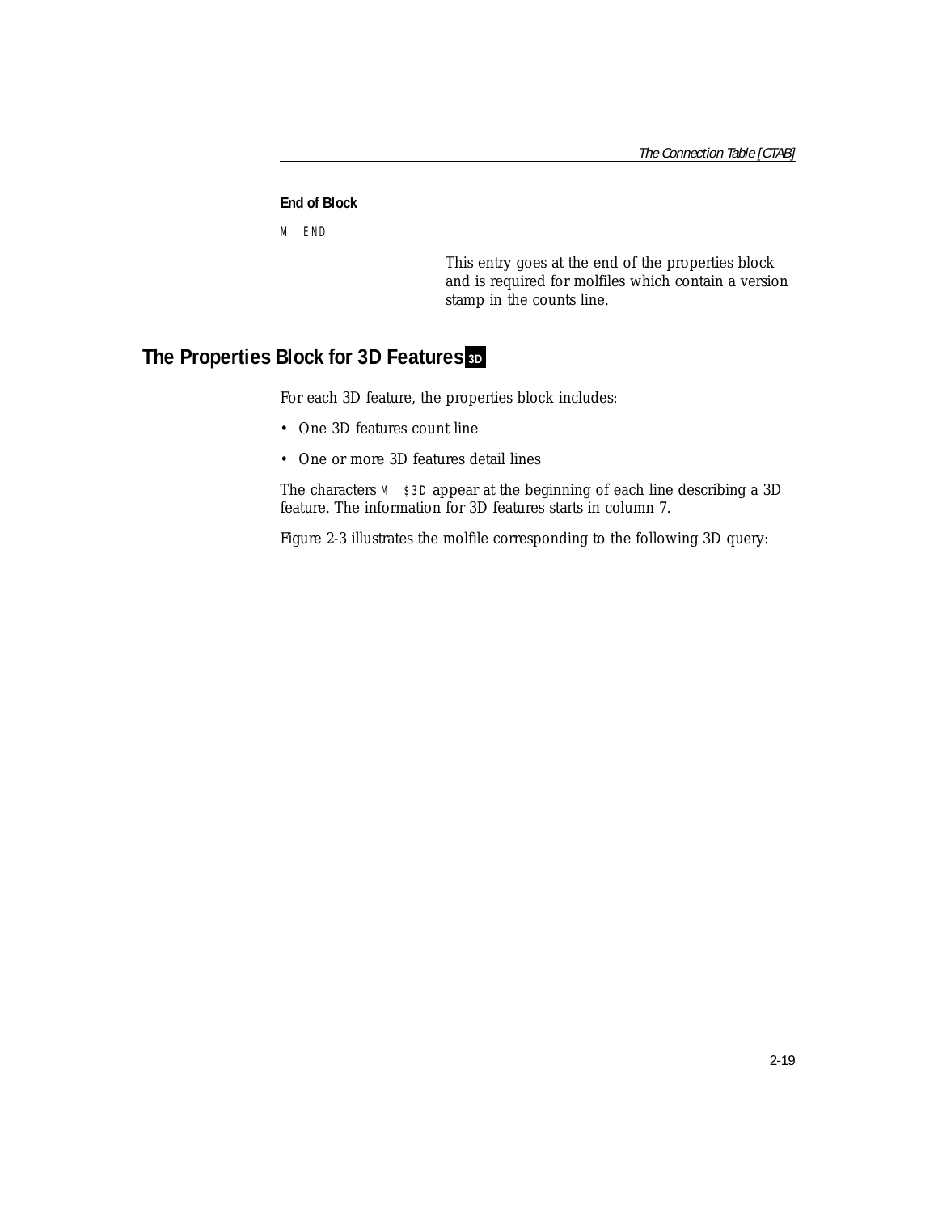**End of Block**

```
M  END
```

This entry goes at the end of the properties block and is required for molfiles which contain a version stamp in the counts line.

## The Properties Block for 3D Features 3D

For each 3D feature, the properties block includes:

- One 3D features count line
- One or more 3D features detail lines

The characters `M  $3D` appear at the beginning of each line describing a 3D feature. The information for 3D features starts in column 7.

Figure 2-3 illustrates the molfile corresponding to the following 3D query: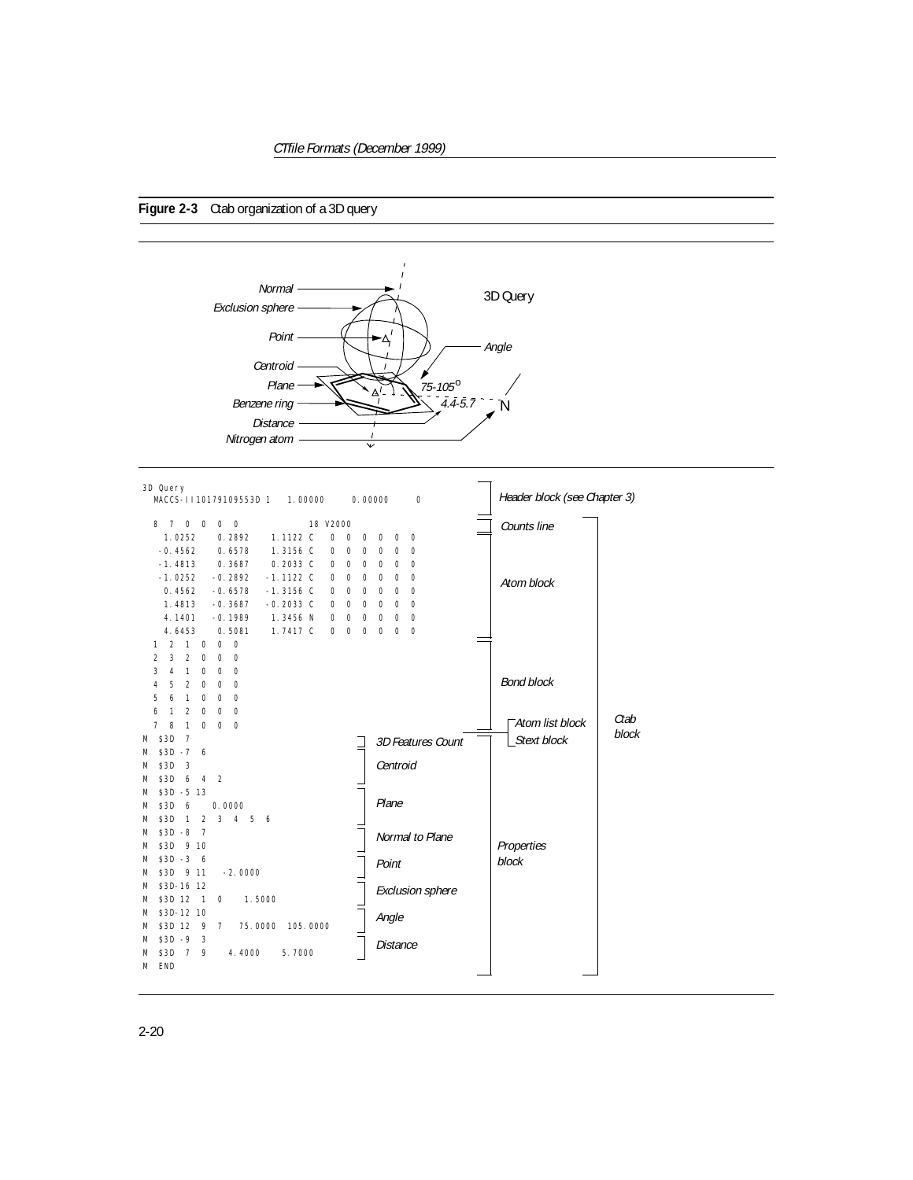**Figure 2-3** Ctab organization of a 3D query

```
3D Query
  MACCS-II10179109553D 1   1.00000     0.00000     0

  8  7  0  0  0  0            18 V2000
    1.0252    0.2892    1.1122 C   0  0  0  0  0  0
   -0.4562    0.6578    1.3156 C   0  0  0  0  0  0
   -1.4813    0.3687    0.2033 C   0  0  0  0  0  0
   -1.0252   -0.2892   -1.1122 C   0  0  0  0  0  0
    0.4562   -0.6578   -1.3156 C   0  0  0  0  0  0
    1.4813   -0.3687   -0.2033 C   0  0  0  0  0  0
    4.1401   -0.1989    1.3456 N   0  0  0  0  0  0
    4.6453    0.5081    1.7417 C   0  0  0  0  0  0
  1  2  1  0  0  0
  2  3  2  0  0  0
  3  4  1  0  0  0
  4  5  2  0  0  0
  5  6  1  0  0  0
  6  1  2  0  0  0
  7  8  1  0  0  0
M  $3D  7
M  $3D -7  6
M  $3D  3
M  $3D  6  4  2
M  $3D -5 13
M  $3D  6    0.0000
M  $3D  1  2  3  4  5  6
M  $3D -8  7
M  $3D  9 10
M  $3D -3  6
M  $3D  9 11   -2.0000
M  $3D-16 12
M  $3D 12  1  0    1.5000
M  $3D-12 10
M  $3D 12  9  7   75.0000  105.0000
M  $3D -9  3
M  $3D  7  9    4.4000    5.7000
M  END
```

Annotations: Header block (see Chapter 3); Counts line; Atom block; Bond block; Atom list block; Stext block; Properties block; Ctab block. Properties block entries: 3D Features Count; Centroid; Plane; Normal to Plane; Point; Exclusion sphere; Angle; Distance.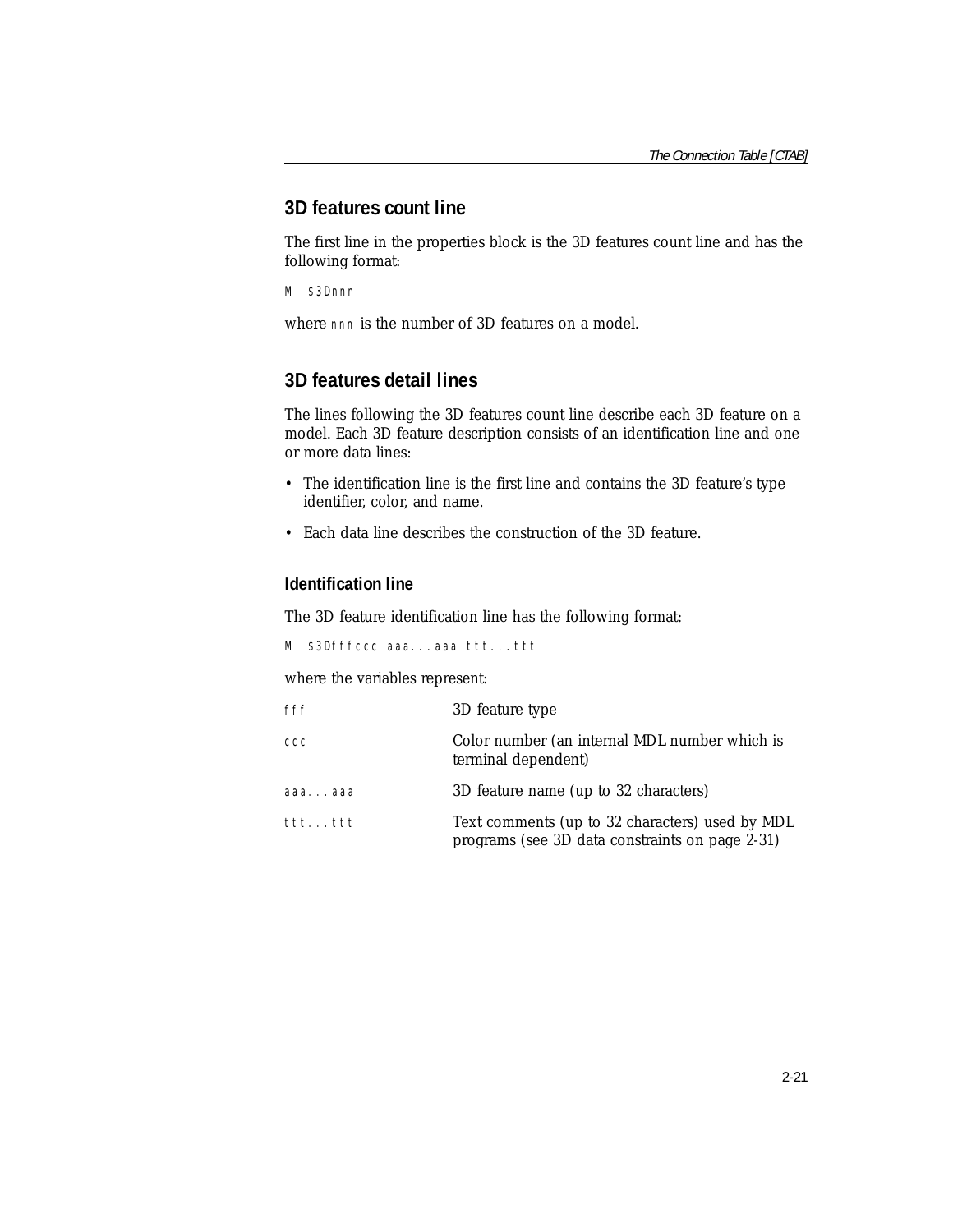## 3D features count line

The first line in the properties block is the 3D features count line and has the following format:

```
M  $3Dnnn
```

where `nnn` is the number of 3D features on a model.

## 3D features detail lines

The lines following the 3D features count line describe each 3D feature on a model. Each 3D feature description consists of an identification line and one or more data lines:

- The identification line is the first line and contains the 3D feature's type identifier, color, and name.
- Each data line describes the construction of the 3D feature.

### Identification line

The 3D feature identification line has the following format:

```
M  $3Dfffccc aaa...aaa ttt...ttt
```

where the variables represent:

| | |
|---|---|
| `fff` | 3D feature type |
| `ccc` | Color number (an internal MDL number which is terminal dependent) |
| `aaa...aaa` | 3D feature name (up to 32 characters) |
| `ttt...ttt` | Text comments (up to 32 characters) used by MDL programs (see 3D data constraints on page 2-31) |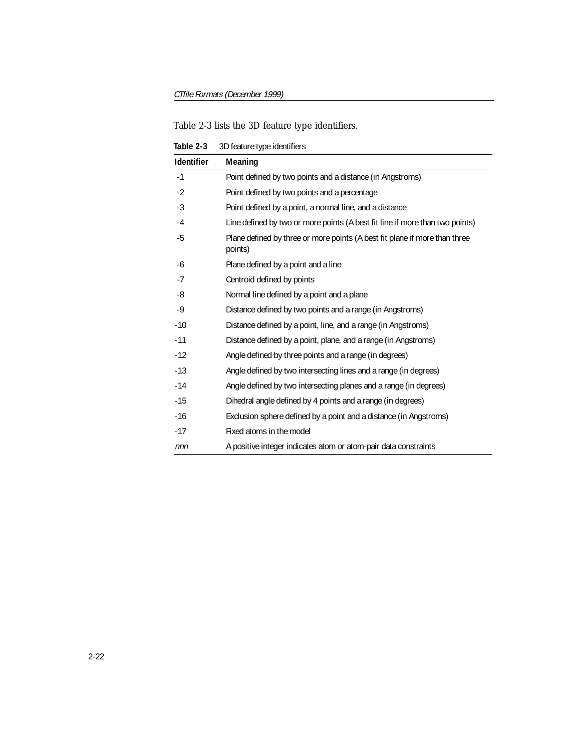Table 2-3 lists the 3D feature type identifiers.

**Table 2-3** 3D feature type identifiers

| Identifier | Meaning |
|---|---|
| -1 | Point defined by two points and a distance (in Angstroms) |
| -2 | Point defined by two points and a percentage |
| -3 | Point defined by a point, a normal line, and a distance |
| -4 | Line defined by two or more points (A best fit line if more than two points) |
| -5 | Plane defined by three or more points (A best fit plane if more than three points) |
| -6 | Plane defined by a point and a line |
| -7 | Centroid defined by points |
| -8 | Normal line defined by a point and a plane |
| -9 | Distance defined by two points and a range (in Angstroms) |
| -10 | Distance defined by a point, line, and a range (in Angstroms) |
| -11 | Distance defined by a point, plane, and a range (in Angstroms) |
| -12 | Angle defined by three points and a range (in degrees) |
| -13 | Angle defined by two intersecting lines and a range (in degrees) |
| -14 | Angle defined by two intersecting planes and a range (in degrees) |
| -15 | Dihedral angle defined by 4 points and a range (in degrees) |
| -16 | Exclusion sphere defined by a point and a distance (in Angstroms) |
| -17 | Fixed atoms in the model |
| *nnn* | A positive integer indicates atom or atom-pair data constraints |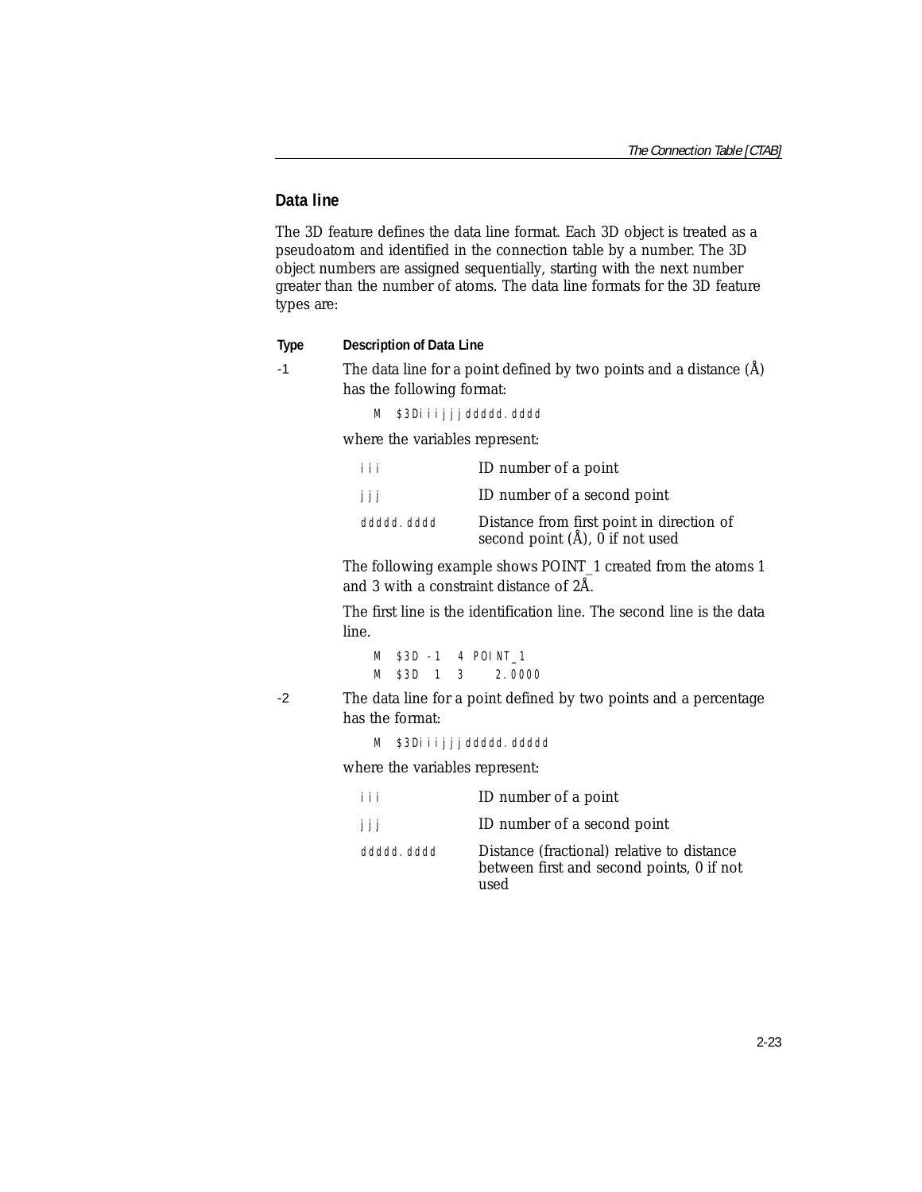## Data line

The 3D feature defines the data line format. Each 3D object is treated as a pseudoatom and identified in the connection table by a number. The 3D object numbers are assigned sequentially, starting with the next number greater than the number of atoms. The data line formats for the 3D feature types are:

| Type | Description of Data Line |
|---|---|
| -1 | The data line for a point defined by two points and a distance (Å) has the following format: |

```
M  $3Diiijjjddddd.dddd
```

where the variables represent:

| | |
|---|---|
| `iii` | ID number of a point |
| `jjj` | ID number of a second point |
| `ddddd.dddd` | Distance from first point in direction of second point (Å), 0 if not used |

The following example shows POINT_1 created from the atoms 1 and 3 with a constraint distance of 2Å.

The first line is the identification line. The second line is the data line.

```
M  $3D -1   4 POINT_1
M  $3D  1   3     2.0000
```

| Type | Description of Data Line |
|---|---|
| -2 | The data line for a point defined by two points and a percentage has the format: |

```
M  $3Diiijjjddddd.ddddd
```

where the variables represent:

| | |
|---|---|
| `iii` | ID number of a point |
| `jjj` | ID number of a second point |
| `ddddd.dddd` | Distance (fractional) relative to distance between first and second points, 0 if not used |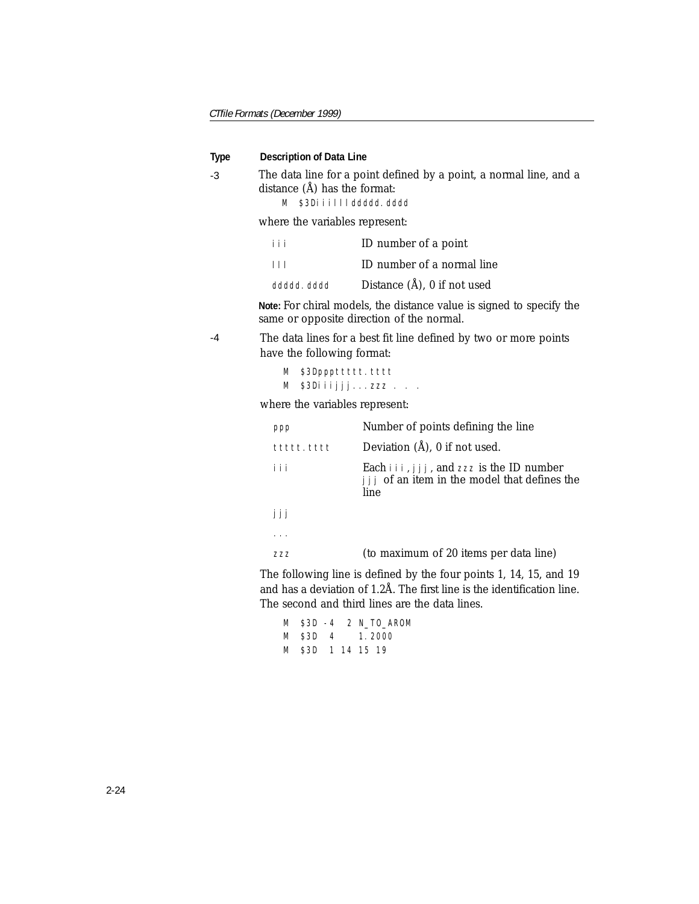| Type | Description of Data Line |
|---|---|
| -3 | The data line for a point defined by a point, a normal line, and a distance (Å) has the format: |

```
M  $3Diiillldddd.dddd
```

where the variables represent:

| | |
|---|---|
| `iii` | ID number of a point |
| `lll` | ID number of a normal line |
| `ddddd.dddd` | Distance (Å), 0 if not used |

**Note:** For chiral models, the distance value is signed to specify the same or opposite direction of the normal.

| Type | Description of Data Line |
|---|---|
| -4 | The data lines for a best fit line defined by two or more points have the following format: |

```
M  $3Dppptttttt.tttt
M  $3Diiijjj...zzz . . .
```

where the variables represent:

| | |
|---|---|
| `ppp` | Number of points defining the line |
| `ttttt.tttt` | Deviation (Å), 0 if not used. |
| `iii` | Each `iii`, `jjj`, and `zzz` is the ID number `jjj` of an item in the model that defines the line |
| `jjj` | |
| `...` | |
| `zzz` | (to maximum of 20 items per data line) |

The following line is defined by the four points 1, 14, 15, and 19 and has a deviation of 1.2Å. The first line is the identification line. The second and third lines are the data lines.

```
M  $3D -4   2 N_TO_AROM
M  $3D  4      1.2000
M  $3D  1  14  15  19
```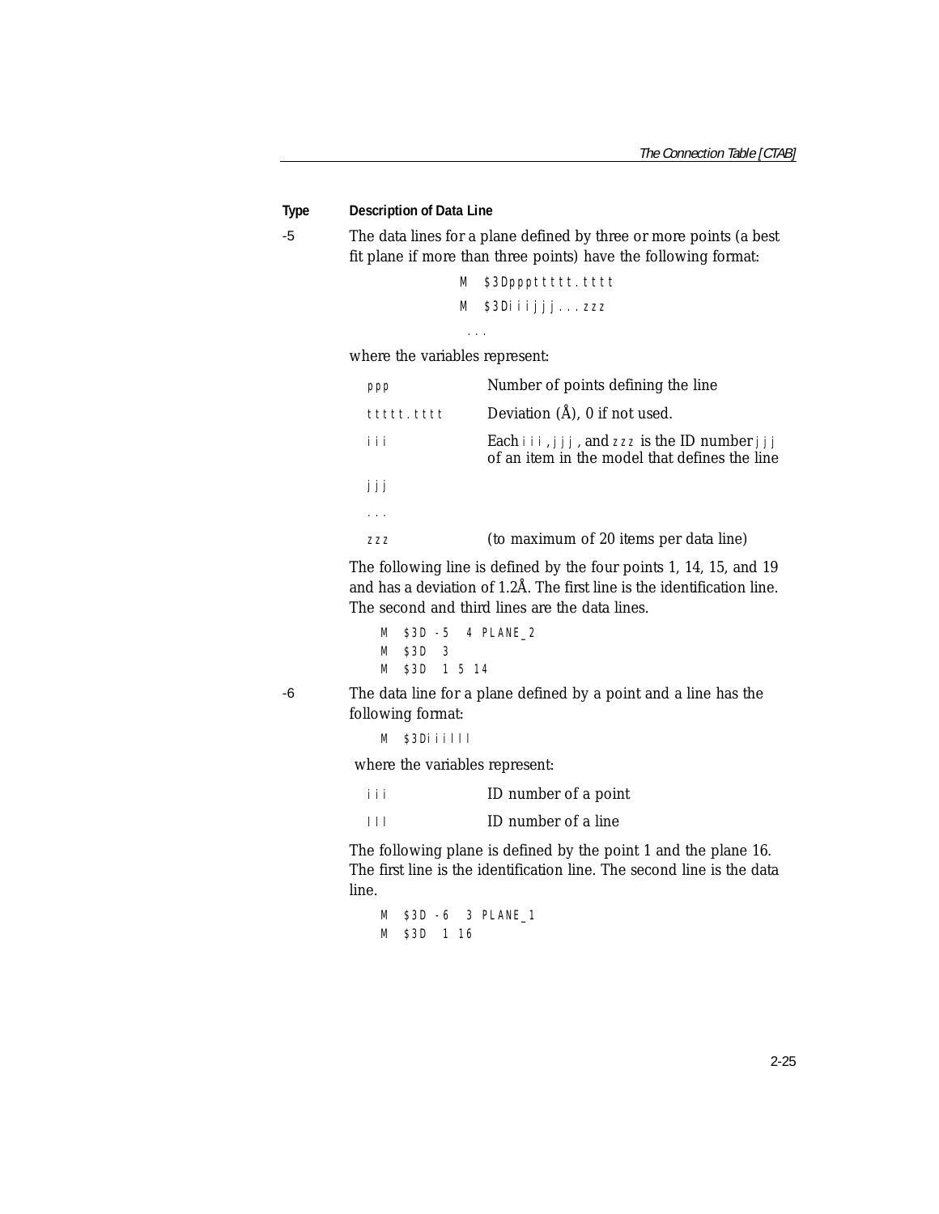| Type | Description of Data Line |
|---|---|
| -5 | The data lines for a plane defined by three or more points (a best fit plane if more than three points) have the following format: |

```
M  $3Dppptttt.tttt
M  $3Diiijjj...zzz
...
```

where the variables represent:

| | |
|---|---|
| `ppp` | Number of points defining the line |
| `ttttt.tttt` | Deviation (Å), 0 if not used. |
| `iii` | Each `iii`, `jjj`, and `zzz` is the ID number `jjj` of an item in the model that defines the line |
| `jjj` | |
| `...` | |
| `zzz` | (to maximum of 20 items per data line) |

The following line is defined by the four points 1, 14, 15, and 19 and has a deviation of 1.2Å. The first line is the identification line. The second and third lines are the data lines.

```
M  $3D -5  4 PLANE_2
M  $3D  3
M  $3D  1 5 14
```

| Type | Description of Data Line |
|---|---|
| -6 | The data line for a plane defined by a point and a line has the following format: |

```
M  $3Diiilll
```

where the variables represent:

| | |
|---|---|
| `iii` | ID number of a point |
| `lll` | ID number of a line |

The following plane is defined by the point 1 and the plane 16. The first line is the identification line. The second line is the data line.

```
M  $3D -6  3 PLANE_1
M  $3D  1 16
```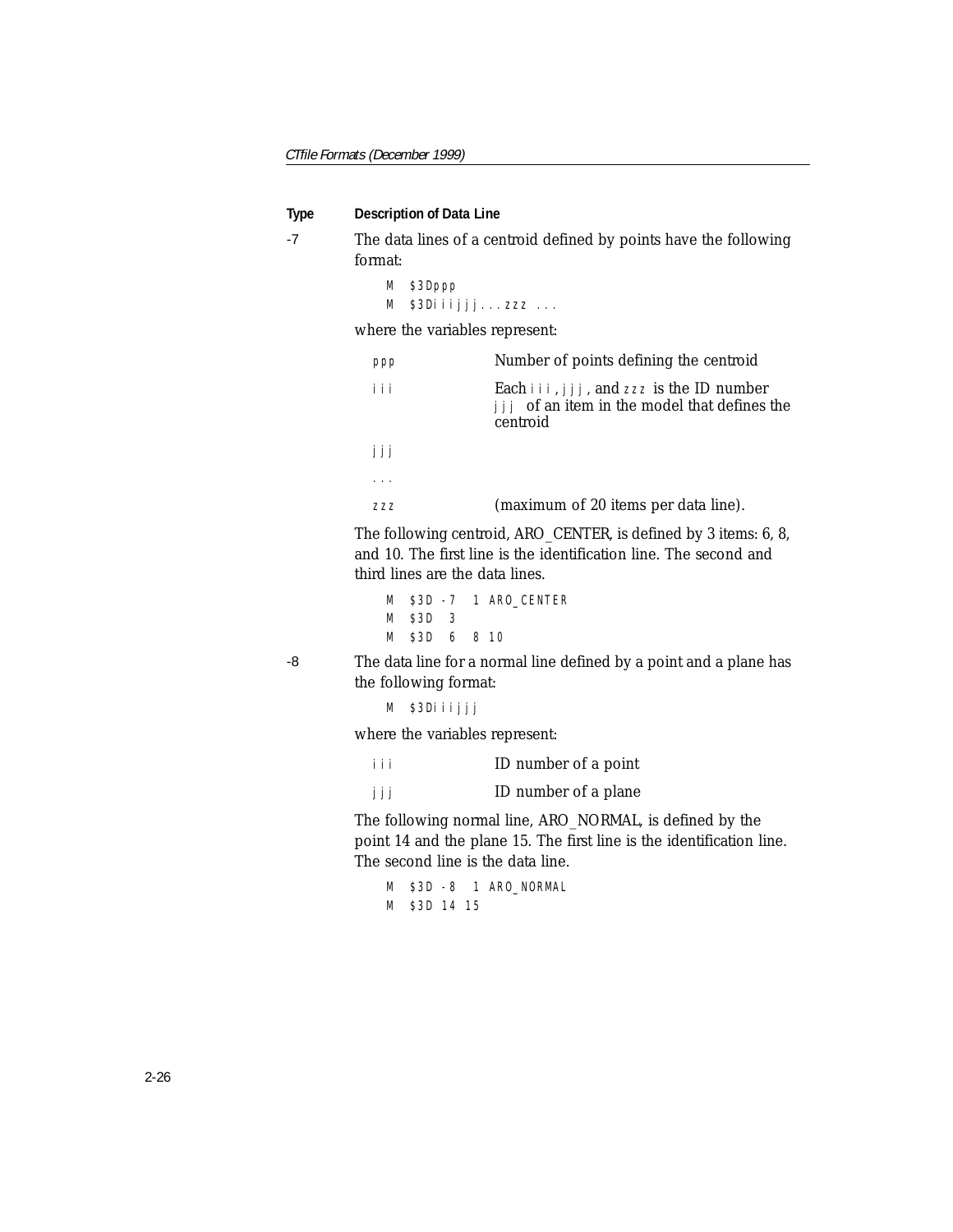| Type | Description of Data Line |
|---|---|
| -7 | The data lines of a centroid defined by points have the following format: |

```
M  $3Dppp
M  $3Diiijjj...zzz ...
```

where the variables represent:

| | |
|---|---|
| ppp | Number of points defining the centroid |
| iii | Each iii, jjj, and zzz is the ID number of an item in the model that defines the centroid |
| jjj | |
| ... | |
| zzz | (maximum of 20 items per data line). |

The following centroid, ARO_CENTER, is defined by 3 items: 6, 8, and 10. The first line is the identification line. The second and third lines are the data lines.

```
M  $3D -7   1 ARO_CENTER
M  $3D   3
M  $3D   6   8  10
```

**-8** The data line for a normal line defined by a point and a plane has the following format:

```
M  $3Diiijjj
```

where the variables represent:

| | |
|---|---|
| iii | ID number of a point |
| jjj | ID number of a plane |

The following normal line, ARO_NORMAL, is defined by the point 14 and the plane 15. The first line is the identification line. The second line is the data line.

```
M  $3D -8   1 ARO_NORMAL
M  $3D  14  15
```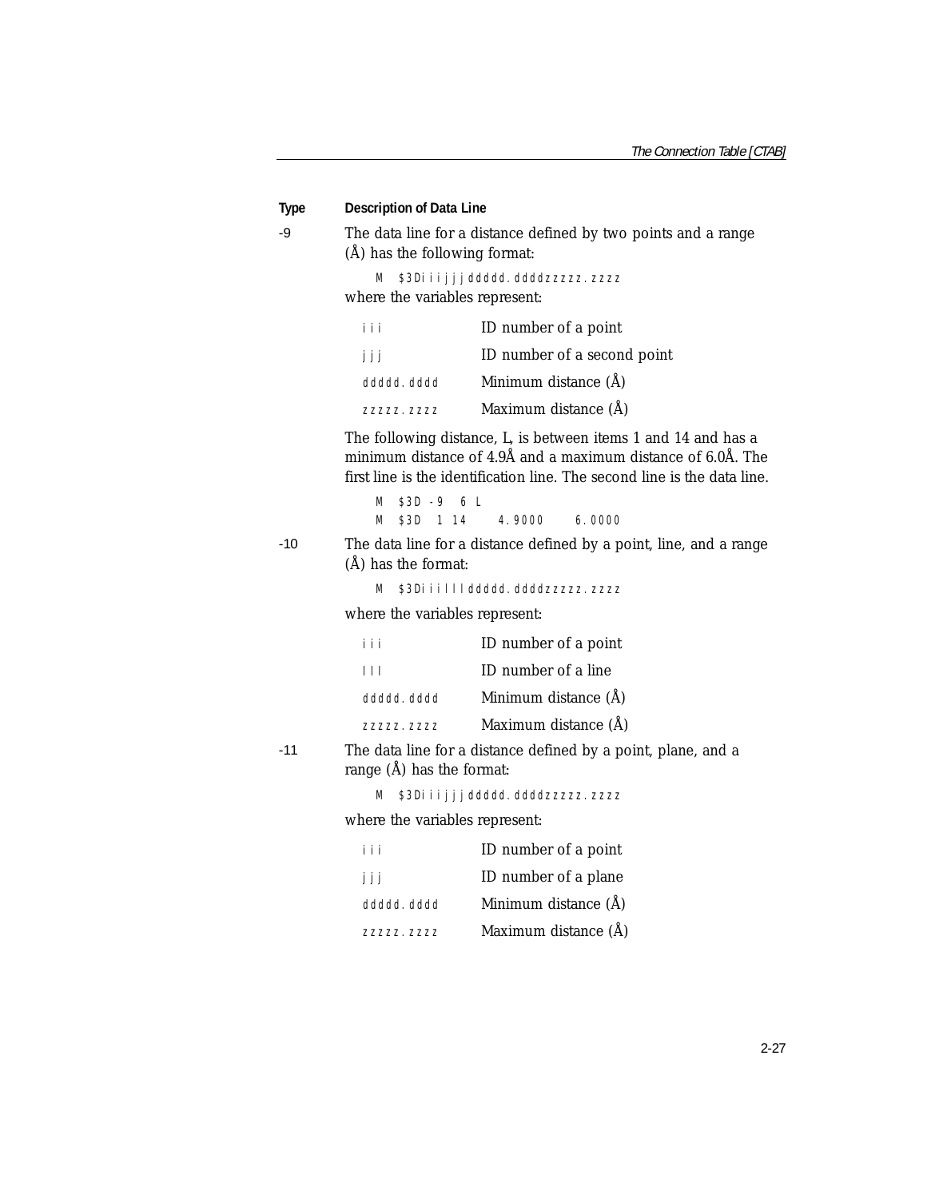| Type | Description of Data Line |
|---|---|

**-9** The data line for a distance defined by two points and a range (Å) has the following format:

```
M  $3Diiijjjddddd.ddddzzzzz.zzzz
```

where the variables represent:

| | |
|---|---|
| iii | ID number of a point |
| jjj | ID number of a second point |
| ddddd.dddd | Minimum distance (Å) |
| zzzzz.zzzz | Maximum distance (Å) |

The following distance, L, is between items 1 and 14 and has a minimum distance of 4.9Å and a maximum distance of 6.0Å. The first line is the identification line. The second line is the data line.

```
M  $3D -9  6 L
M  $3D  1 14    4.9000    6.0000
```

**-10** The data line for a distance defined by a point, line, and a range (Å) has the format:

```
M  $3Diiilllddddd.ddddzzzzz.zzzz
```

where the variables represent:

| | |
|---|---|
| iii | ID number of a point |
| lll | ID number of a line |
| ddddd.dddd | Minimum distance (Å) |
| zzzzz.zzzz | Maximum distance (Å) |

**-11** The data line for a distance defined by a point, plane, and a range (Å) has the format:

```
M  $3Diiijjjddddd.ddddzzzzz.zzzz
```

where the variables represent:

| | |
|---|---|
| iii | ID number of a point |
| jjj | ID number of a plane |
| ddddd.dddd | Minimum distance (Å) |
| zzzzz.zzzz | Maximum distance (Å) |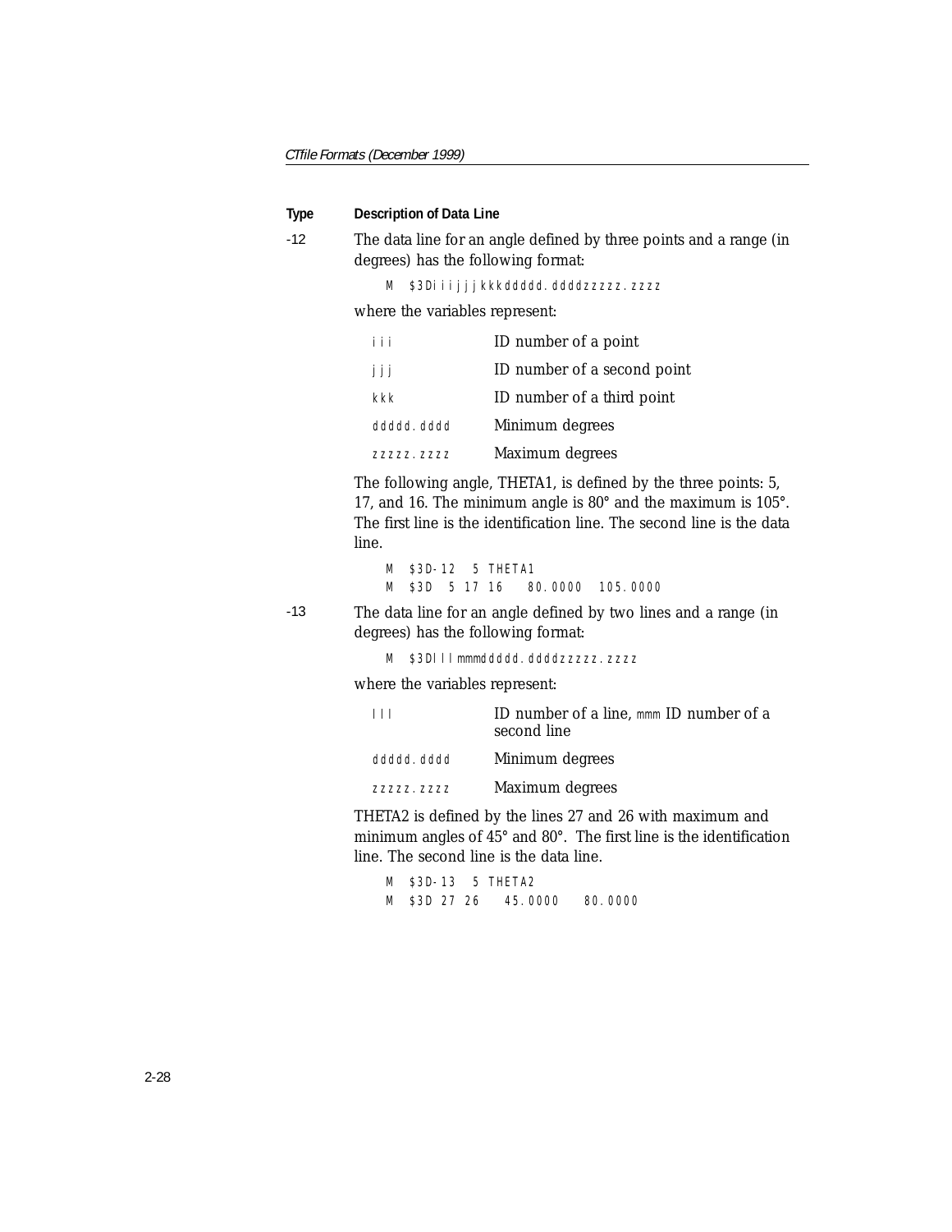| Type | Description of Data Line |
|---|---|
| -12 | The data line for an angle defined by three points and a range (in degrees) has the following format: |

```
M  $3Diiijjjkkkddddd.ddddzzzzz.zzzz
```

where the variables represent:

| | |
|---|---|
| `iii` | ID number of a point |
| `jjj` | ID number of a second point |
| `kkk` | ID number of a third point |
| `ddddd.dddd` | Minimum degrees |
| `zzzzz.zzzz` | Maximum degrees |

The following angle, THETA1, is defined by the three points: 5, 17, and 16. The minimum angle is 80° and the maximum is 105°. The first line is the identification line. The second line is the data line.

```
M  $3D-12   5 THETA1
M  $3D   5  17  16    80.0000   105.0000
```

| Type | Description of Data Line |
|---|---|
| -13 | The data line for an angle defined by two lines and a range (in degrees) has the following format: |

```
M  $3Dlllmmmddddd.ddddzzzzz.zzzz
```

where the variables represent:

| | |
|---|---|
| `lll` | ID number of a line, `mmm` ID number of a second line |
| `ddddd.dddd` | Minimum degrees |
| `zzzzz.zzzz` | Maximum degrees |

THETA2 is defined by the lines 27 and 26 with maximum and minimum angles of 45° and 80°. The first line is the identification line. The second line is the data line.

```
M  $3D-13   5 THETA2
M  $3D  27  26    45.0000    80.0000
```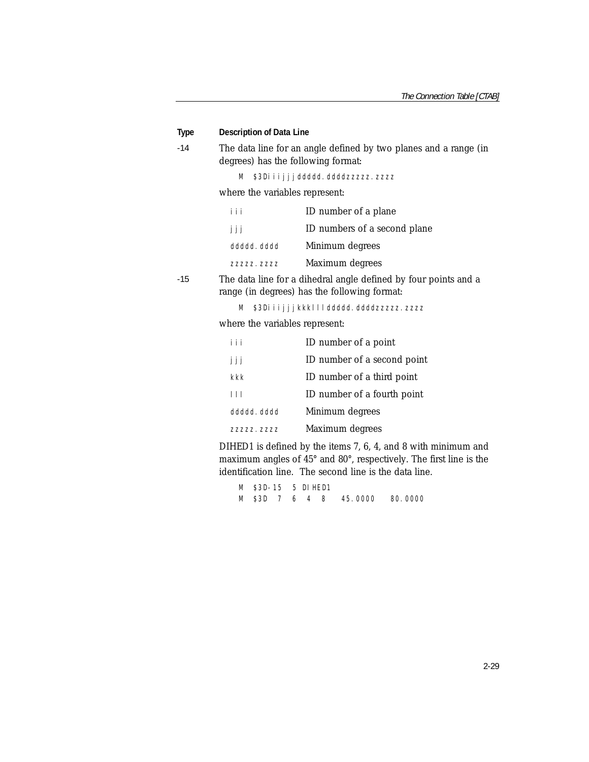| Type | Description of Data Line |
|---|---|
| -14 | The data line for an angle defined by two planes and a range (in degrees) has the following format: |

```
M  $3Diiijjjddddd.ddddzzzzz.zzzz
```

where the variables represent:

| | |
|---|---|
| `iii` | ID number of a plane |
| `jjj` | ID numbers of a second plane |
| `ddddd.dddd` | Minimum degrees |
| `zzzzz.zzzz` | Maximum degrees |

| | |
|---|---|
| -15 | The data line for a dihedral angle defined by four points and a range (in degrees) has the following format: |

```
M  $3Diiijjjkkklllddddd.ddddzzzzz.zzzz
```

where the variables represent:

| | |
|---|---|
| `iii` | ID number of a point |
| `jjj` | ID number of a second point |
| `kkk` | ID number of a third point |
| `lll` | ID number of a fourth point |
| `ddddd.dddd` | Minimum degrees |
| `zzzzz.zzzz` | Maximum degrees |

DIHED1 is defined by the items 7, 6, 4, and 8 with minimum and maximum angles of 45° and 80°, respectively. The first line is the identification line. The second line is the data line.

```
M  $3D-15  5 DIHED1
M  $3D  7  6  4  8   45.0000   80.0000
```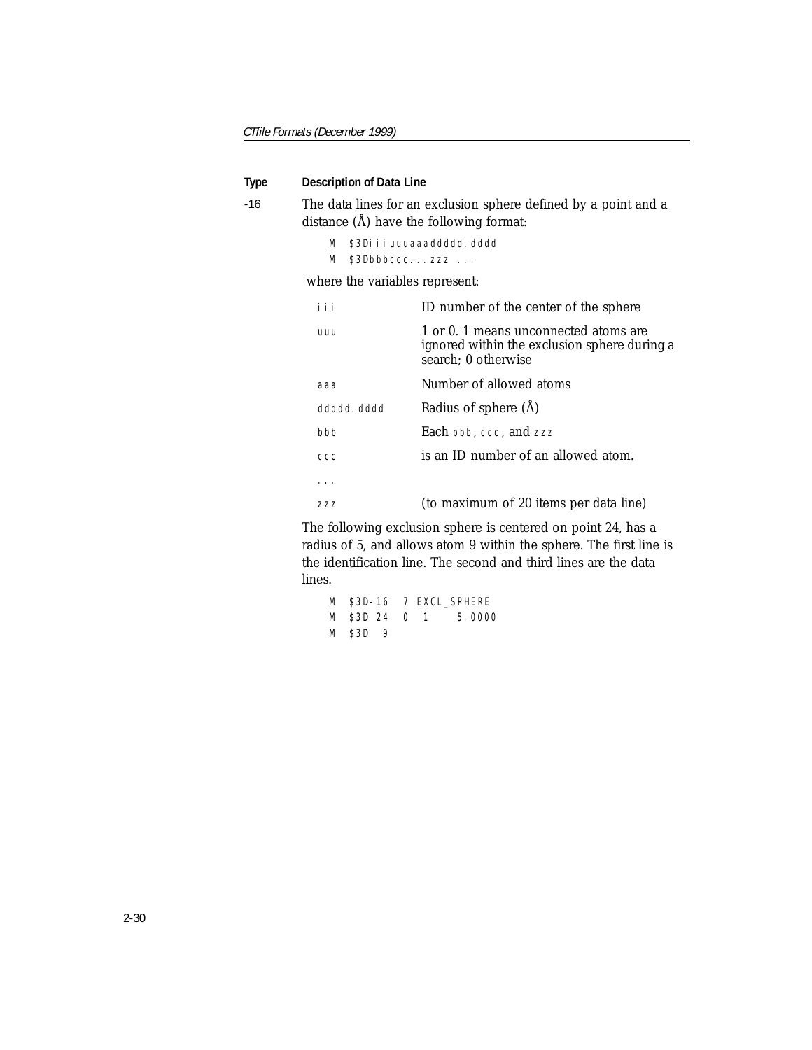| Type | Description of Data Line |
|---|---|
| -16 | The data lines for an exclusion sphere defined by a point and a distance (Å) have the following format: |

```
M  $3Diiiuuuaaaddddd.dddd
M  $3Dbbbccc...zzz ...
```

where the variables represent:

| | |
|---|---|
| iii | ID number of the center of the sphere |
| uuu | 1 or 0. 1 means unconnected atoms are ignored within the exclusion sphere during a search; 0 otherwise |
| aaa | Number of allowed atoms |
| ddddd.dddd | Radius of sphere (Å) |
| bbb | Each bbb, ccc, and zzz |
| ccc | is an ID number of an allowed atom. |
| ... | |
| zzz | (to maximum of 20 items per data line) |

The following exclusion sphere is centered on point 24, has a radius of 5, and allows atom 9 within the sphere. The first line is the identification line. The second and third lines are the data lines.

```
M  $3D-16   7 EXCL_SPHERE
M  $3D 24   0   1     5.0000
M  $3D  9
```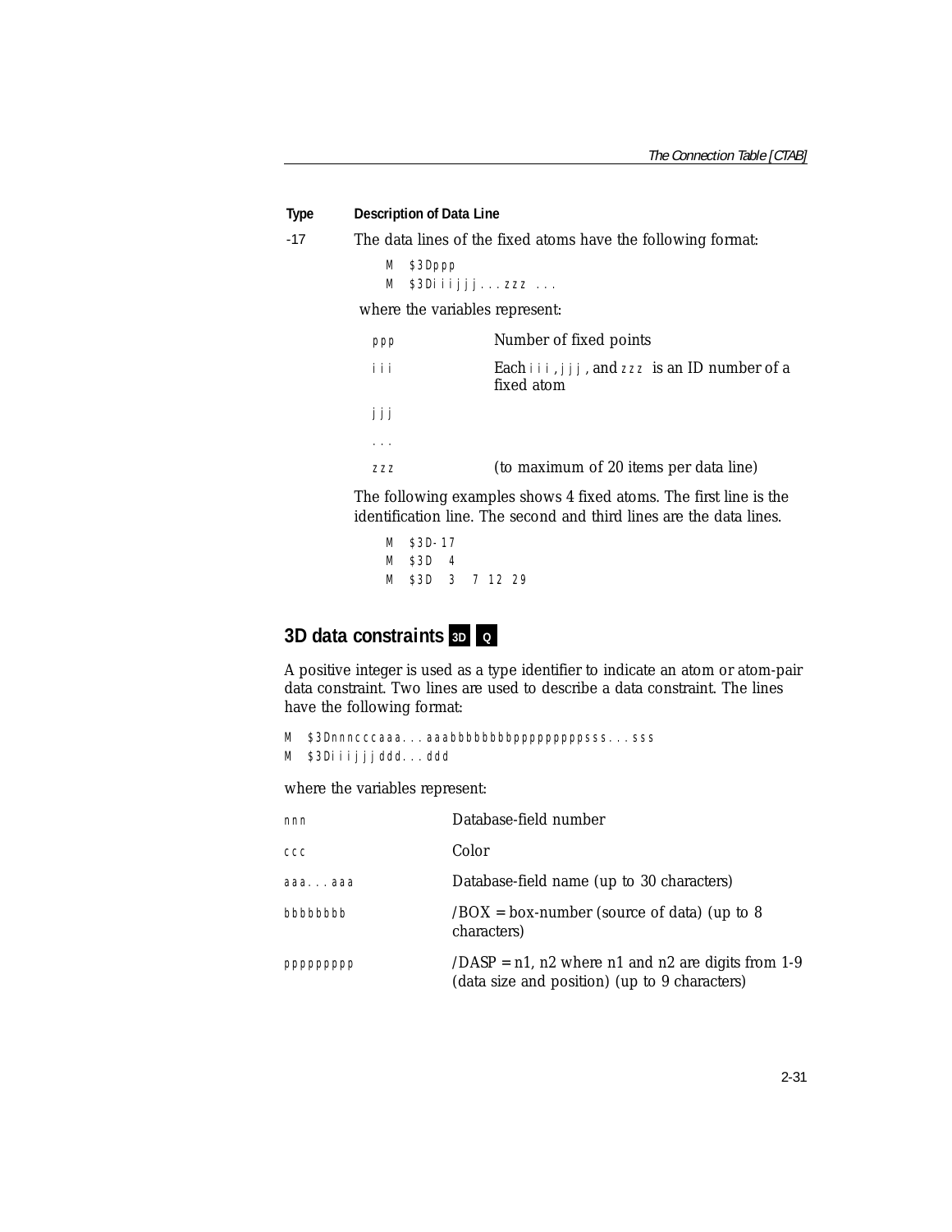| Type | Description of Data Line |
|---|---|
| -17 | The data lines of the fixed atoms have the following format: |

```
M  $3Dppp
M  $3Diiijjj...zzz ...
```

where the variables represent:

| | |
|---|---|
| ppp | Number of fixed points |
| iii | Each iii, jjj, and zzz is an ID number of a fixed atom |
| jjj | |
| ... | |
| zzz | (to maximum of 20 items per data line) |

The following examples shows 4 fixed atoms. The first line is the identification line. The second and third lines are the data lines.

```
M  $3D-17
M  $3D  4
M  $3D  3  7 12 29
```

## 3D data constraints 3D Q

A positive integer is used as a type identifier to indicate an atom or atom-pair data constraint. Two lines are used to describe a data constraint. The lines have the following format:

```
M  $3Dnnncccaaa...aaabbbbbbbbpppppppppsss...sss
M  $3Diiijjjddd...ddd
```

where the variables represent:

| | |
|---|---|
| nnn | Database-field number |
| ccc | Color |
| aaa...aaa | Database-field name (up to 30 characters) |
| bbbbbbbb | /BOX = box-number (source of data) (up to 8 characters) |
| ppppppppp | /DASP = n1, n2 where n1 and n2 are digits from 1-9 (data size and position) (up to 9 characters) |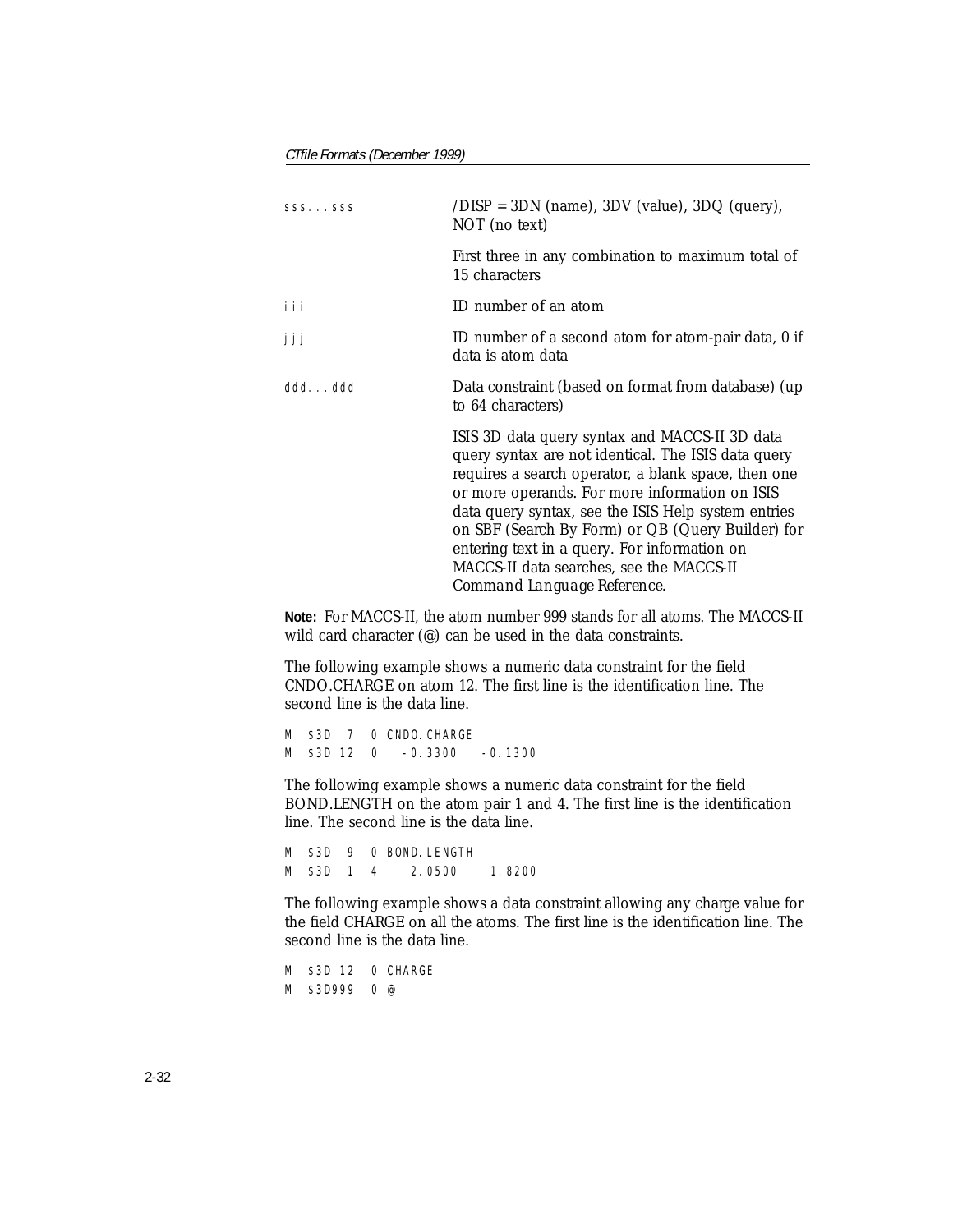| | |
|---|---|
| sss...sss | /DISP = 3DN (name), 3DV (value), 3DQ (query), NOT (no text) |
| | First three in any combination to maximum total of 15 characters |
| iii | ID number of an atom |
| jjj | ID number of a second atom for atom-pair data, 0 if data is atom data |
| ddd...ddd | Data constraint (based on format from database) (up to 64 characters) |
| | ISIS 3D data query syntax and MACCS-II 3D data query syntax are not identical. The ISIS data query requires a search operator, a blank space, then one or more operands. For more information on ISIS data query syntax, see the ISIS Help system entries on SBF (Search By Form) or QB (Query Builder) for entering text in a query. For information on MACCS-II data searches, see the MACCS-II *Command Language Reference*. |

**Note:** For MACCS-II, the atom number 999 stands for all atoms. The MACCS-II wild card character (@) can be used in the data constraints.

The following example shows a numeric data constraint for the field CNDO.CHARGE on atom 12. The first line is the identification line. The second line is the data line.

```
M  $3D  7   0 CNDO.CHARGE
M  $3D 12   0    -0.3300    -0.1300
```

The following example shows a numeric data constraint for the field BOND.LENGTH on the atom pair 1 and 4. The first line is the identification line. The second line is the data line.

```
M  $3D  9   0 BOND.LENGTH
M  $3D  1   4     2.0500     1.8200
```

The following example shows a data constraint allowing any charge value for the field CHARGE on all the atoms. The first line is the identification line. The second line is the data line.

```
M  $3D 12   0 CHARGE
M  $3D999   0 @
```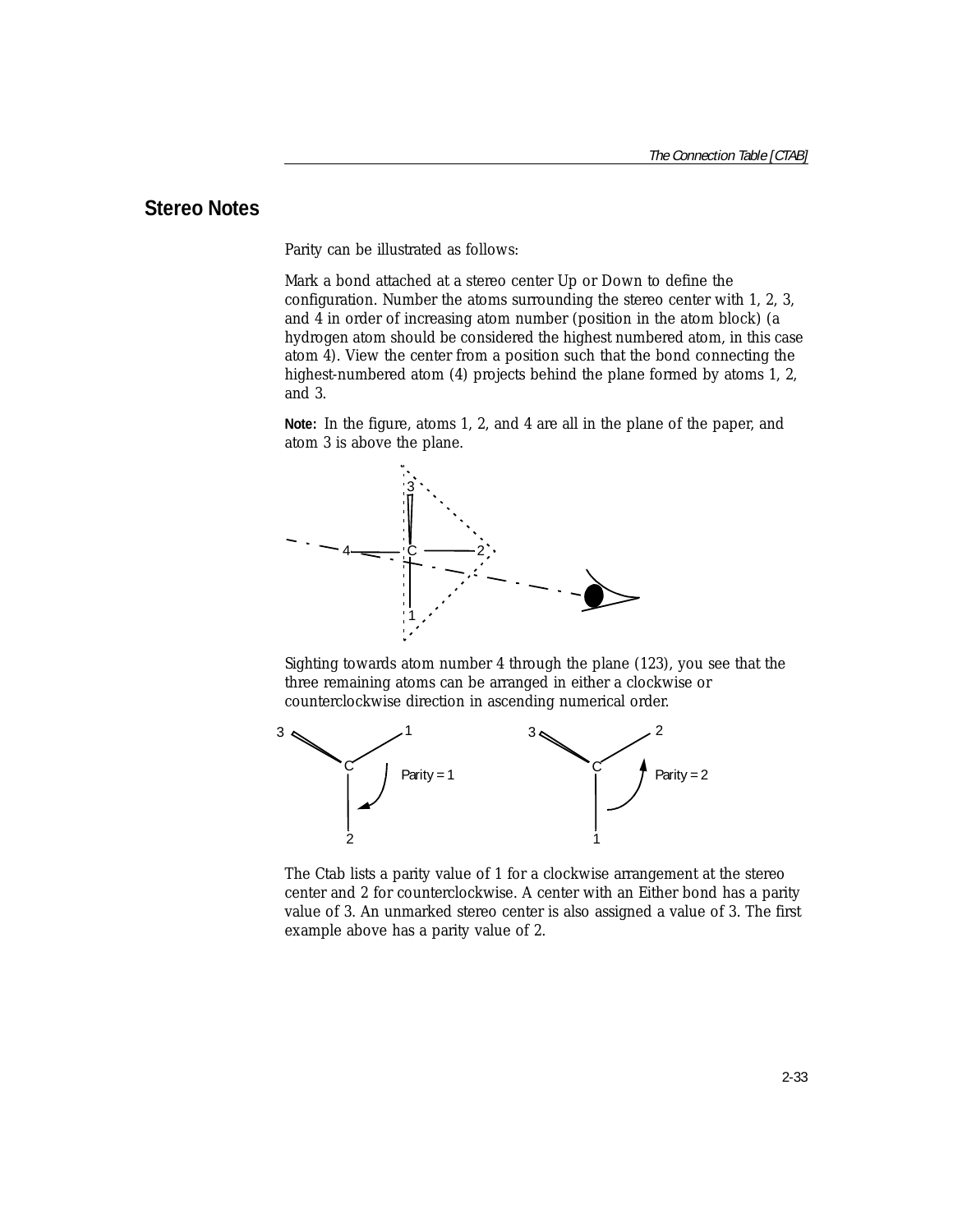## Stereo Notes

Parity can be illustrated as follows:

Mark a bond attached at a stereo center Up or Down to define the configuration. Number the atoms surrounding the stereo center with 1, 2, 3, and 4 in order of increasing atom number (position in the atom block) (a hydrogen atom should be considered the highest numbered atom, in this case atom 4). View the center from a position such that the bond connecting the highest-numbered atom (4) projects behind the plane formed by atoms 1, 2, and 3.

**Note:** In the figure, atoms 1, 2, and 4 are all in the plane of the paper, and atom 3 is above the plane.

Sighting towards atom number 4 through the plane (123), you see that the three remaining atoms can be arranged in either a clockwise or counterclockwise direction in ascending numerical order.

The Ctab lists a parity value of 1 for a clockwise arrangement at the stereo center and 2 for counterclockwise. A center with an Either bond has a parity value of 3. An unmarked stereo center is also assigned a value of 3. The first example above has a parity value of 2.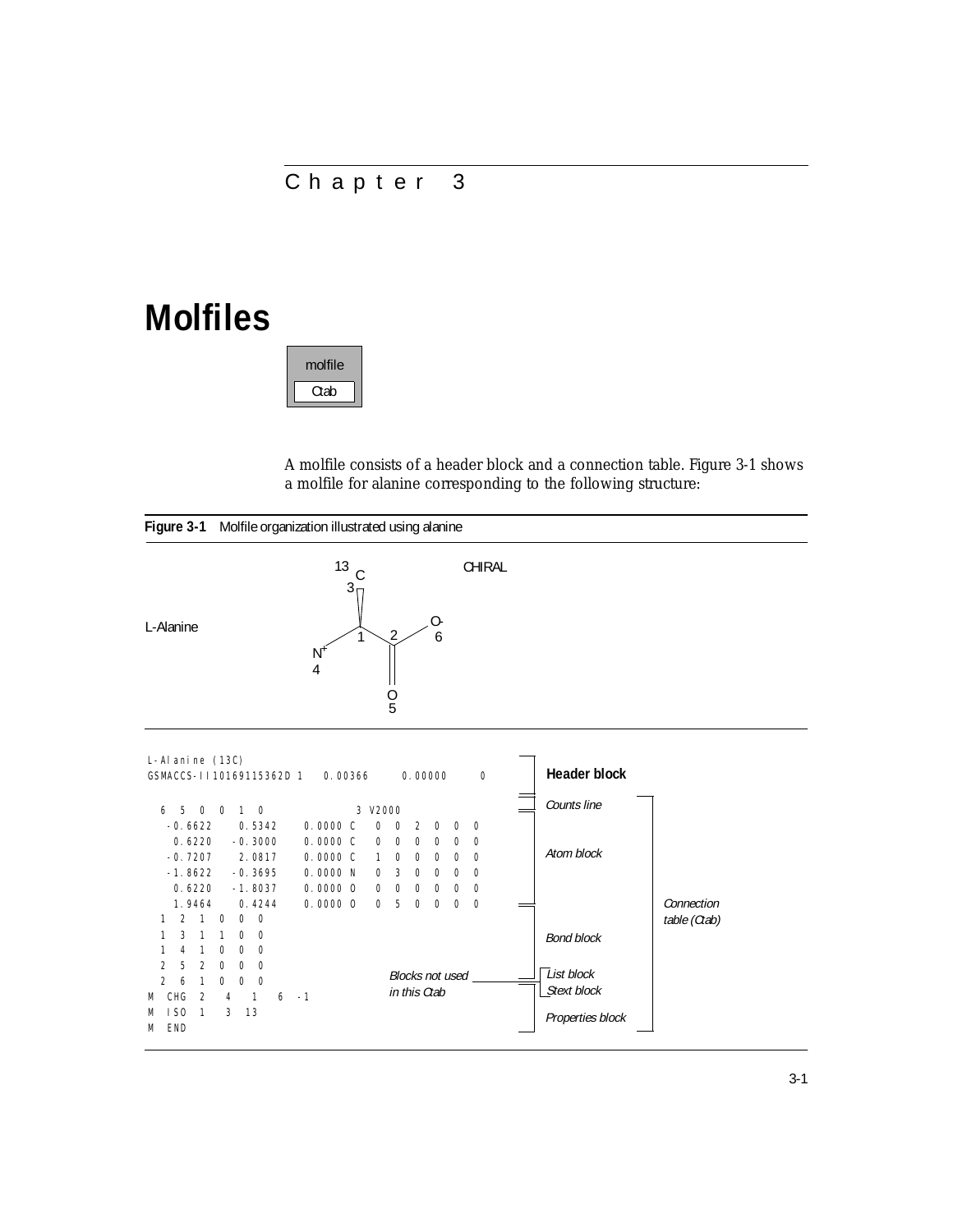Chapter 3

# Molfiles

molfile
Ctab

A molfile consists of a header block and a connection table. Figure 3-1 shows a molfile for alanine corresponding to the following structure:

**Figure 3-1** Molfile organization illustrated using alanine

L-Alanine

CHIRAL

```
L-Alanine (13C)
GSMACCS-II10169115362D 1   0.00366      0.00000      0

  6  5  0  0  1  0              3 V2000
   -0.6622    0.5342    0.0000 C   0  0  2  0  0  0
    0.6220   -0.3000    0.0000 C   0  0  0  0  0  0
   -0.7207    2.0817    0.0000 C   1  0  0  0  0  0
   -1.8622   -0.3695    0.0000 N   0  3  0  0  0  0
    0.6220   -1.8037    0.0000 O   0  0  0  0  0  0
    1.9464    0.4244    0.0000 O   0  5  0  0  0  0
  1  2  1  0  0  0
  1  3  1  1  0  0
  1  4  1  0  0  0
  2  5  2  0  0  0
  2  6  1  0  0  0
M  CHG  2   4   1   6  -1
M  ISO  1   3  13
M  END
```

Annotations: **Header block**; *Counts line*; *Atom block*; *Bond block*; *List block*, *Stext block* (*Blocks not used in this Ctab*); *Properties block*; *Connection table (Ctab)*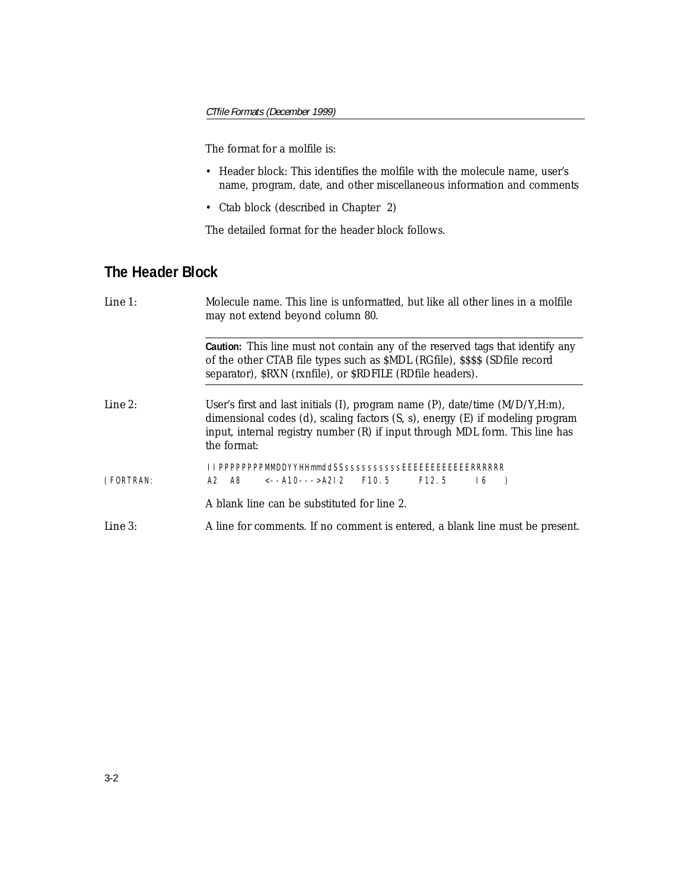The format for a molfile is:

- Header block: This identifies the molfile with the molecule name, user's name, program, date, and other miscellaneous information and comments
- Ctab block (described in Chapter 2)

The detailed format for the header block follows.

## The Header Block

Line 1: Molecule name. This line is unformatted, but like all other lines in a molfile may not extend beyond column 80.

---

**Caution:** This line must not contain any of the reserved tags that identify any of the other CTAB file types such as $MDL (RGfile), $$$$ (SDfile record separator), $RXN (rxnfile), or $RDFILE (RDfile headers).

---

Line 2: User's first and last initials (I), program name (P), date/time (M/D/Y,H:m), dimensional codes (d), scaling factors (S, s), energy (E) if modeling program input, internal registry number (R) if input through MDL form. This line has the format:

```
           IIPPPPPPPPMMDDYYHHmmddSSssssssssssEEEEEEEEEEEERRRRRR
(FORTRAN:  A2<--A8--><---A10-->A2I2<--F10.5-><---F12.5--><-I6-> )
```

A blank line can be substituted for line 2.

Line 3: A line for comments. If no comment is entered, a blank line must be present.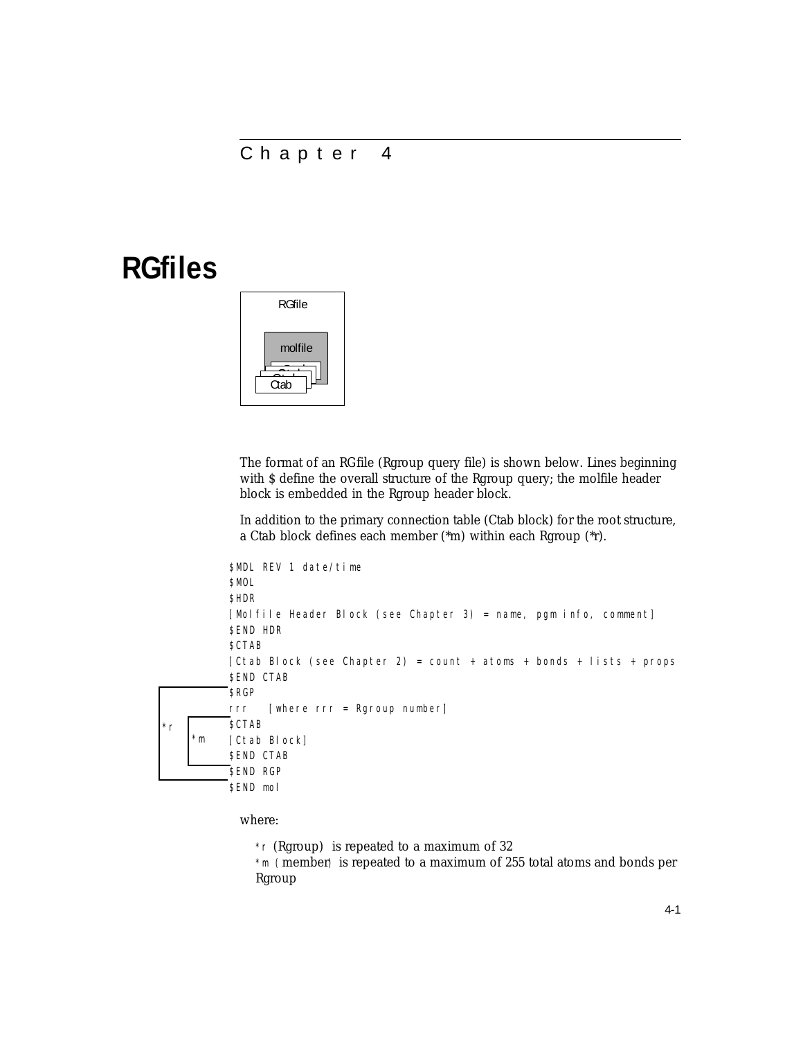Chapter 4

# RGfiles

The format of an RGfile (Rgroup query file) is shown below. Lines beginning with $ define the overall structure of the Rgroup query; the molfile header block is embedded in the Rgroup header block.

In addition to the primary connection table (Ctab block) for the root structure, a Ctab block defines each member (*m) within each Rgroup (*r).

```
$MDL REV 1 date/time
$MOL
$HDR
[Molfile Header Block (see Chapter 3) = name, pgm info, comment]
$END HDR
$CTAB
[Ctab Block (see Chapter 2) = count + atoms + bonds + lists + props
$END CTAB
$RGP                                          ┐
rrr   [where rrr = Rgroup number]             │ *r
$CTAB                              ┐          │
[Ctab Block]                       │ *m       │
$END CTAB                          ┘          │
$END RGP                                      ┘
$END mol
```

where:

*r (Rgroup) is repeated to a maximum of 32
*m (member) is repeated to a maximum of 255 total atoms and bonds per Rgroup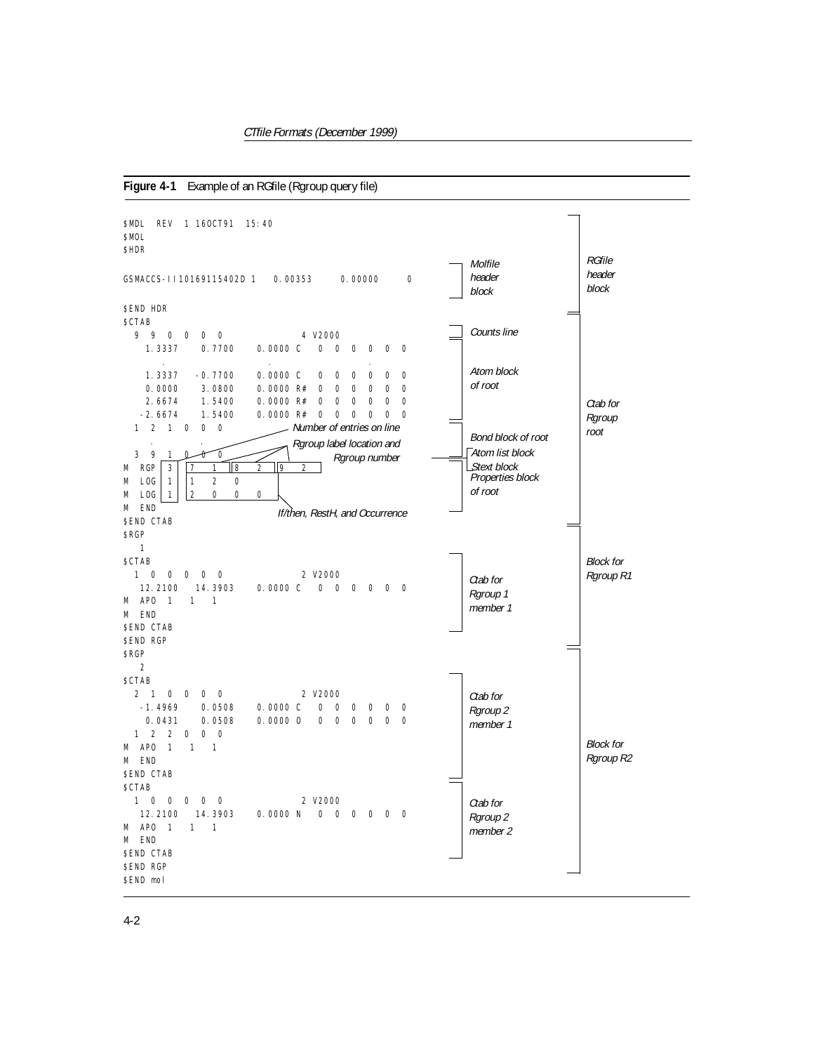**Figure 4-1** Example of an RGfile (Rgroup query file)

```
$MDL  REV  1 16OCT91  15:40
$MOL
$HDR

GSMACCS-II10169115402D 1   0.00353     0.00000     0

$END HDR
$CTAB
  9  9  0  0  0  0              4 V2000
    1.3337    0.7700    0.0000 C   0  0  0  0  0  0
       .                   .                 .
    1.3337   -0.7700    0.0000 C   0  0  0  0  0  0
    0.0000    3.0800    0.0000 R#  0  0  0  0  0  0
    2.6674    1.5400    0.0000 R#  0  0  0  0  0  0
   -2.6674    1.5400    0.0000 R#  0  0  0  0  0  0
  1  2  1  0  0  0
     .        .
  3  9  1  0  0  0
M  RGP  3   7   1   8   2   9   2
M  LOG  1   1   2   0
M  LOG  1   2   0   0   0
M  END
$END CTAB
$RGP
   1
$CTAB
  1  0  0  0  0  0              2 V2000
   12.2100   14.3903    0.0000 C   0  0  0  0  0  0
M  APO  1   1   1
M  END
$END CTAB
$END RGP
$RGP
   2
$CTAB
  2  1  0  0  0  0              2 V2000
   -1.4969    0.0508    0.0000 C   0  0  0  0  0  0
    0.0431    0.0508    0.0000 O   0  0  0  0  0  0
  1  2  2  0  0  0
M  APO  1   1   1
M  END
$END CTAB
$CTAB
  1  0  0  0  0  0              2 V2000
   12.2100   14.3903    0.0000 N   0  0  0  0  0  0
M  APO  1   1   1
M  END
$END CTAB
$END RGP
$END mol
```

Annotations in figure:

- Lines `$MDL` through `$END HDR`: *RGfile header block*; the `GSMACCS-II...` line: *Molfile header block*
- `$CTAB` through `$END CTAB` (first): *Ctab for Rgroup root*
  - `9 9 0 0 0 0 ... 4 V2000`: *Counts line*
  - Atom lines: *Atom block of root*
  - Bond lines: *Bond block of root*
  - *Atom list block*
  - *Stext block*
  - `M RGP` through `M END`: *Properties block of root*
  - `M RGP 3`: *Number of entries on line*; `7 1`, `8 2`, `9 2`: *Rgroup label location and Rgroup number*
  - `M LOG` entries: *If/then, RestH, and Occurrence*
- `$RGP 1` through `$END RGP`: *Block for Rgroup R1*; inner `$CTAB`: *Ctab for Rgroup 1 member 1*
- `$RGP 2` through `$END RGP`: *Block for Rgroup R2*; first inner `$CTAB`: *Ctab for Rgroup 2 member 1*; second inner `$CTAB`: *Ctab for Rgroup 2 member 2*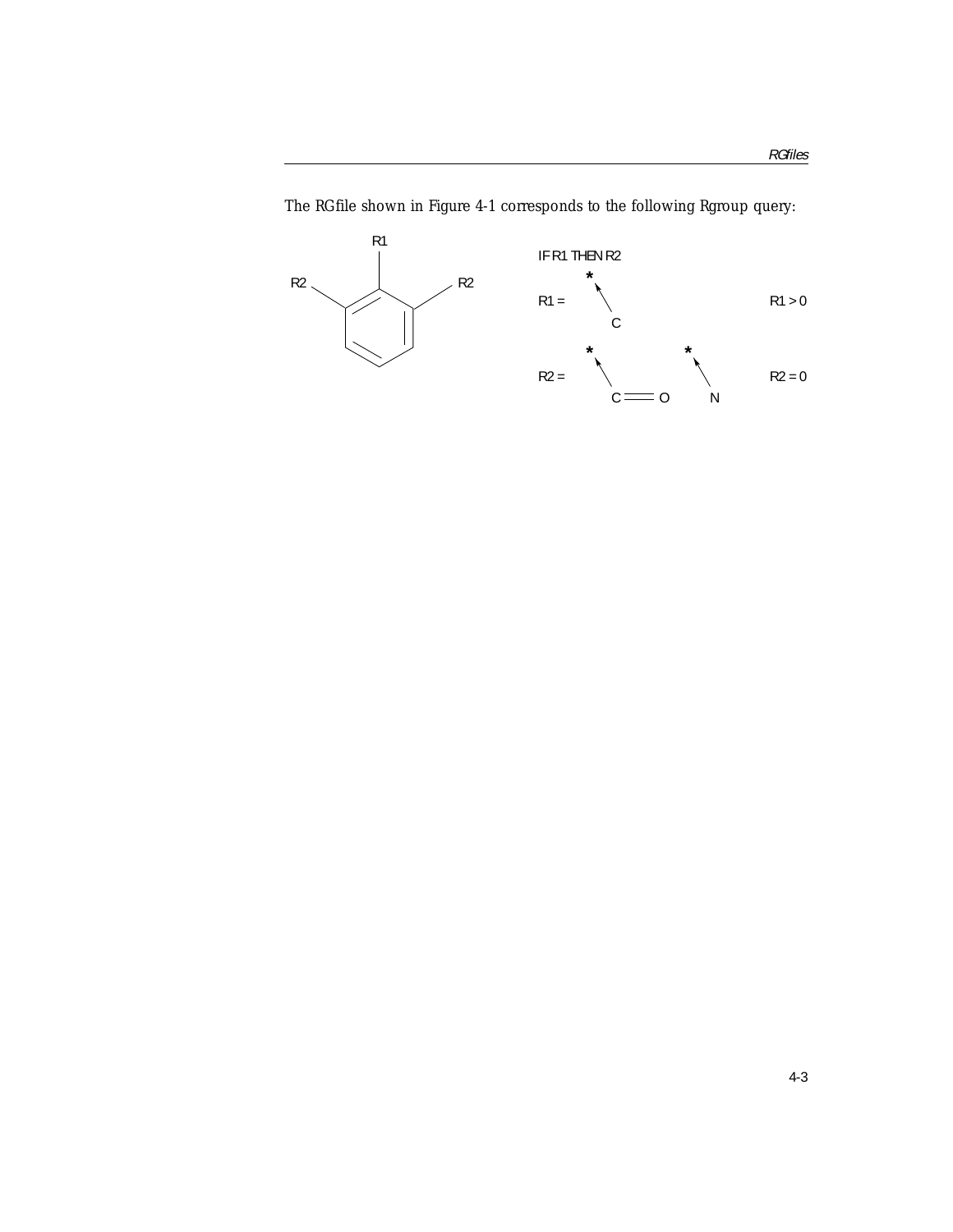The RGfile shown in Figure 4-1 corresponds to the following Rgroup query:

IF R1 THEN R2

R1 = C (attached at *) R1 > 0

R2 = C=O (attached at *), N (attached at *) R2 = 0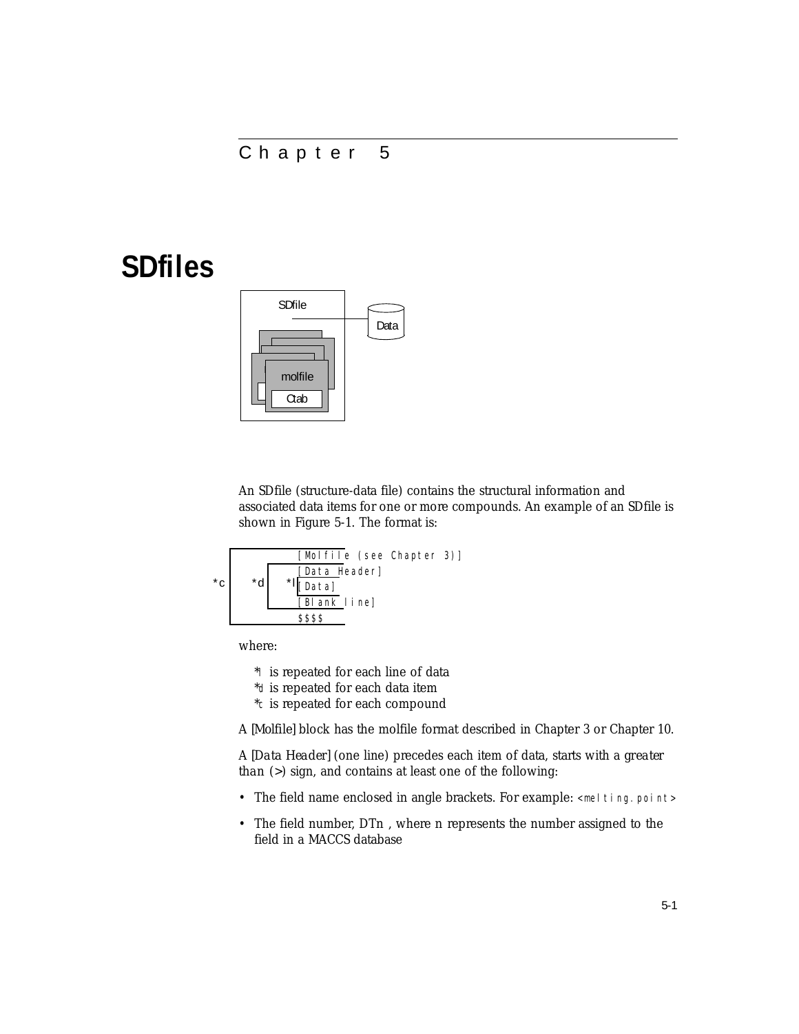Chapter 5

# SDfiles

An SDfile (structure-data file) contains the structural information and associated data items for one or more compounds. An example of an SDfile is shown in Figure 5-1. The format is:

```
*c  *d  *l  [Molfile (see Chapter 3)]
            [Data Header]
            [Data]
            [Blank line]
            $$$$
```

where:

- *l is repeated for each line of data
- *d is repeated for each data item
- *c is repeated for each compound

A [Molfile] block has the molfile format described in Chapter 3 or Chapter 10.

A [Data Header] (one line) precedes each item of data, starts with a *greater than* (>) sign, and contains at least one of the following:

- The field name enclosed in angle brackets. For example: `<melting.point>`
- The field number, DTn , where n represents the number assigned to the field in a MACCS database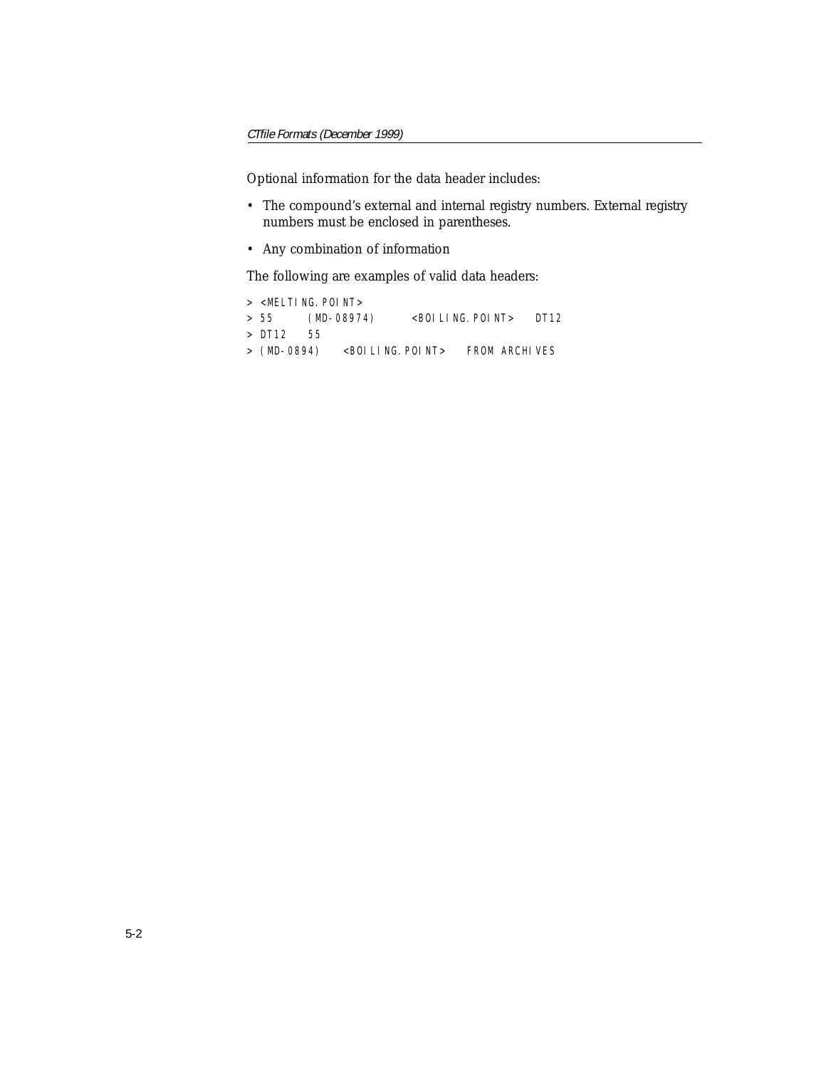Optional information for the data header includes:

- The compound's external and internal registry numbers. External registry numbers must be enclosed in parentheses.
- Any combination of information

The following are examples of valid data headers:

```
> <MELTING.POINT>
> 55      (MD-08974)      <BOILING.POINT>    DT12
> DT12    55
> (MD-0894)    <BOILING.POINT>    FROM ARCHIVES
```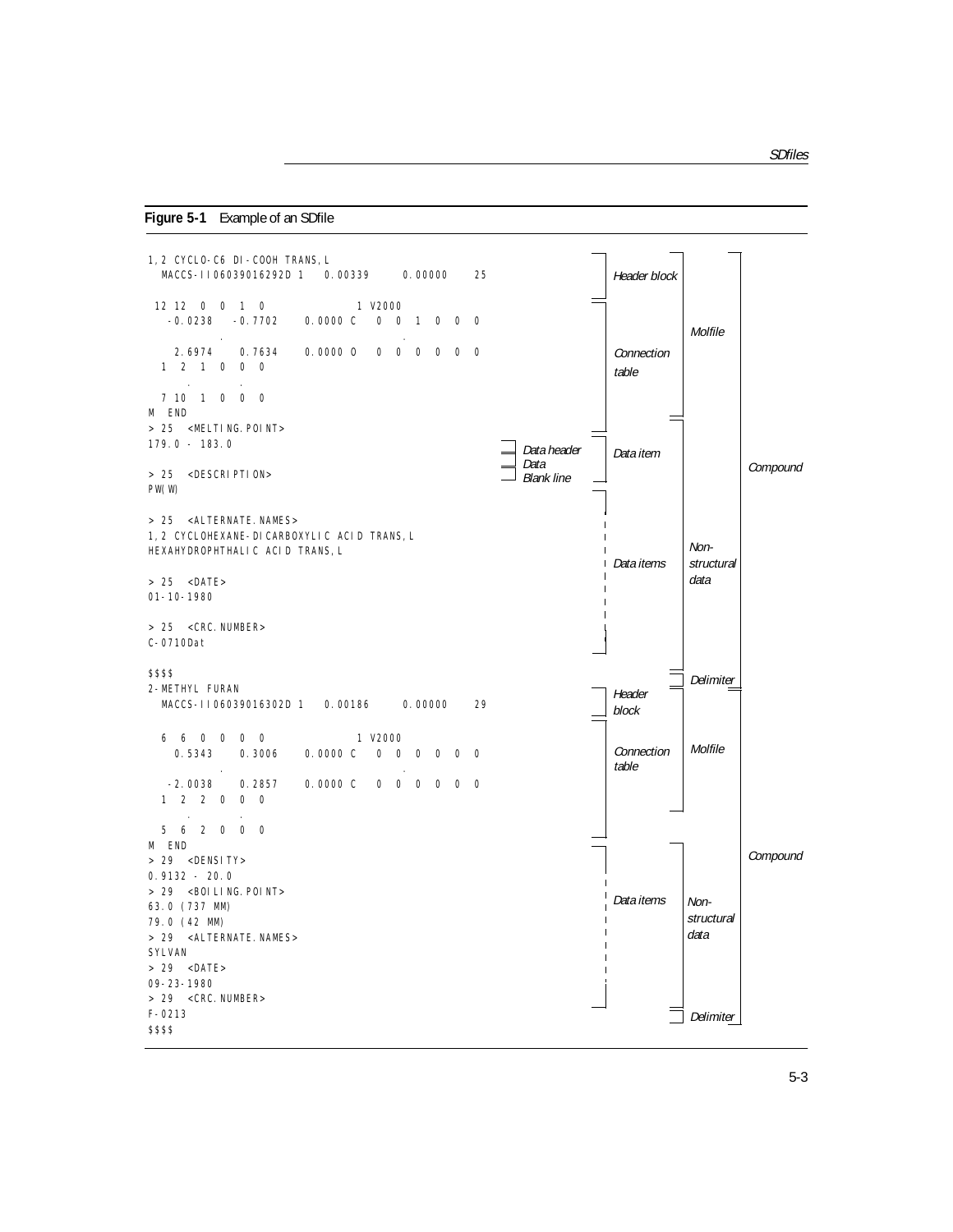**Figure 5-1** Example of an SDfile

```
1,2 CYCLO-C6 DI-COOH TRANS,L
  MACCS-II06039016292D 1   0.00339     0.00000    25

 12 12  0  0  1  0              1 V2000
   -0.0238   -0.7702    0.0000 C   0  0  1  0  0  0
         .                          .
    2.6974    0.7634    0.0000 O   0  0  0  0  0  0
  1  2  1  0  0  0
      .      .
  7 10  1  0  0  0
M  END
> 25  <MELTING.POINT>
179.0 - 183.0

> 25  <DESCRIPTION>
PW(W)

> 25  <ALTERNATE.NAMES>
1,2 CYCLOHEXANE-DICARBOXYLIC ACID TRANS,L
HEXAHYDROPHTHALIC ACID TRANS,L

> 25  <DATE>
01-10-1980

> 25  <CRC.NUMBER>
C-0710Dat

$$$$
2-METHYL FURAN
  MACCS-II06039016302D 1   0.00186     0.00000    29

  6  6  0  0  0  0              1 V2000
    0.5343    0.3006    0.0000 C   0  0  0  0  0  0
         .                          .
   -2.0038    0.2857    0.0000 C   0  0  0  0  0  0
  1  2  2  0  0  0
      .      .
  5  6  2  0  0  0
M  END
> 29  <DENSITY>
0.9132 - 20.0
> 29  <BOILING.POINT>
63.0 (737 MM)
79.0 (42 MM)
> 29  <ALTERNATE.NAMES>
SYLVAN
> 29  <DATE>
09-23-1980
> 29  <CRC.NUMBER>
F-0213
$$$$
```

Annotations (first compound): *Header block*, *Connection table* → *Molfile*; *Data header*, *Data*, *Blank line* → *Data item*; *Data items* → *Non-structural data*; *Delimiter*; whole → *Compound*.

Annotations (second compound): *Header block*, *Connection table* → *Molfile*; *Data items* → *Non-structural data*; *Delimiter*; whole → *Compound*.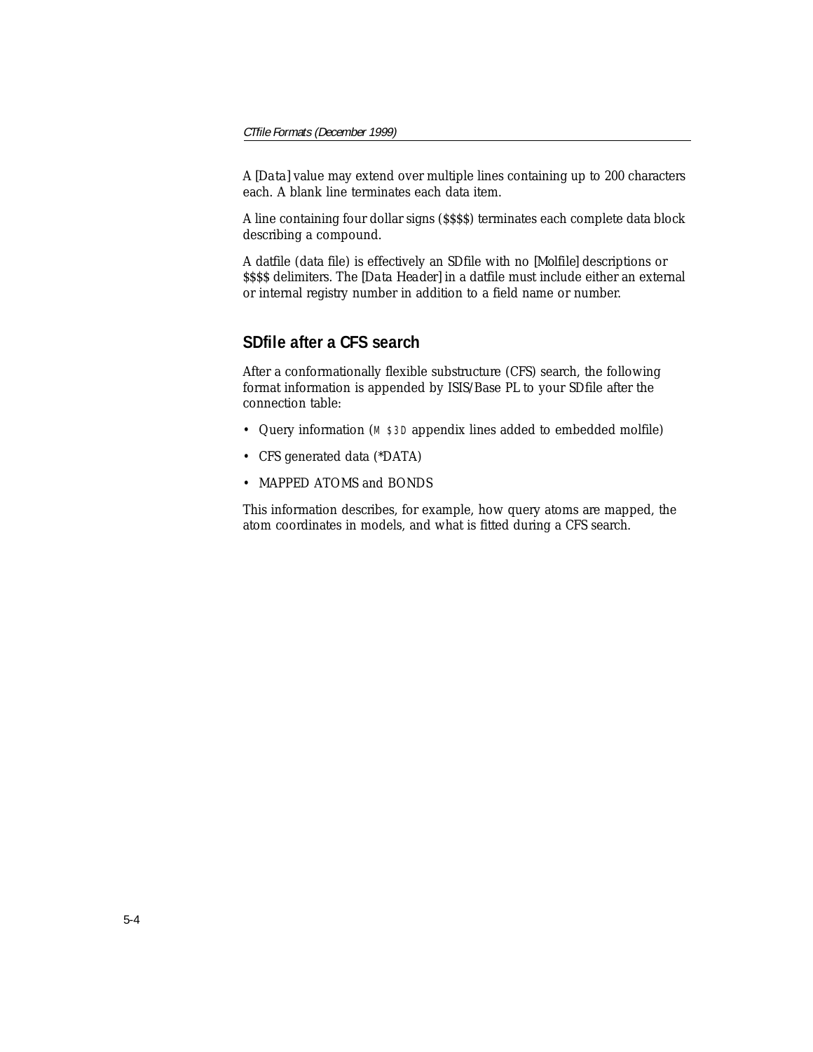A [Data] value may extend over multiple lines containing up to 200 characters each. A blank line terminates each data item.

A line containing four dollar signs ($$$$) terminates each complete data block describing a compound.

A datfile (data file) is effectively an SDfile with no [Molfile] descriptions or $$$$ delimiters. The [Data Header] in a datfile must include either an external or internal registry number in addition to a field name or number.

## SDfile after a CFS search

After a conformationally flexible substructure (CFS) search, the following format information is appended by ISIS/Base PL to your SDfile after the connection table:

- Query information (`M $3D` appendix lines added to embedded molfile)
- CFS generated data (*DATA)
- MAPPED ATOMS and BONDS

This information describes, for example, how query atoms are mapped, the atom coordinates in models, and what is fitted during a CFS search.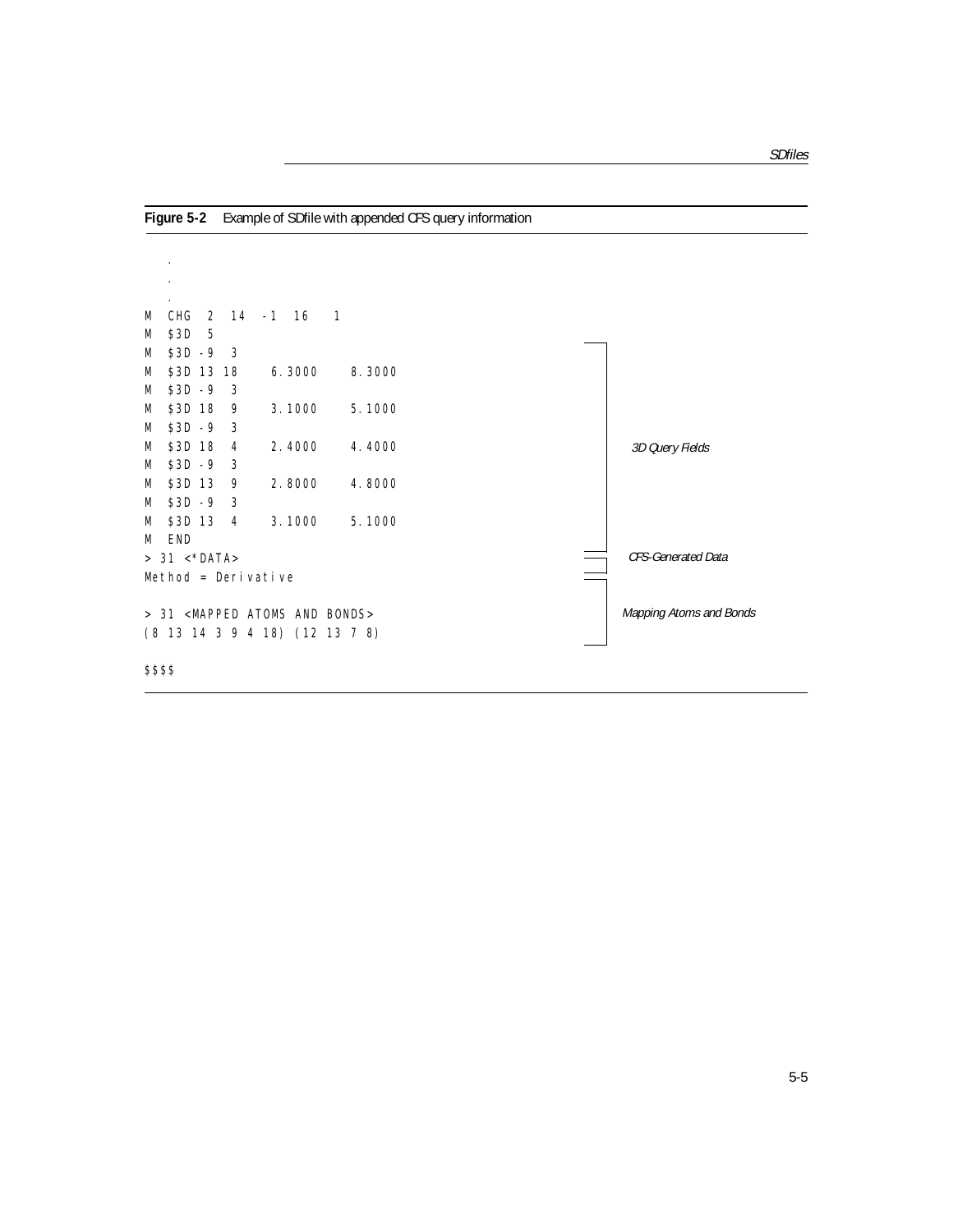**Figure 5-2** Example of SDfile with appended CFS query information

```
    .
    .
    .
M  CHG  2  14  -1  16   1
M  $3D  5
M  $3D -9  3
M  $3D 13 18    6.3000    8.3000
M  $3D -9  3
M  $3D 18  9    3.1000    5.1000
M  $3D -9  3
M  $3D 18  4    2.4000    4.4000
M  $3D -9  3
M  $3D 13  9    2.8000    4.8000
M  $3D -9  3
M  $3D 13  4    3.1000    5.1000
M  END
> 31 <*DATA>
Method = Derivative

> 31 <MAPPED ATOMS AND BONDS>
(8 13 14 3 9 4 18) (12 13 7 8)

$$$$
```

*3D Query Fields* (lines `M  $3D  5` through `M  END`)

*CFS-Generated Data* (`> 31 <*DATA>` and `Method = Derivative`)

*Mapping Atoms and Bonds* (`> 31 <MAPPED ATOMS AND BONDS>` and `(8 13 14 3 9 4 18) (12 13 7 8)`)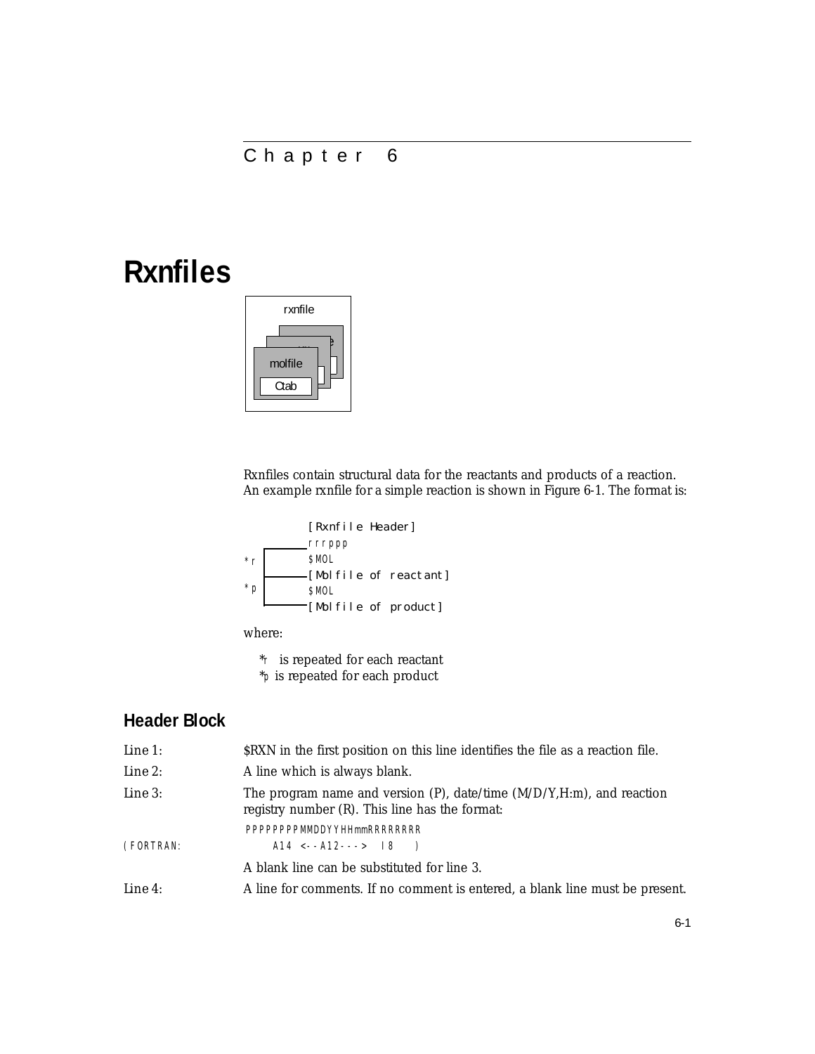Chapter 6

# Rxnfiles

Rxnfiles contain structural data for the reactants and products of a reaction. An example rxnfile for a simple reaction is shown in Figure 6-1. The format is:

```
        [Rxnfile Header]
        rrrppp
*r      $MOL
        [Molfile of reactant]
*p      $MOL
        [Molfile of product]
```

where:

- *r is repeated for each reactant
- *p is repeated for each product

## Header Block

Line 1: $RXN in the first position on this line identifies the file as a reaction file.

Line 2: A line which is always blank.

Line 3: The program name and version (P), date/time (M/D/Y,H:m), and reaction registry number (R). This line has the format:

```
          PPPPPPPPMMDDYYHHmmRRRRRRRR
(FORTRAN:     A14  <--A12--->  I8   )
```

A blank line can be substituted for line 3.

Line 4: A line for comments. If no comment is entered, a blank line must be present.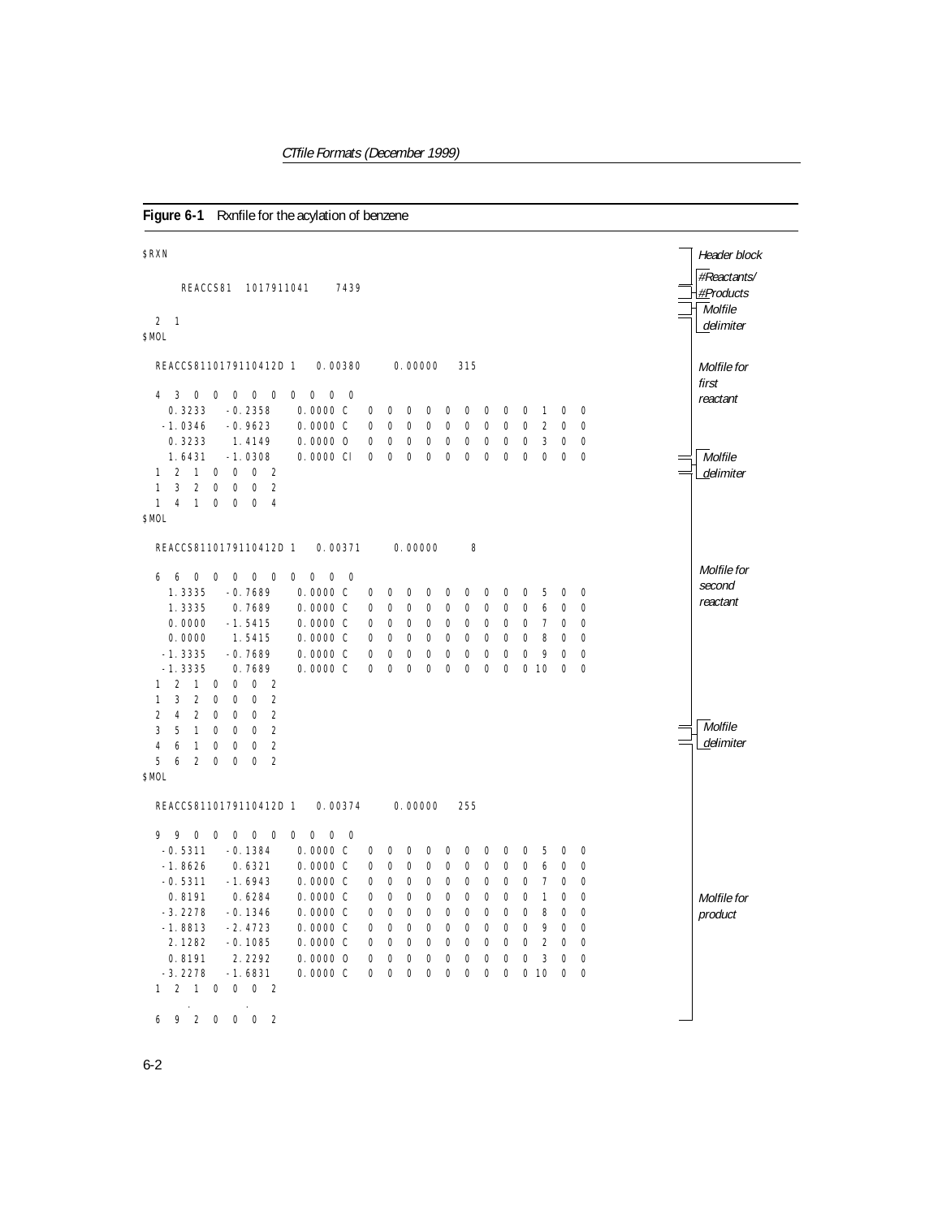**Figure 6-1** Rxnfile for the acylation of benzene

```
$RXN                                                                   Header block

      REACCS81   1017911041      7439
                                                                       #Reactants/
  2  1                                                                 #Products
$MOL                                                                   Molfile
                                                                       delimiter
  REACCS8110179110412D 1   0.00380     0.00000    315
                                                                       Molfile for
  4  3  0  0  0  0  0  0  0  0  0                                      first
    0.3233   -0.2358    0.0000 C   0  0  0  0  0  0  0  0  0  1  0  0  reactant
   -1.0346   -0.9623    0.0000 C   0  0  0  0  0  0  0  0  0  2  0  0
    0.3233    1.4149    0.0000 O   0  0  0  0  0  0  0  0  0  3  0  0
    1.6431   -1.0308    0.0000 Cl  0  0  0  0  0  0  0  0  0  0  0  0  Molfile
  1  2  1  0  0  0  2                                                  delimiter
  1  3  2  0  0  0  2
  1  4  1  0  0  0  4
$MOL

  REACCS8110179110412D 1   0.00371     0.00000      8
                                                                       Molfile for
  6  6  0  0  0  0  0  0  0  0  0                                      second
    1.3335   -0.7689    0.0000 C   0  0  0  0  0  0  0  0  0  5  0  0  reactant
    1.3335    0.7689    0.0000 C   0  0  0  0  0  0  0  0  0  6  0  0
    0.0000   -1.5415    0.0000 C   0  0  0  0  0  0  0  0  0  7  0  0
    0.0000    1.5415    0.0000 C   0  0  0  0  0  0  0  0  0  8  0  0
   -1.3335   -0.7689    0.0000 C   0  0  0  0  0  0  0  0  0  9  0  0
   -1.3335    0.7689    0.0000 C   0  0  0  0  0  0  0  0  0 10  0  0
  1  2  1  0  0  0  2
  1  3  2  0  0  0  2
  2  4  2  0  0  0  2
  3  5  1  0  0  0  2                                                  Molfile
  4  6  1  0  0  0  2                                                  delimiter
  5  6  2  0  0  0  2
$MOL

  REACCS8110179110412D 1   0.00374     0.00000    255

  9  9  0  0  0  0  0  0  0  0  0
   -0.5311   -0.1384    0.0000 C   0  0  0  0  0  0  0  0  0  5  0  0
   -1.8626    0.6321    0.0000 C   0  0  0  0  0  0  0  0  0  6  0  0
   -0.5311   -1.6943    0.0000 C   0  0  0  0  0  0  0  0  0  7  0  0
    0.8191    0.6284    0.0000 C   0  0  0  0  0  0  0  0  0  1  0  0  Molfile for
   -3.2278   -0.1346    0.0000 C   0  0  0  0  0  0  0  0  0  8  0  0  product
   -1.8813   -2.4723    0.0000 C   0  0  0  0  0  0  0  0  0  9  0  0
    2.1282   -0.1085    0.0000 C   0  0  0  0  0  0  0  0  0  2  0  0
    0.8191    2.2292    0.0000 O   0  0  0  0  0  0  0  0  0  3  0  0
   -3.2278   -1.6831    0.0000 C   0  0  0  0  0  0  0  0  0 10  0  0
  1  2  1  0  0  0  2
        .          .
  6  9  2  0  0  0  2
```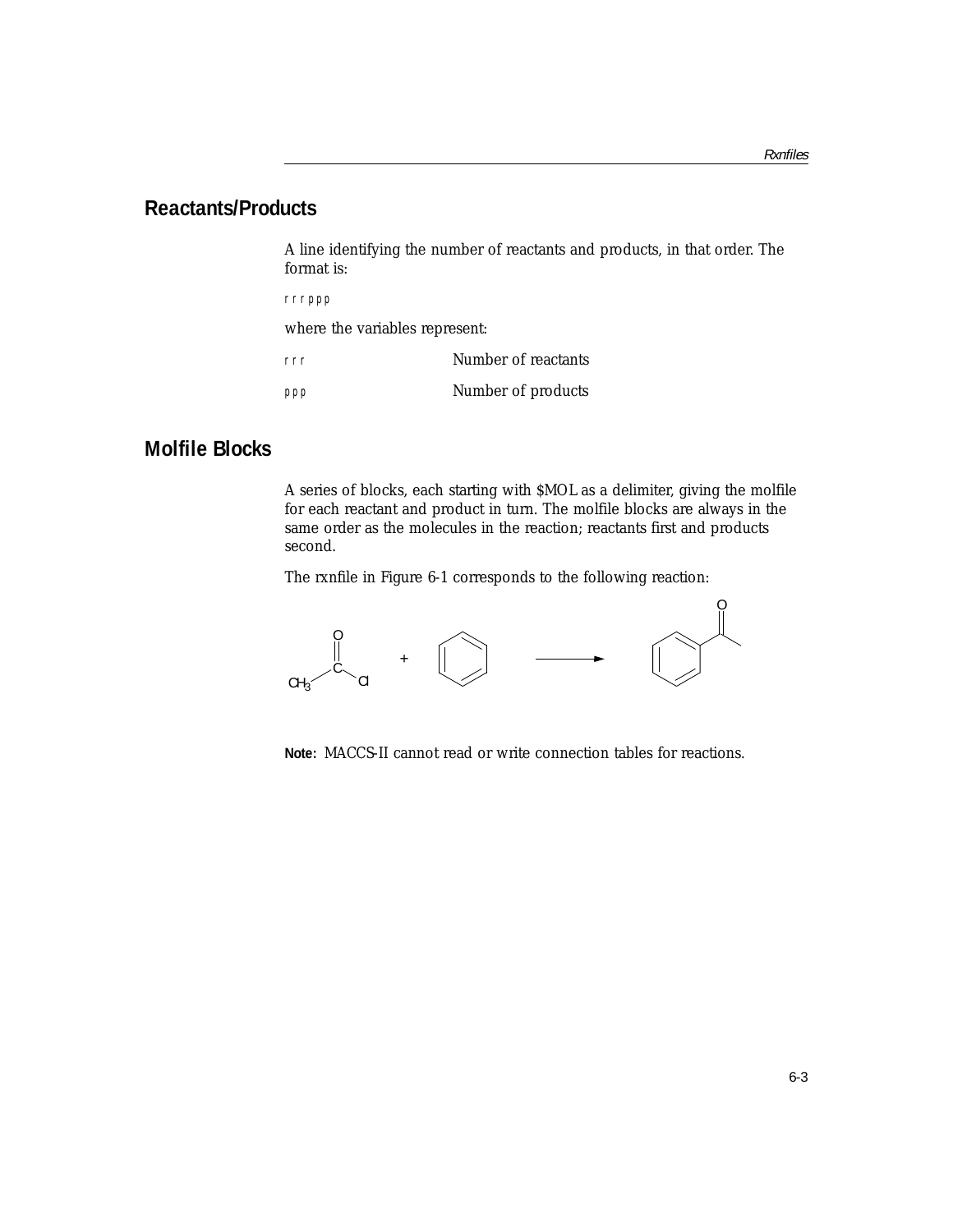## Reactants/Products

A line identifying the number of reactants and products, in that order. The format is:

```
rrrppp
```

where the variables represent:

| | |
|---|---|
| rrr | Number of reactants |
| ppp | Number of products |

## Molfile Blocks

A series of blocks, each starting with $MOL as a delimiter, giving the molfile for each reactant and product in turn. The molfile blocks are always in the same order as the molecules in the reaction; reactants first and products second.

The rxnfile in Figure 6-1 corresponds to the following reaction:

**Note:** MACCS-II cannot read or write connection tables for reactions.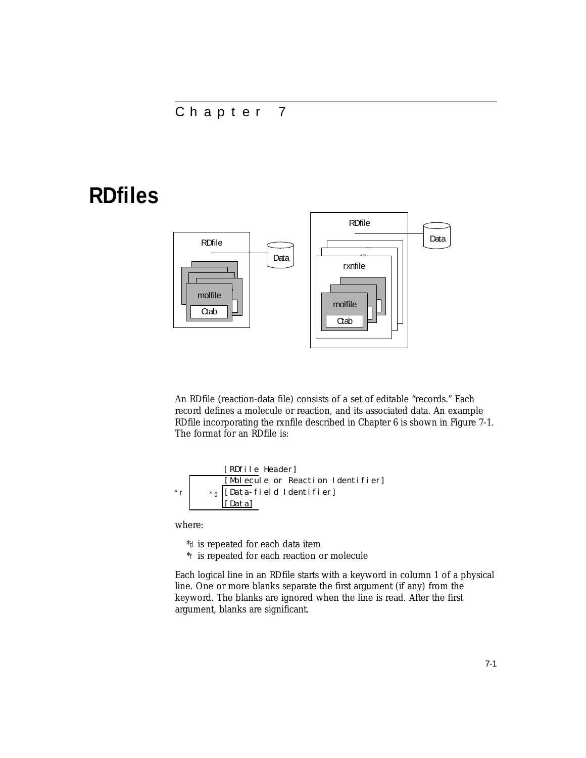Chapter 7

# RDfiles

An RDfile (reaction-data file) consists of a set of editable "records." Each record defines a molecule or reaction, and its associated data. An example RDfile incorporating the rxnfile described in Chapter 6 is shown in Figure 7-1. The format for an RDfile is:

```
          [RDfile Header]
          [Molecule or Reaction Identifier]
*r     *d [Data-field Identifier]
          [Data]
```

where:

- *d is repeated for each data item
- *r is repeated for each reaction or molecule

Each logical line in an RDfile starts with a keyword in column 1 of a physical line. One or more blanks separate the first argument (if any) from the keyword. The blanks are ignored when the line is read. After the first argument, blanks are significant.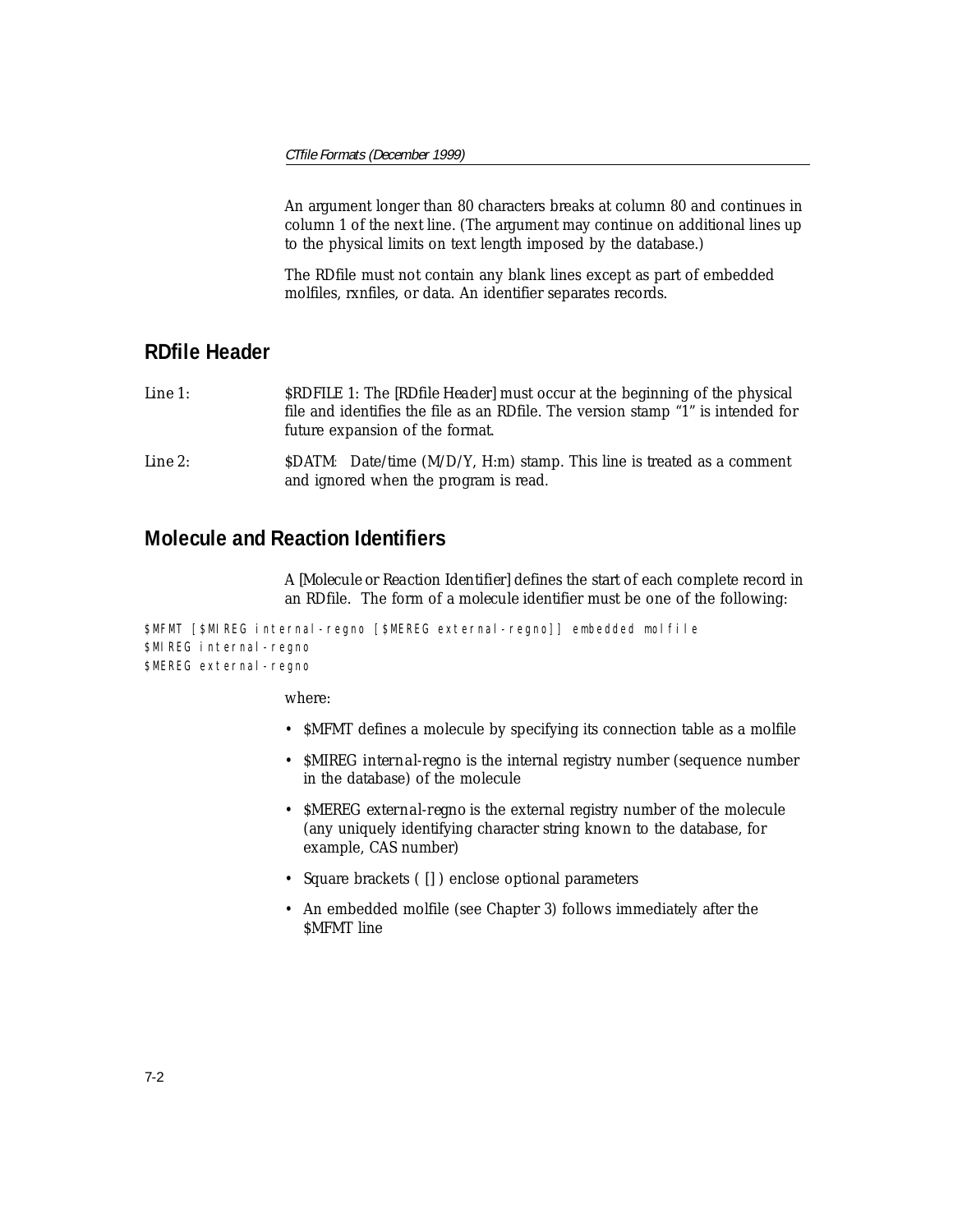An argument longer than 80 characters breaks at column 80 and continues in column 1 of the next line. (The argument may continue on additional lines up to the physical limits on text length imposed by the database.)

The RDfile must not contain any blank lines except as part of embedded molfiles, rxnfiles, or data. An identifier separates records.

## RDfile Header

Line 1: $RDFILE 1: The [RDfile Header] must occur at the beginning of the physical file and identifies the file as an RDfile. The version stamp "1" is intended for future expansion of the format.

Line 2: $DATM: Date/time (M/D/Y, H:m) stamp. This line is treated as a comment and ignored when the program is read.

## Molecule and Reaction Identifiers

A [Molecule or Reaction Identifier] defines the start of each complete record in an RDfile. The form of a molecule identifier must be one of the following:

```
$MFMT [$MIREG internal-regno [$MEREG external-regno]] embedded molfile
$MIREG internal-regno
$MEREG external-regno
```

where:

- $MFMT defines a molecule by specifying its connection table as a molfile
- $MIREG *internal-regno* is the internal registry number (sequence number in the database) of the molecule
- $MEREG *external-regno* is the external registry number of the molecule (any uniquely identifying character string known to the database, for example, CAS number)
- Square brackets ( [] ) enclose optional parameters
- An embedded molfile (see Chapter 3) follows immediately after the $MFMT line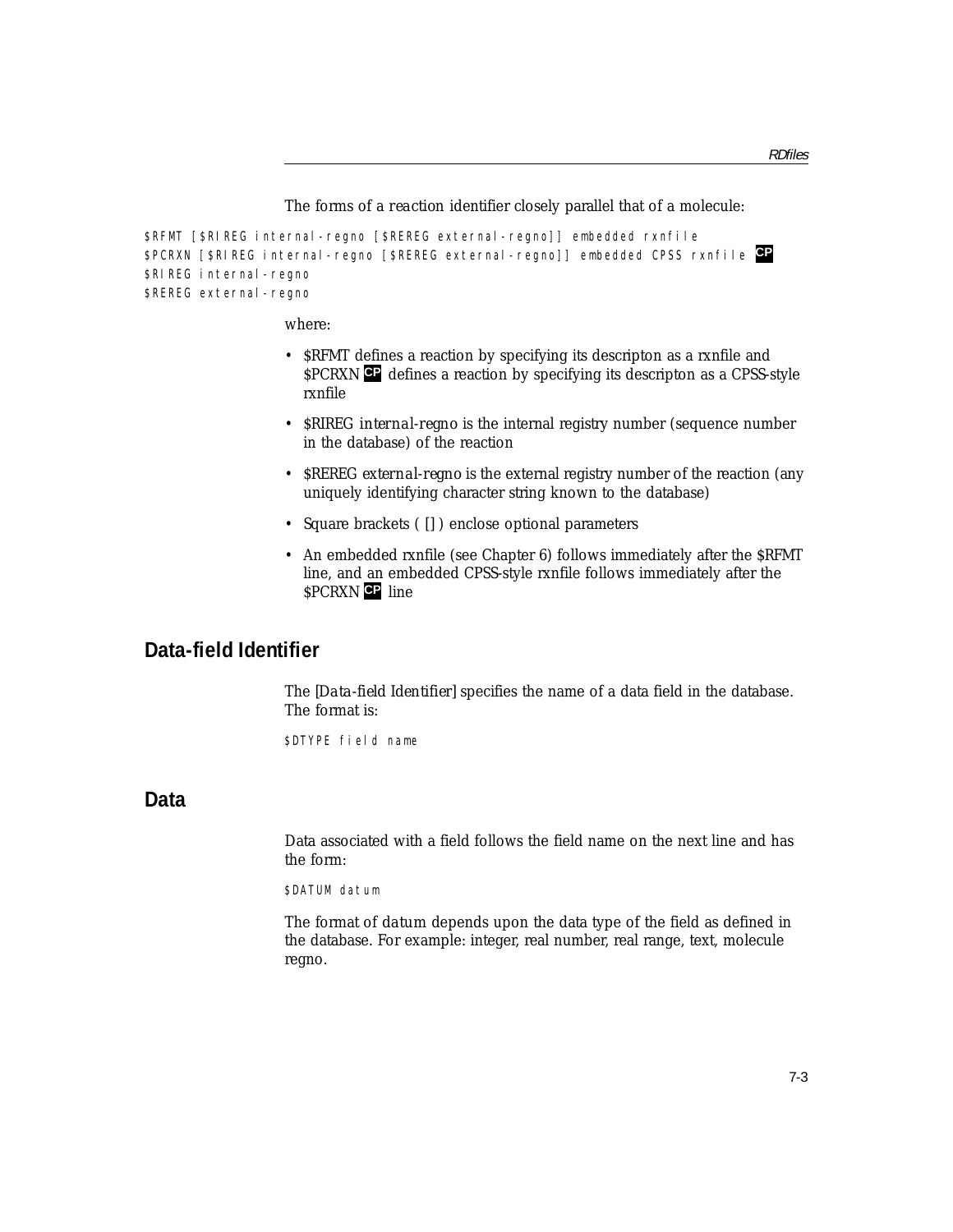The forms of a reaction identifier closely parallel that of a molecule:

```
$RFMT [$RIREG internal-regno [$REREG external-regno]] embedded rxnfile
$PCRXN [$RIREG internal-regno [$REREG external-regno]] embedded CPSS rxnfile CP
$RIREG internal-regno
$REREG external-regno
```

where:

- $RFMT defines a reaction by specifying its descripton as a rxnfile and $PCRXN **CP** defines a reaction by specifying its descripton as a CPSS-style rxnfile
- $RIREG *internal-regno* is the internal registry number (sequence number in the database) of the reaction
- $REREG *external-regno* is the external registry number of the reaction (any uniquely identifying character string known to the database)
- Square brackets ( [] ) enclose optional parameters
- An embedded rxnfile (see Chapter 6) follows immediately after the $RFMT line, and an embedded CPSS-style rxnfile follows immediately after the $PCRXN **CP** line

## Data-field Identifier

The [*Data-field Identifier*] specifies the name of a data field in the database. The format is:

```
$DTYPE field name
```

## Data

Data associated with a field follows the field name on the next line and has the form:

```
$DATUM datum
```

The format of *datum* depends upon the data type of the field as defined in the database. For example: integer, real number, real range, text, molecule regno.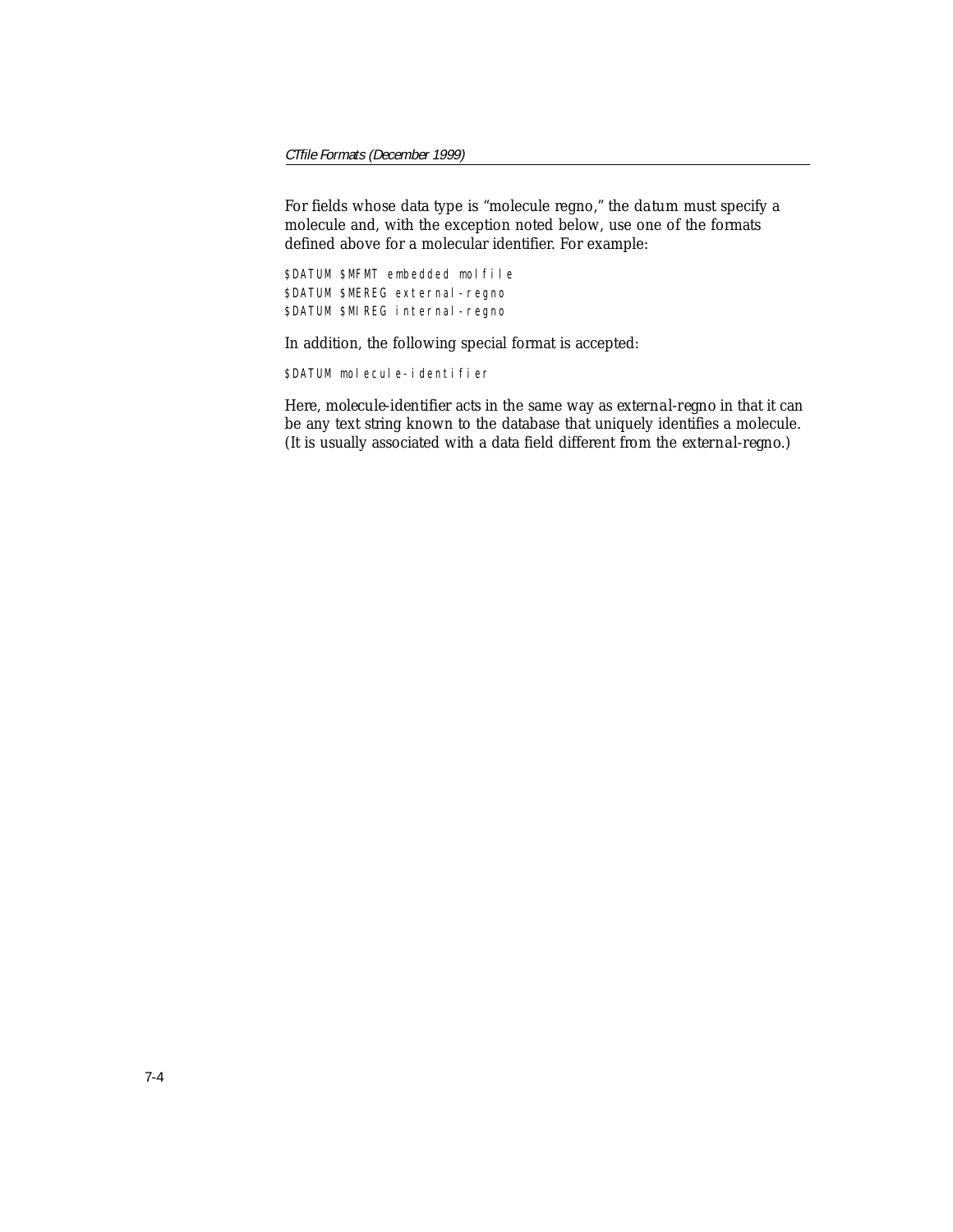For fields whose data type is "molecule regno," the *datum* must specify a molecule and, with the exception noted below, use one of the formats defined above for a molecular identifier. For example:

```
$DATUM $MFMT embedded molfile
$DATUM $MEREG external-regno
$DATUM $MIREG internal-regno
```

In addition, the following special format is accepted:

```
$DATUM molecule-identifier
```

Here, molecule-identifier acts in the same way as *external-regno* in that it can be any text string known to the database that uniquely identifies a molecule. (It is usually associated with a data field different from the *external-regno*.)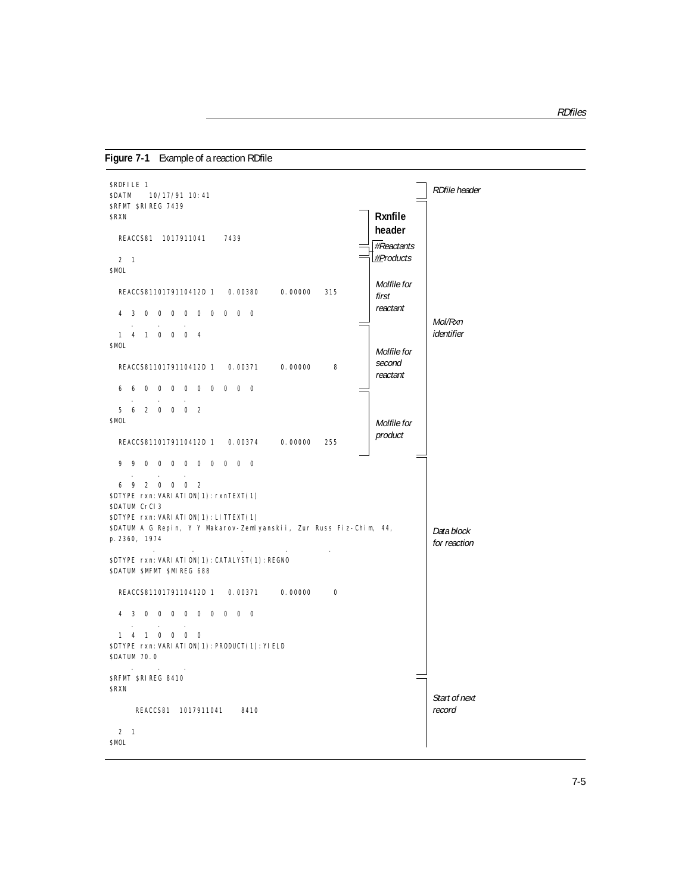**Figure 7-1** Example of a reaction RDfile

```
$RDFILE 1                                                          RDfile header
$DATM    10/17/91 10:41
$RFMT $RIREG 7439
$RXN                                               Rxnfile
                                                   header
  REACCS81   1017911041     7439
                                                   #Reactants
  2  1                                             #Products
$MOL
                                                   Molfile for
  REACCS8110179110412D 1   0.00380    0.00000   315   first
                                                   reactant
  4  3  0  0  0  0  0  0  0  0  0
     .     .     .                                                 Mol/Rxn
  1  4  1  0  0  0  4                                              identifier
$MOL
                                                   Molfile for
  REACCS8110179110412D 1   0.00371    0.00000     8   second
                                                   reactant
  6  6  0  0  0  0  0  0  0  0  0
     .     .     .
  5  6  2  0  0  0  2
$MOL                                               Molfile for
                                                   product
  REACCS8110179110412D 1   0.00374    0.00000   255

  9  9  0  0  0  0  0  0  0  0  0
     .     .     .
  6  9  2  0  0  0  2
$DTYPE rxn:VARIATION(1):rxnTEXT(1)
$DATUM CrCl3
$DTYPE rxn:VARIATION(1):LITTEXT(1)
$DATUM A G Repin, Y Y Makarov-Zemlyanskii, Zur Russ Fiz-Chim, 44,  Data block
p.2360, 1974                                                       for reaction
          .          .          .          .          .
$DTYPE rxn:VARIATION(1):CATALYST(1):REGNO
$DATUM $MFMT $MIREG 688

  REACCS8110179110412D 1   0.00371    0.00000     0

  4  3  0  0  0  0  0  0  0  0  0
     .     .     .
  1  4  1  0  0  0  0
$DTYPE rxn:VARIATION(1):PRODUCT(1):YIELD
$DATUM 70.0
     .     .     .
$RFMT $RIREG 8410
$RXN
                                                                   Start of next
      REACCS81   1017911041     8410                               record

  2  1
$MOL
```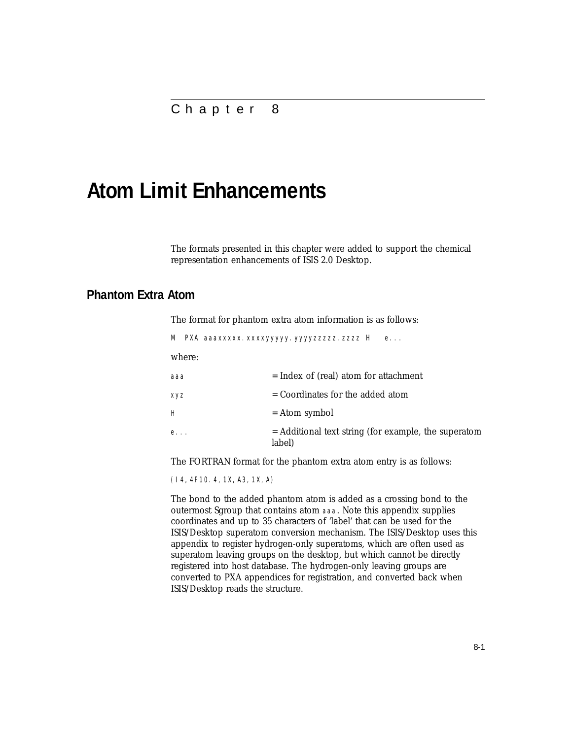Chapter 8

# Atom Limit Enhancements

The formats presented in this chapter were added to support the chemical representation enhancements of ISIS 2.0 Desktop.

## Phantom Extra Atom

The format for phantom extra atom information is as follows:

```
M  PXA aaaxxxxx.xxxxyyyyy.yyyyzzzzz.zzzz H   e...
```

where:

| | |
|---|---|
| `aaa` | = Index of (real) atom for attachment |
| `xyz` | = Coordinates for the added atom |
| `H` | = Atom symbol |
| `e...` | = Additional text string (for example, the superatom label) |

The FORTRAN format for the phantom extra atom entry is as follows:

```
(I4,4F10.4,1X,A3,1X,A)
```

The bond to the added phantom atom is added as a crossing bond to the outermost Sgroup that contains atom `aaa`. Note this appendix supplies coordinates and up to 35 characters of 'label' that can be used for the ISIS/Desktop superatom conversion mechanism. The ISIS/Desktop uses this appendix to register hydrogen-only superatoms, which are often used as superatom leaving groups on the desktop, but which cannot be directly registered into host database. The hydrogen-only leaving groups are converted to PXA appendices for registration, and converted back when ISIS/Desktop reads the structure.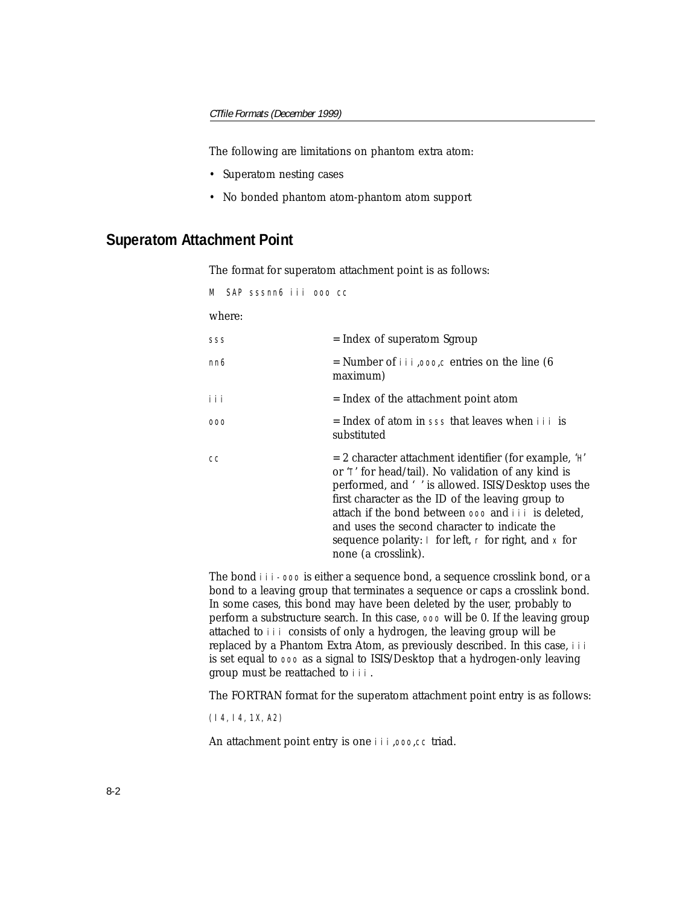The following are limitations on phantom extra atom:

- Superatom nesting cases
- No bonded phantom atom-phantom atom support

## Superatom Attachment Point

The format for superatom attachment point is as follows:

```
M  SAP sssnn6 iii ooo cc
```

where:

| | |
|---|---|
| `sss` | = Index of superatom Sgroup |
| `nn6` | = Number of `iii`,`ooo`,`c` entries on the line (6 maximum) |
| `iii` | = Index of the attachment point atom |
| `ooo` | = Index of atom in `sss` that leaves when `iii` is substituted |
| `cc` | = 2 character attachment identifier (for example, '`H`' or '`T`' for head/tail). No validation of any kind is performed, and '  ' is allowed. ISIS/Desktop uses the first character as the ID of the leaving group to attach if the bond between `ooo` and `iii` is deleted, and uses the second character to indicate the sequence polarity: `l` for left, `r` for right, and `x` for none (a crosslink). |

The bond `iii-ooo` is either a sequence bond, a sequence crosslink bond, or a bond to a leaving group that terminates a sequence or caps a crosslink bond. In some cases, this bond may have been deleted by the user, probably to perform a substructure search. In this case, `ooo` will be 0. If the leaving group attached to `iii` consists of only a hydrogen, the leaving group will be replaced by a Phantom Extra Atom, as previously described. In this case, `iii` is set equal to `ooo` as a signal to ISIS/Desktop that a hydrogen-only leaving group must be reattached to `iii`.

The FORTRAN format for the superatom attachment point entry is as follows:

```
(I4,I4,1X,A2)
```

An attachment point entry is one `iii`,`ooo`,`cc` triad.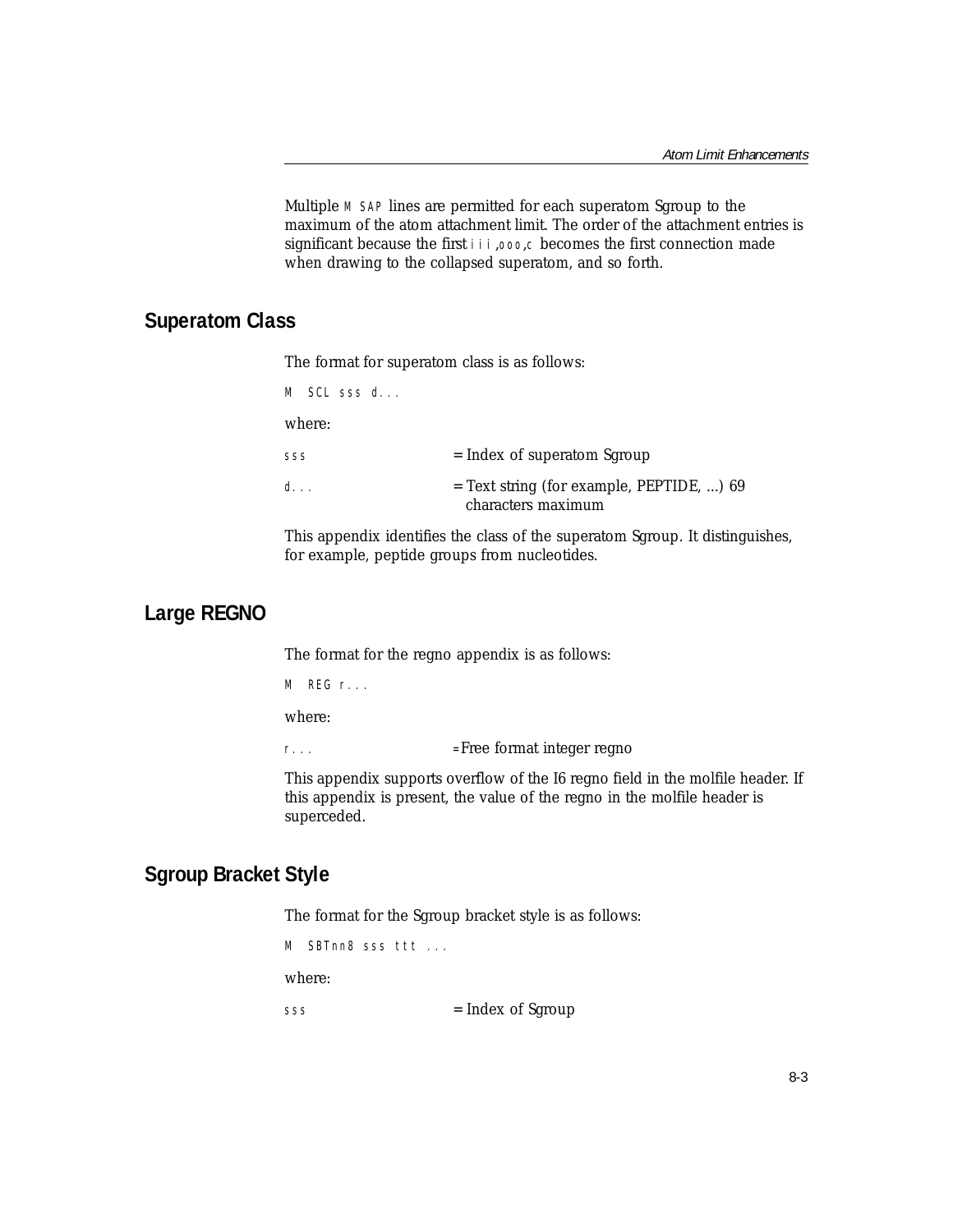Multiple `M SAP` lines are permitted for each superatom Sgroup to the maximum of the atom attachment limit. The order of the attachment entries is significant because the first `iii`,`ooo`,`c` becomes the first connection made when drawing to the collapsed superatom, and so forth.

## Superatom Class

The format for superatom class is as follows:

```
M  SCL sss d...
```

where:

| | |
|---|---|
| `sss` | = Index of superatom Sgroup |
| `d...` | = Text string (for example, PEPTIDE, ...) 69 characters maximum |

This appendix identifies the class of the superatom Sgroup. It distinguishes, for example, peptide groups from nucleotides.

## Large REGNO

The format for the regno appendix is as follows:

```
M  REG r...
```

where:

| | |
|---|---|
| `r...` | = Free format integer regno |

This appendix supports overflow of the I6 regno field in the molfile header. If this appendix is present, the value of the regno in the molfile header is superceded.

## Sgroup Bracket Style

The format for the Sgroup bracket style is as follows:

```
M  SBTnn8 sss ttt ...
```

where:

| | |
|---|---|
| `sss` | = Index of Sgroup |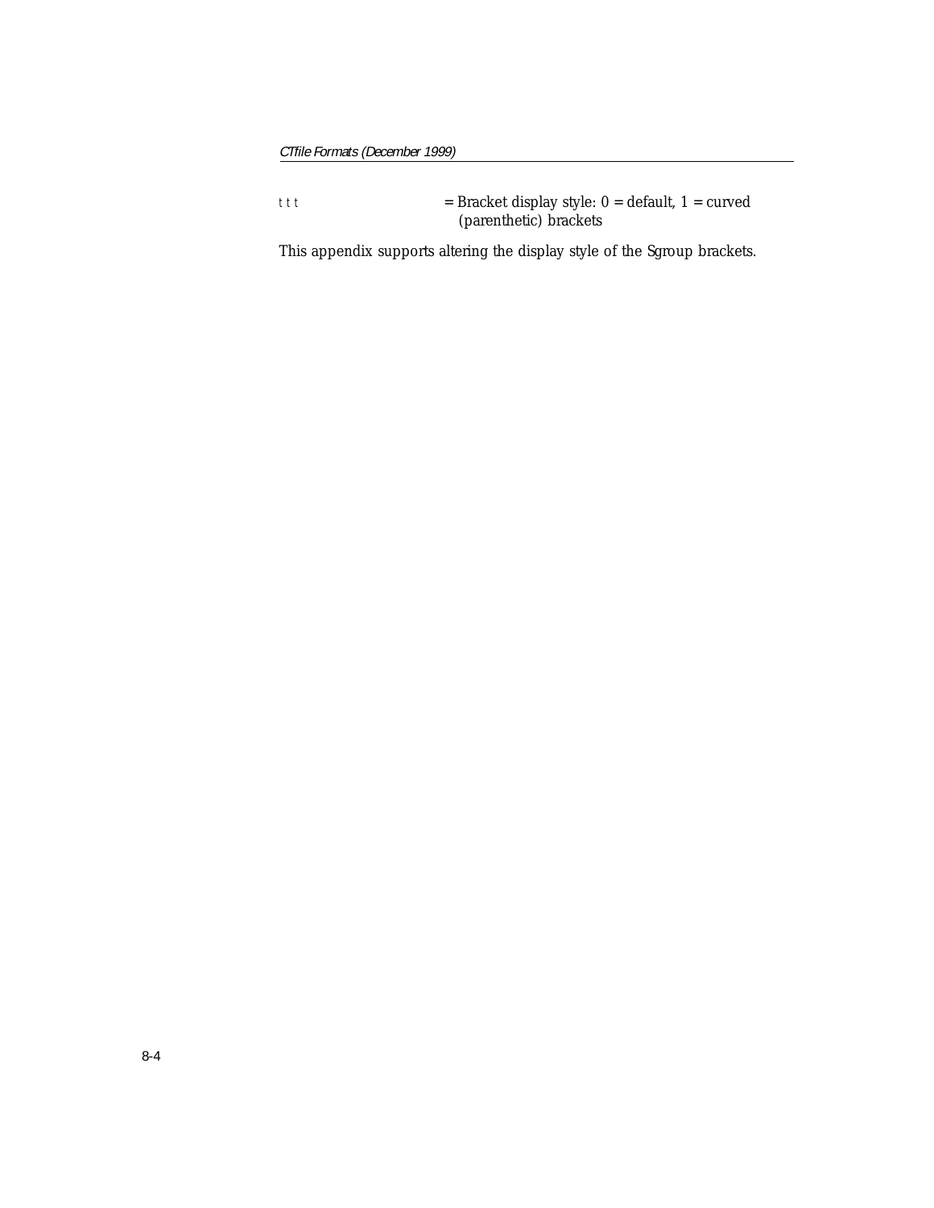ttt = Bracket display style: 0 = default, 1 = curved (parenthetic) brackets

This appendix supports altering the display style of the Sgroup brackets.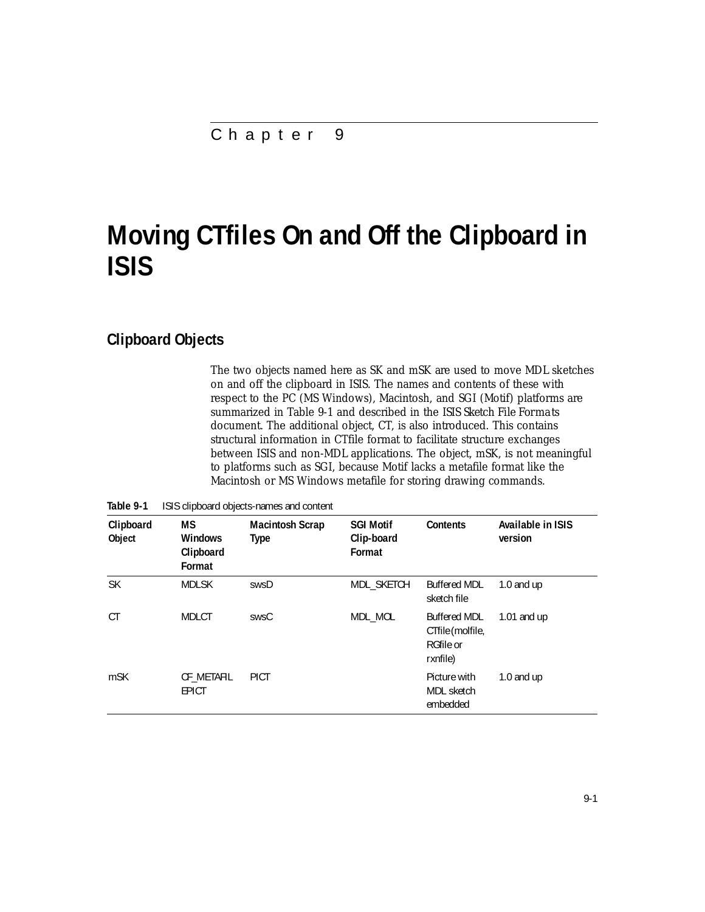Chapter 9

# Moving CTfiles On and Off the Clipboard in ISIS

## Clipboard Objects

The two objects named here as SK and mSK are used to move MDL sketches on and off the clipboard in ISIS. The names and contents of these with respect to the PC (MS Windows), Macintosh, and SGI (Motif) platforms are summarized in Table 9-1 and described in the ISIS *Sketch File Formats* document. The additional object, CT, is also introduced. This contains structural information in CTfile format to facilitate structure exchanges between ISIS and non-MDL applications. The object, mSK, is not meaningful to platforms such as SGI, because Motif lacks a metafile format like the Macintosh or MS Windows metafile for storing drawing commands.

**Table 9-1** ISIS clipboard objects-names and content

| Clipboard Object | MS Windows Clipboard Format | Macintosh Scrap Type | SGI Motif Clip-board Format | Contents | Available in ISIS version |
|---|---|---|---|---|---|
| SK | MDLSK | swsD | MDL_SKETCH | Buffered MDL sketch file | 1.0 and up |
| CT | MDLCT | swsC | MDL_MOL | Buffered MDL CTfile(molfile, RGfile or rxnfile) | 1.01 and up |
| mSK | CF_METAFILEPICT | PICT | | Picture with MDL sketch embedded | 1.0 and up |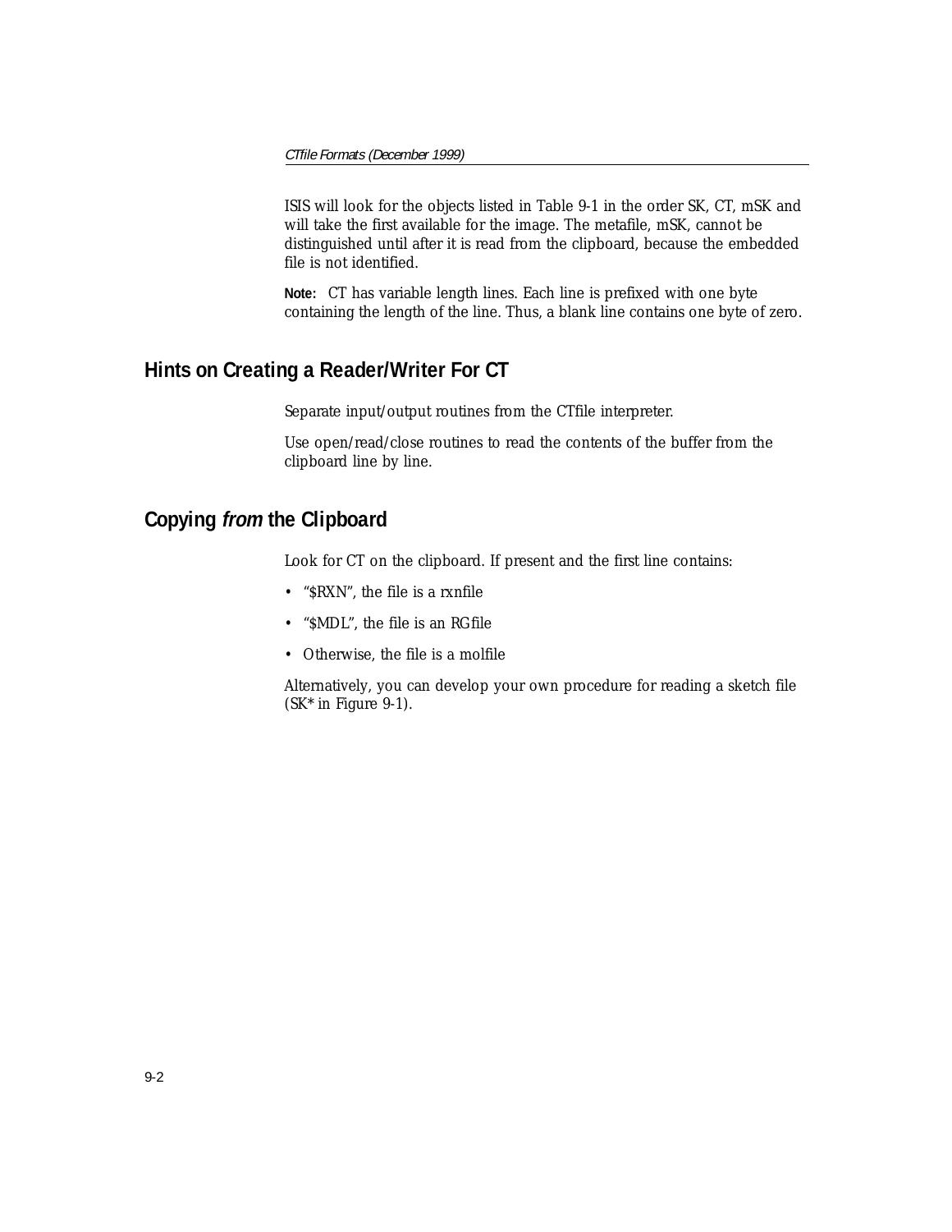ISIS will look for the objects listed in Table 9-1 in the order SK, CT, mSK and will take the first available for the image. The metafile, mSK, cannot be distinguished until after it is read from the clipboard, because the embedded file is not identified.

**Note:** CT has variable length lines. Each line is prefixed with one byte containing the length of the line. Thus, a blank line contains one byte of zero.

## Hints on Creating a Reader/Writer For CT

Separate input/output routines from the CTfile interpreter.

Use open/read/close routines to read the contents of the buffer from the clipboard line by line.

## Copying *from* the Clipboard

Look for CT on the clipboard. If present and the first line contains:

- "$RXN", the file is a rxnfile
- "$MDL", the file is an RGfile
- Otherwise, the file is a molfile

Alternatively, you can develop your own procedure for reading a sketch file (SK* in Figure 9-1).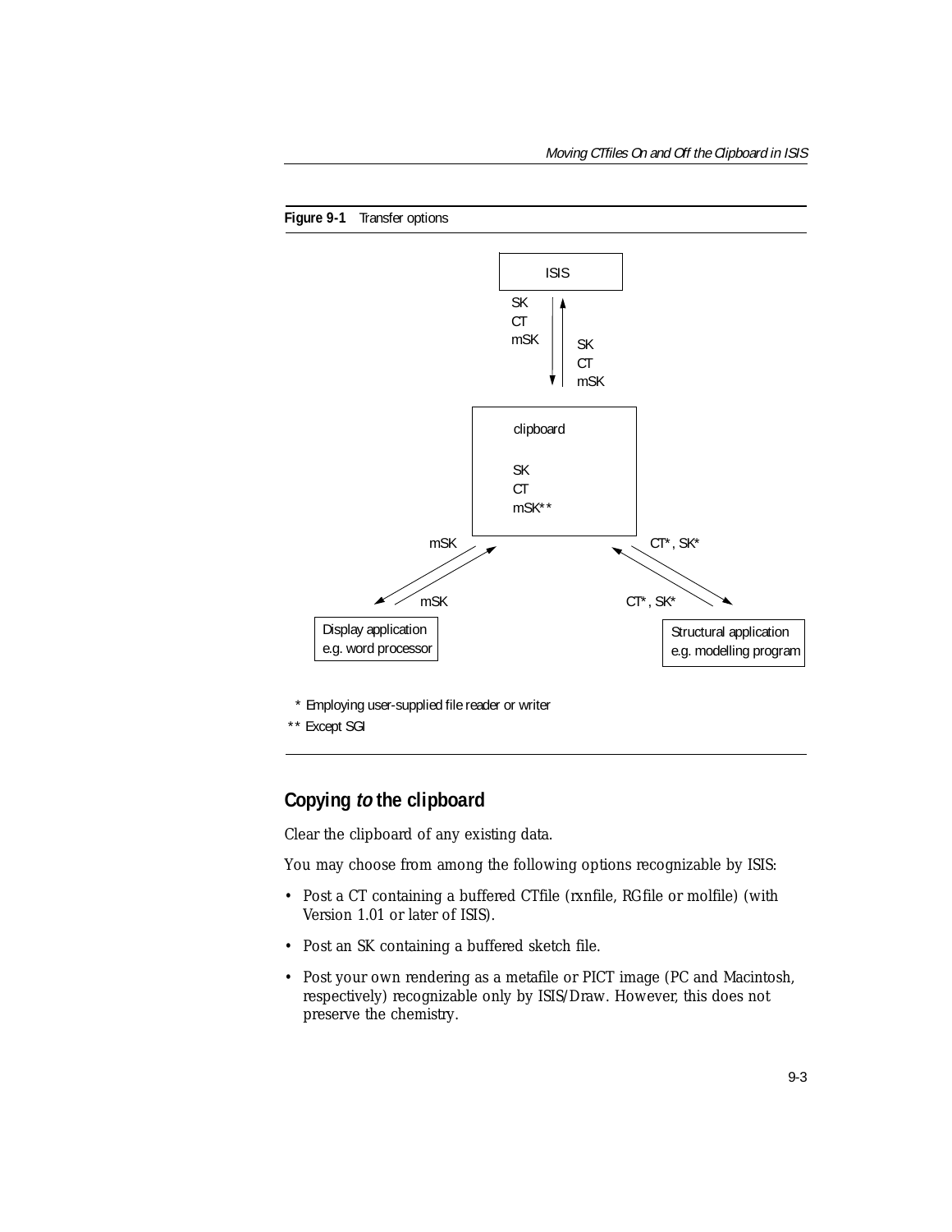**Figure 9-1** Transfer options

ISIS

SK
CT
mSK

SK
CT
mSK

clipboard

SK
CT
mSK**

mSK

mSK

CT*, SK*

CT*, SK*

Display application
e.g. word processor

Structural application
e.g. modelling program

\* Employing user-supplied file reader or writer

\*\* Except SGI

## Copying *to* the clipboard

Clear the clipboard of any existing data.

You may choose from among the following options recognizable by ISIS:

- Post a CT containing a buffered CTfile (rxnfile, RGfile or molfile) (with Version 1.01 or later of ISIS).
- Post an SK containing a buffered sketch file.
- Post your own rendering as a metafile or PICT image (PC and Macintosh, respectively) recognizable only by ISIS/Draw. However, this does not preserve the chemistry.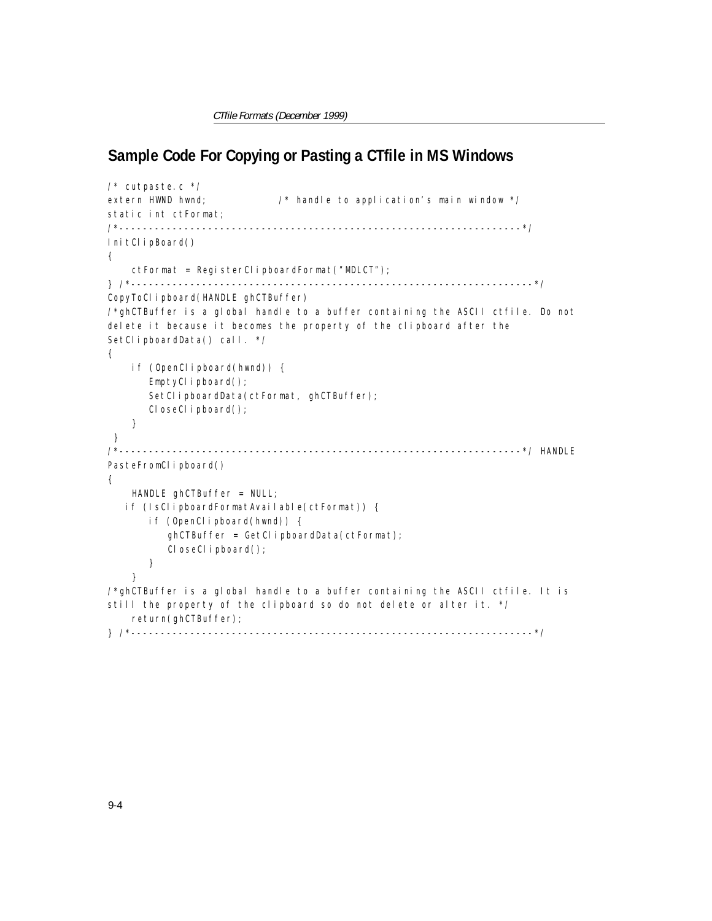## Sample Code For Copying or Pasting a CTfile in MS Windows

```
/* cutpaste.c */
extern HWND hwnd;            /* handle to application's main window */
static int ctFormat;
/*-------------------------------------------------------------------*/
InitClipBoard()
{
    ctFormat = RegisterClipboardFormat("MDLCT");
} /*-------------------------------------------------------------------*/
CopyToClipboard(HANDLE ghCTBuffer)
/*ghCTBuffer is a global handle to a buffer containing the ASCII ctfile. Do not
delete it because it becomes the property of the clipboard after the
SetClipboardData() call. */
{
    if (OpenClipboard(hwnd)) {
       EmptyClipboard();
       SetClipboardData(ctFormat, ghCTBuffer);
       CloseClipboard();
    }
 }
/*-------------------------------------------------------------------*/ HANDLE
PasteFromClipboard()
{
    HANDLE ghCTBuffer = NULL;
   if (IsClipboardFormatAvailable(ctFormat)) {
       if (OpenClipboard(hwnd)) {
           ghCTBuffer = GetClipboardData(ctFormat);
           CloseClipboard();
       }
    }
/*ghCTBuffer is a global handle to a buffer containing the ASCII ctfile. It is
still the property of the clipboard so do not delete or alter it. */
    return(ghCTBuffer);
} /*-------------------------------------------------------------------*/
```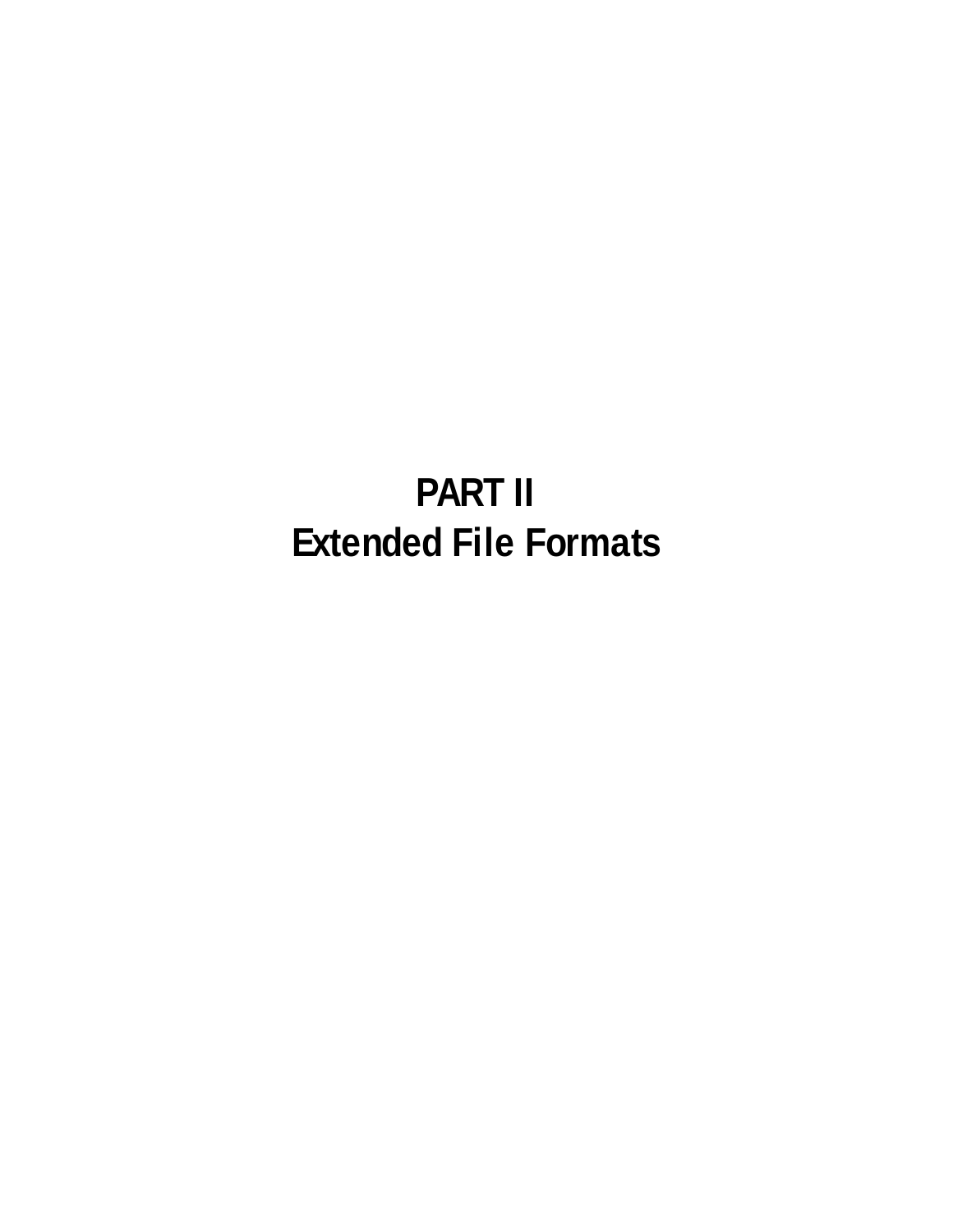# PART II
# Extended File Formats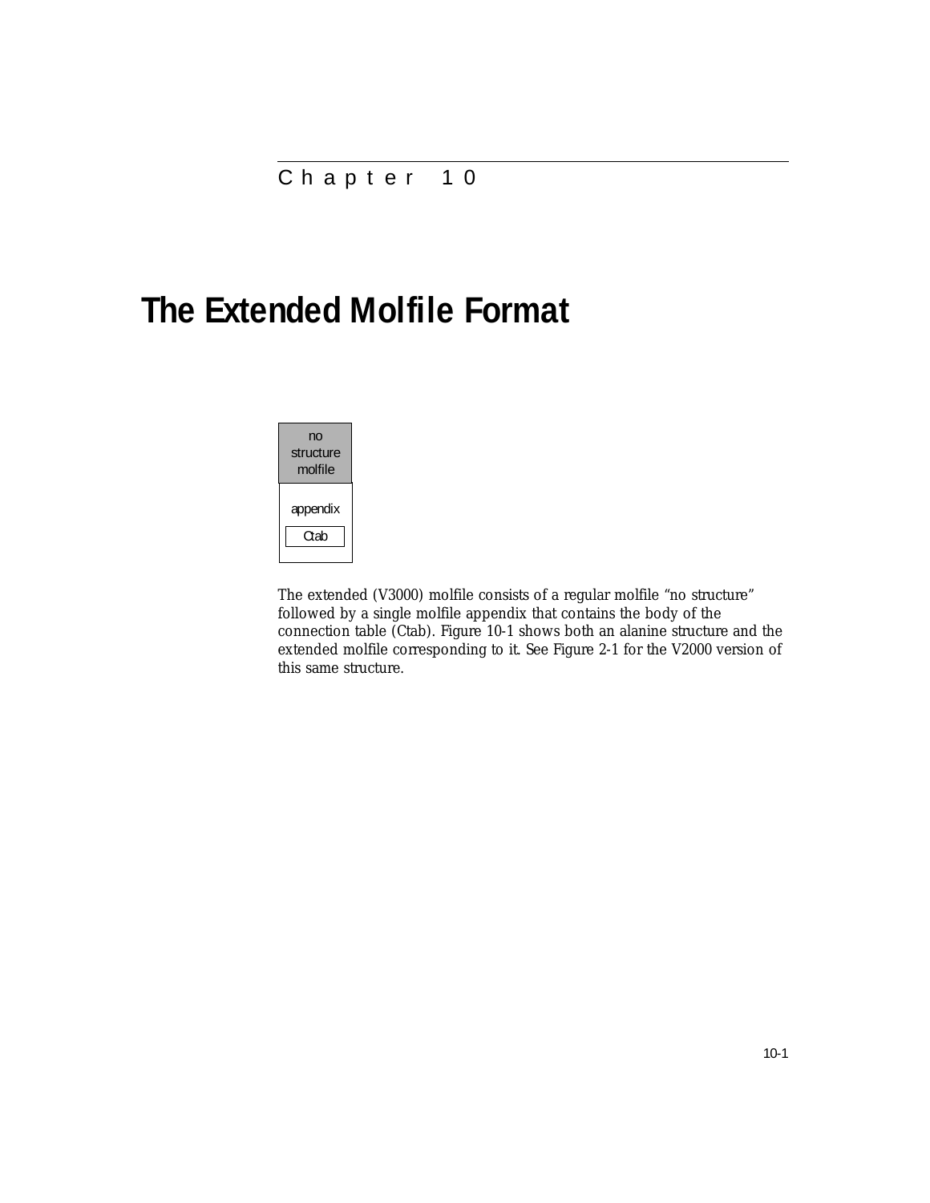Chapter 10

# The Extended Molfile Format

no structure molfile

appendix

Ctab

The extended (V3000) molfile consists of a regular molfile “no structure” followed by a single molfile appendix that contains the body of the connection table (Ctab). Figure 10-1 shows both an alanine structure and the extended molfile corresponding to it. See Figure 2-1 for the V2000 version of this same structure.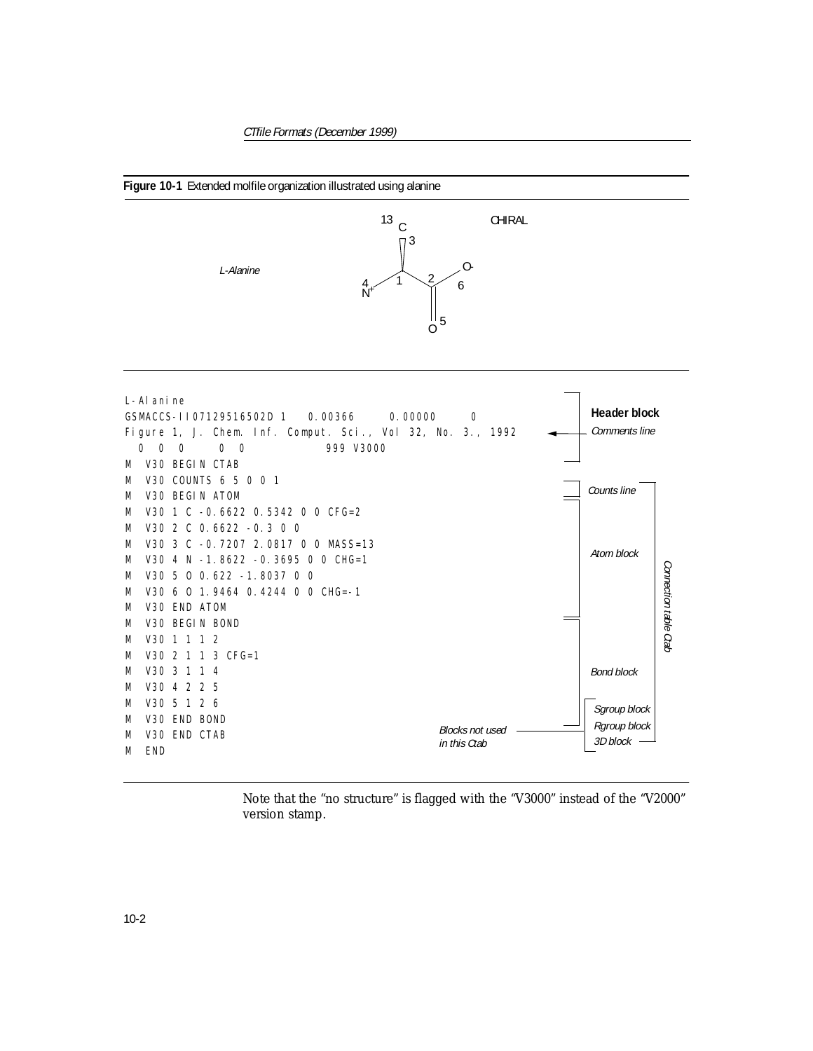**Figure 10-1** Extended molfile organization illustrated using alanine

```
L-Alanine
GSMACCS-II07129516502D 1   0.00366     0.00000     0
Figure 1, J. Chem. Inf. Comput. Sci., Vol 32, No. 3., 1992
  0  0  0     0  0              999 V3000
M  V30 BEGIN CTAB
M  V30 COUNTS 6 5 0 0 1
M  V30 BEGIN ATOM
M  V30 1 C -0.6622 0.5342 0 0 CFG=2
M  V30 2 C 0.6622 -0.3 0 0
M  V30 3 C -0.7207 2.0817 0 0 MASS=13
M  V30 4 N -1.8622 -0.3695 0 0 CHG=1
M  V30 5 O 0.622 -1.8037 0 0
M  V30 6 O 1.9464 0.4244 0 0 CHG=-1
M  V30 END ATOM
M  V30 BEGIN BOND
M  V30 1 1 1 2
M  V30 2 1 1 3 CFG=1
M  V30 3 1 1 4
M  V30 4 2 2 5
M  V30 5 1 2 6
M  V30 END BOND
M  V30 END CTAB
M  END
```

Annotations: **Header block** (first four lines; the third line is the *Comments line*); *Connection table Ctab* (from `M V30 BEGIN CTAB` to `M V30 END CTAB`), comprising the *Counts line*, *Atom block*, *Bond block*; *Sgroup block*, *Rgroup block*, *3D block* — *Blocks not used in this Ctab*.

Note that the "no structure" is flagged with the "V3000" instead of the "V2000" version stamp.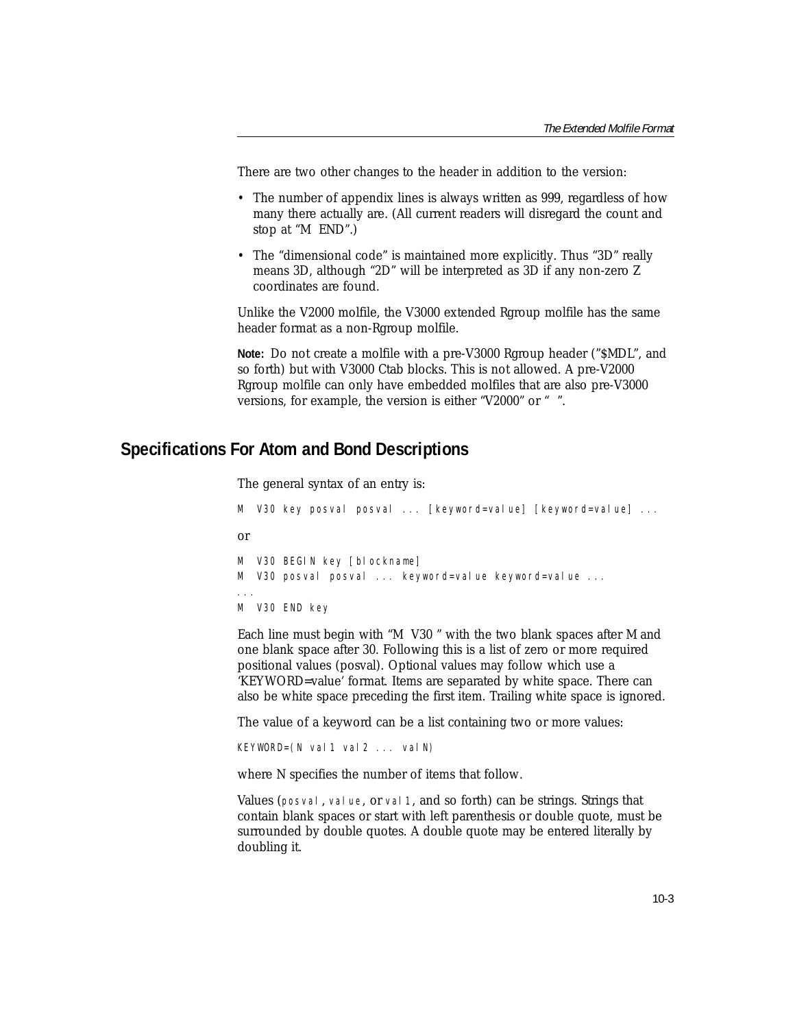There are two other changes to the header in addition to the version:

- The number of appendix lines is always written as 999, regardless of how many there actually are. (All current readers will disregard the count and stop at "M  END".)
- The "dimensional code" is maintained more explicitly. Thus "3D" really means 3D, although "2D" will be interpreted as 3D if any non-zero Z coordinates are found.

Unlike the V2000 molfile, the V3000 extended Rgroup molfile has the same header format as a non-Rgroup molfile.

**Note:** Do not create a molfile with a pre-V3000 Rgroup header ("$MDL", and so forth) but with V3000 Ctab blocks. This is not allowed. A pre-V2000 Rgroup molfile can only have embedded molfiles that are also pre-V3000 versions, for example, the version is either "V2000" or "  ".

## Specifications For Atom and Bond Descriptions

The general syntax of an entry is:

```
M  V30 key posval posval ... [keyword=value] [keyword=value] ...
```

or

```
M  V30 BEGIN key [blockname]
M  V30 posval posval ... keyword=value keyword=value ...
...
M  V30 END key
```

Each line must begin with "M  V30 " with the two blank spaces after M and one blank space after 30. Following this is a list of zero or more required positional values (posval). Optional values may follow which use a 'KEYWORD=value' format. Items are separated by white space. There can also be white space preceding the first item. Trailing white space is ignored.

The value of a keyword can be a list containing two or more values:

```
KEYWORD=(N val1 val2 ... valN)
```

where N specifies the number of items that follow.

Values (`posval`, `value`, or `val1`, and so forth) can be strings. Strings that contain blank spaces or start with left parenthesis or double quote, must be surrounded by double quotes. A double quote may be entered literally by doubling it.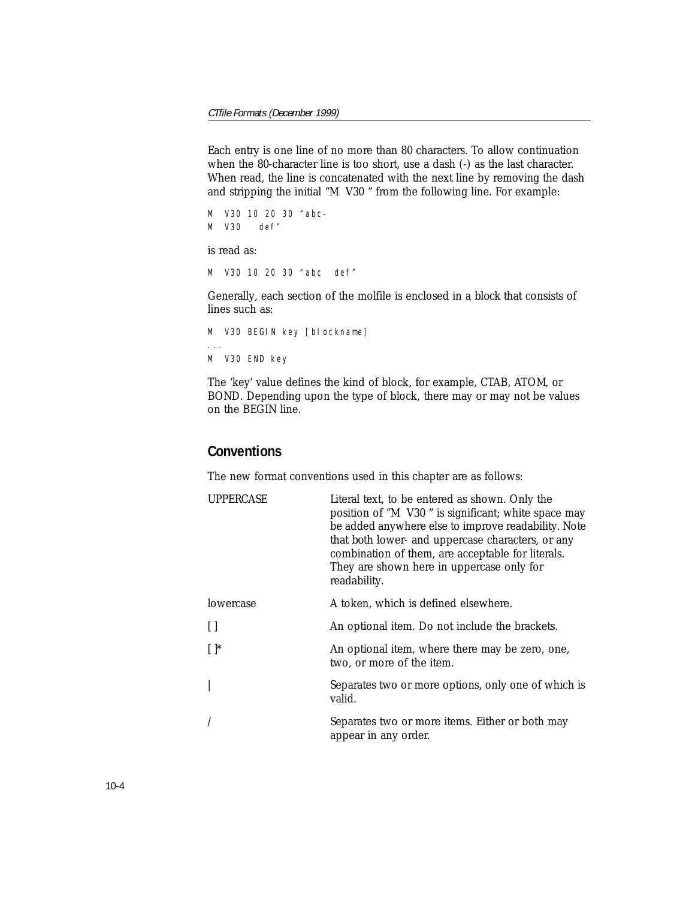Each entry is one line of no more than 80 characters. To allow continuation when the 80-character line is too short, use a dash (-) as the last character. When read, the line is concatenated with the next line by removing the dash and stripping the initial "M V30 " from the following line. For example:

```
M  V30 10 20 30 "abc-
M  V30   def"
```

is read as:

```
M  V30 10 20 30 "abc  def"
```

Generally, each section of the molfile is enclosed in a block that consists of lines such as:

```
M  V30 BEGIN key [blockname]
...
M  V30 END key
```

The 'key' value defines the kind of block, for example, CTAB, ATOM, or BOND. Depending upon the type of block, there may or may not be values on the BEGIN line.

## Conventions

The new format conventions used in this chapter are as follows:

| | |
|---|---|
| UPPERCASE | Literal text, to be entered as shown. Only the position of "M V30 " is significant; white space may be added anywhere else to improve readability. Note that both lower- and uppercase characters, or any combination of them, are acceptable for literals. They are shown here in uppercase only for readability. |
| lowercase | A token, which is defined elsewhere. |
| [ ] | An optional item. Do not include the brackets. |
| [ ]* | An optional item, where there may be zero, one, two, or more of the item. |
| \| | Separates two or more options, only one of which is valid. |
| / | Separates two or more items. Either or both may appear in any order. |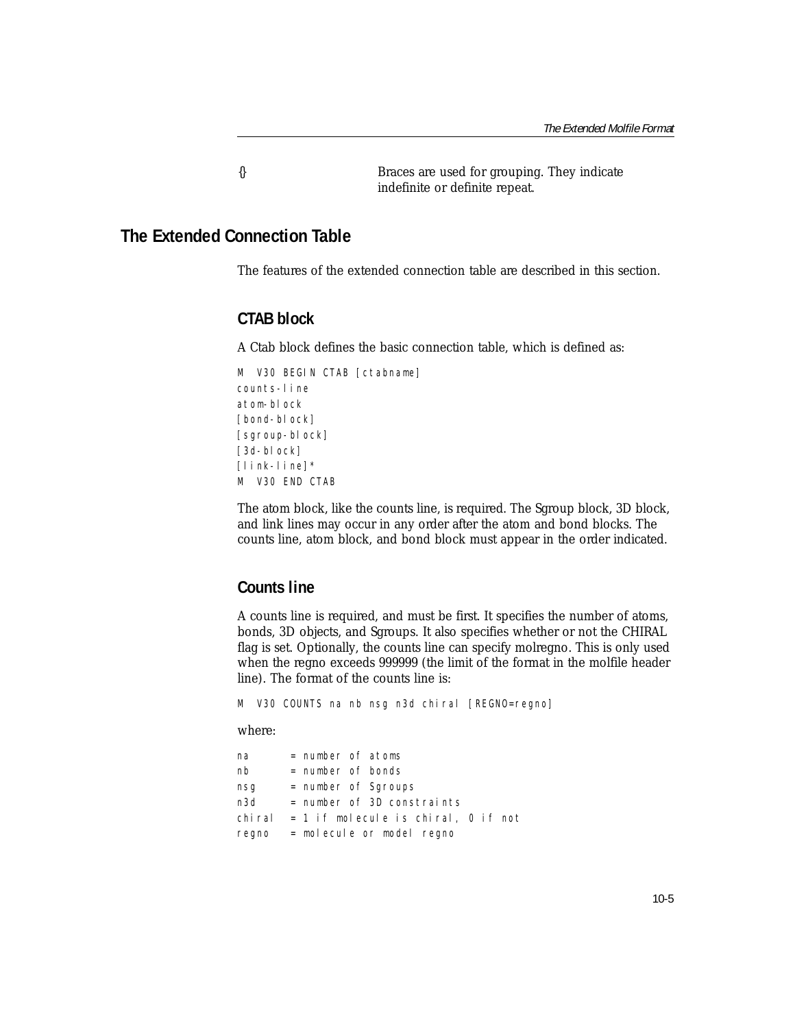{}	Braces are used for grouping. They indicate indefinite or definite repeat.

## The Extended Connection Table

The features of the extended connection table are described in this section.

### CTAB block

A Ctab block defines the basic connection table, which is defined as:

```
M  V30 BEGIN CTAB [ctabname]
counts-line
atom-block
[bond-block]
[sgroup-block]
[3d-block]
[link-line]*
M  V30 END CTAB
```

The atom block, like the counts line, is required. The Sgroup block, 3D block, and link lines may occur in any order after the atom and bond blocks. The counts line, atom block, and bond block must appear in the order indicated.

### Counts line

A counts line is required, and must be first. It specifies the number of atoms, bonds, 3D objects, and Sgroups. It also specifies whether or not the CHIRAL flag is set. Optionally, the counts line can specify molregno. This is only used when the regno exceeds 999999 (the limit of the format in the molfile header line). The format of the counts line is:

```
M  V30 COUNTS na nb nsg n3d chiral [REGNO=regno]
```

where:

```
na      = number of atoms
nb      = number of bonds
nsg     = number of Sgroups
n3d     = number of 3D constraints
chiral  = 1 if molecule is chiral, 0 if not
regno   = molecule or model regno
```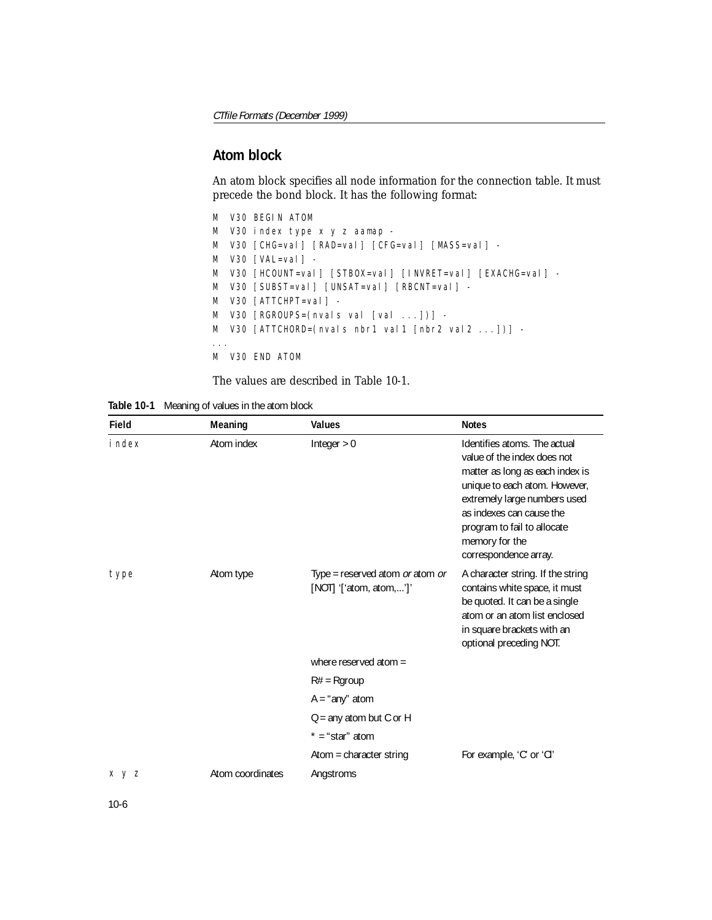## Atom block

An atom block specifies all node information for the connection table. It must precede the bond block. It has the following format:

```
M  V30 BEGIN ATOM
M  V30 index type x y z aamap -
M  V30 [CHG=val] [RAD=val] [CFG=val] [MASS=val] -
M  V30 [VAL=val] -
M  V30 [HCOUNT=val] [STBOX=val] [INVRET=val] [EXACHG=val] -
M  V30 [SUBST=val] [UNSAT=val] [RBCNT=val] -
M  V30 [ATTCHPT=val] -
M  V30 [RGROUPS=(nvals val [val ...])] -
M  V30 [ATTCHORD=(nvals nbr1 val1 [nbr2 val2 ...])] -
...
M  V30 END ATOM
```

The values are described in Table 10-1.

**Table 10-1** Meaning of values in the atom block

| Field | Meaning | Values | Notes |
|---|---|---|---|
| `index` | Atom index | Integer > 0 | Identifies atoms. The actual value of the index does not matter as long as each index is unique to each atom. However, extremely large numbers used as indexes can cause the program to fail to allocate memory for the correspondence array. |
| `type` | Atom type | Type = reserved atom *or* atom *or* [NOT] '['atom, atom,...']' | A character string. If the string contains white space, it must be quoted. It can be a single atom or an atom list enclosed in square brackets with an optional preceding NOT. |
| | | where reserved atom = | |
| | | R# = Rgroup | |
| | | A = "any" atom | |
| | | Q = any atom but C or H | |
| | | * = "star" atom | |
| | | Atom = character string | For example, 'C' or 'Cl' |
| `x y z` | Atom coordinates | Angstroms | |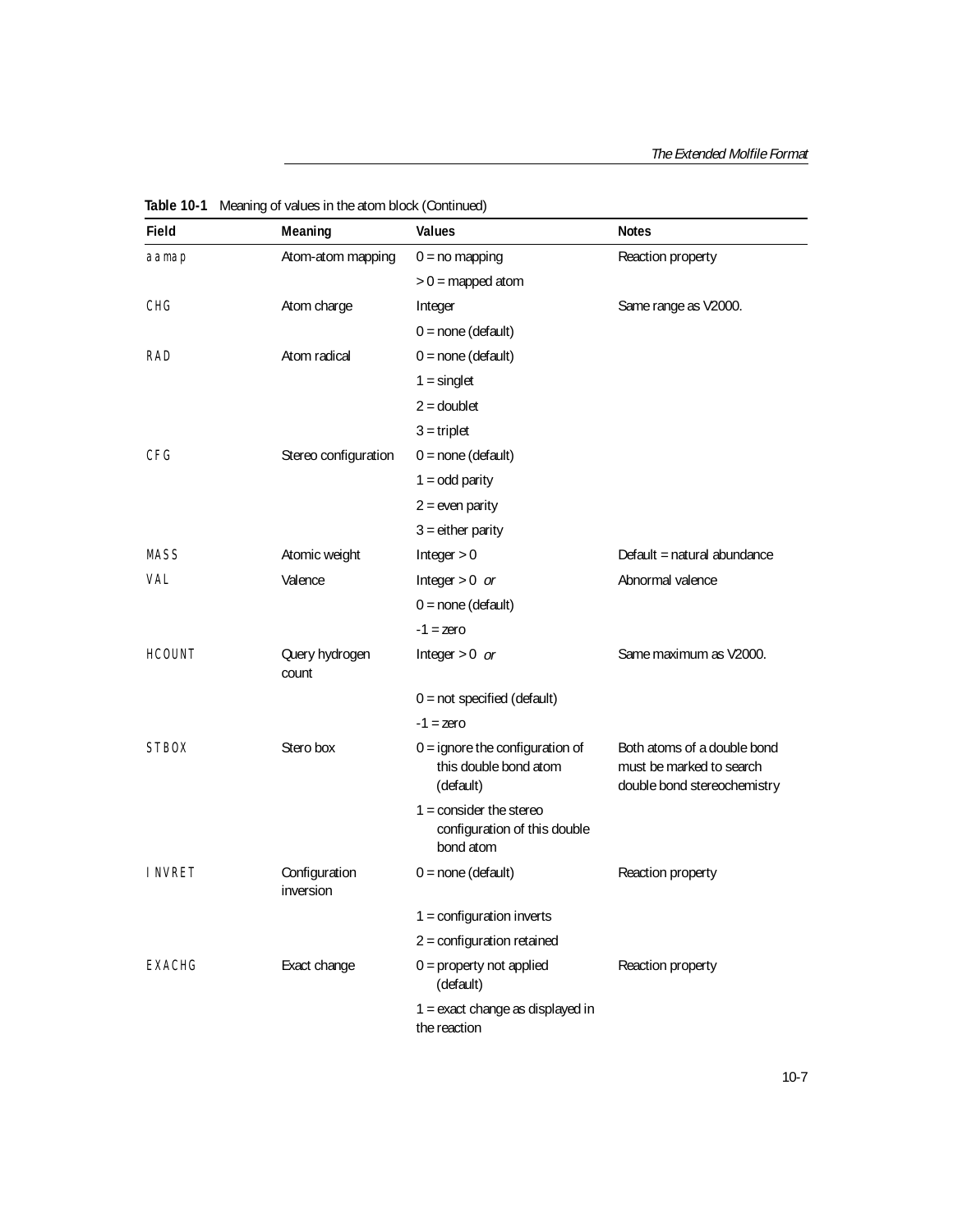**Table 10-1** Meaning of values in the atom block (Continued)

| Field | Meaning | Values | Notes |
|---|---|---|---|
| aamap | Atom-atom mapping | 0 = no mapping | Reaction property |
| | | > 0 = mapped atom | |
| CHG | Atom charge | Integer | Same range as V2000. |
| | | 0 = none (default) | |
| RAD | Atom radical | 0 = none (default) | |
| | | 1 = singlet | |
| | | 2 = doublet | |
| | | 3 = triplet | |
| CFG | Stereo configuration | 0 = none (default) | |
| | | 1 = odd parity | |
| | | 2 = even parity | |
| | | 3 = either parity | |
| MASS | Atomic weight | Integer > 0 | Default = natural abundance |
| VAL | Valence | Integer > 0 *or* | Abnormal valence |
| | | 0 = none (default) | |
| | | -1 = zero | |
| HCOUNT | Query hydrogen count | Integer > 0 *or* | Same maximum as V2000. |
| | | 0 = not specified (default) | |
| | | -1 = zero | |
| STBOX | Stero box | 0 = ignore the configuration of this double bond atom (default) | Both atoms of a double bond must be marked to search double bond stereochemistry |
| | | 1 = consider the stereo configuration of this double bond atom | |
| INVRET | Configuration inversion | 0 = none (default) | Reaction property |
| | | 1 = configuration inverts | |
| | | 2 = configuration retained | |
| EXACHG | Exact change | 0 = property not applied (default) | Reaction property |
| | | 1 = exact change as displayed in the reaction | |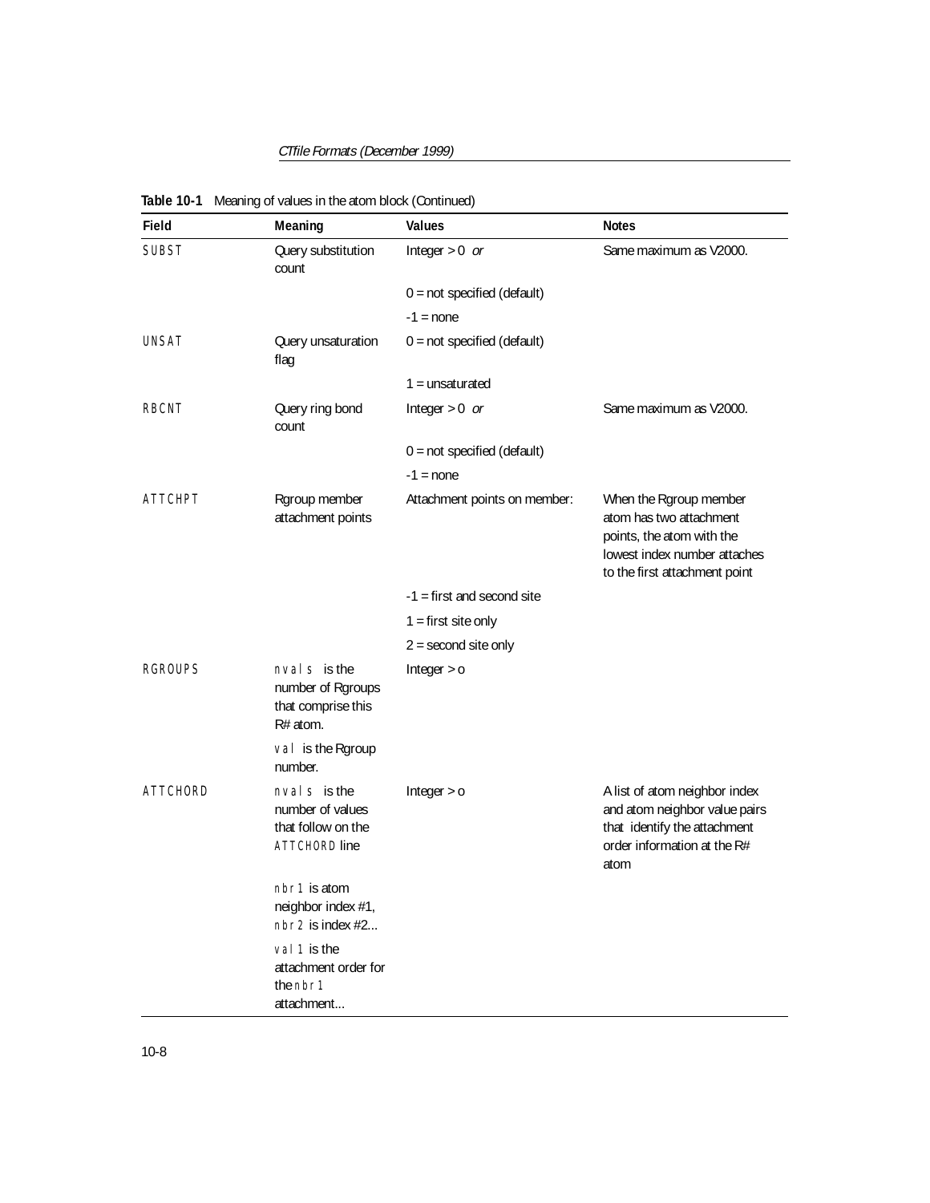**Table 10-1** Meaning of values in the atom block (Continued)

| Field | Meaning | Values | Notes |
|---|---|---|---|
| SUBST | Query substitution count | Integer > 0 *or* | Same maximum as V2000. |
| | | 0 = not specified (default) | |
| | | -1 = none | |
| UNSAT | Query unsaturation flag | 0 = not specified (default) | |
| | | 1 = unsaturated | |
| RBCNT | Query ring bond count | Integer > 0 *or* | Same maximum as V2000. |
| | | 0 = not specified (default) | |
| | | -1 = none | |
| ATTCHPT | Rgroup member attachment points | Attachment points on member: | When the Rgroup member atom has two attachment points, the atom with the lowest index number attaches to the first attachment point |
| | | -1 = first and second site | |
| | | 1 = first site only | |
| | | 2 = second site only | |
| RGROUPS | nvals is the number of Rgroups that comprise this R# atom. | Integer > o | |
| | val is the Rgroup number. | | |
| ATTCHORD | nvals is the number of values that follow on the ATTCHORD line | Integer > o | A list of atom neighbor index and atom neighbor value pairs that identify the attachment order information at the R# atom |
| | nbr1 is atom neighbor index #1, nbr2 is index #2... | | |
| | val1 is the attachment order for the nbr1 attachment... | | |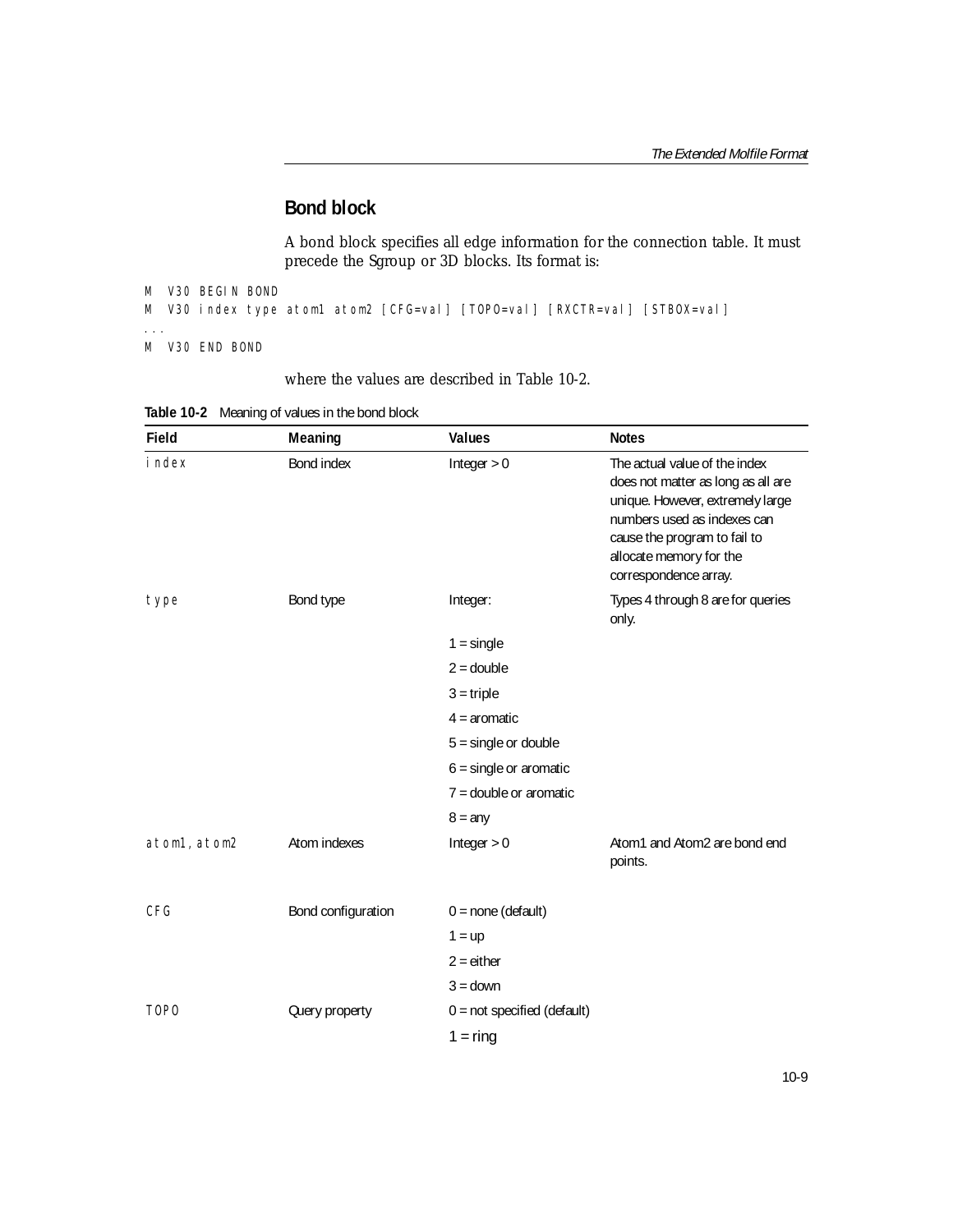## Bond block

A bond block specifies all edge information for the connection table. It must precede the Sgroup or 3D blocks. Its format is:

```
M  V30 BEGIN BOND
M  V30 index type atom1 atom2 [CFG=val] [TOPO=val] [RXCTR=val] [STBOX=val]
...
M  V30 END BOND
```

where the values are described in Table 10-2.

**Table 10-2** Meaning of values in the bond block

| Field | Meaning | Values | Notes |
|---|---|---|---|
| index | Bond index | Integer > 0 | The actual value of the index does not matter as long as all are unique. However, extremely large numbers used as indexes can cause the program to fail to allocate memory for the correspondence array. |
| type | Bond type | Integer: | Types 4 through 8 are for queries only. |
| | | 1 = single | |
| | | 2 = double | |
| | | 3 = triple | |
| | | 4 = aromatic | |
| | | 5 = single or double | |
| | | 6 = single or aromatic | |
| | | 7 = double or aromatic | |
| | | 8 = any | |
| atom1, atom2 | Atom indexes | Integer > 0 | Atom1 and Atom2 are bond end points. |
| CFG | Bond configuration | 0 = none (default) | |
| | | 1 = up | |
| | | 2 = either | |
| | | 3 = down | |
| TOPO | Query property | 0 = not specified (default) | |
| | | 1 = ring | |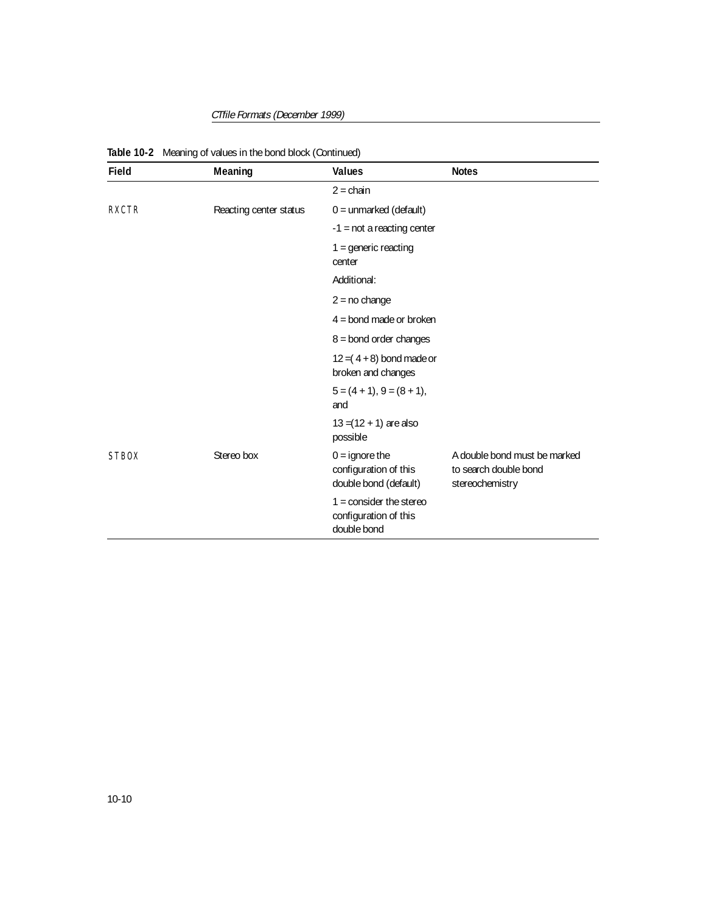**Table 10-2** Meaning of values in the bond block (Continued)

| Field | Meaning | Values | Notes |
|---|---|---|---|
| | | 2 = chain | |
| RXCTR | Reacting center status | 0 = unmarked (default) | |
| | | -1 = not a reacting center | |
| | | 1 = generic reacting center | |
| | | Additional: | |
| | | 2 = no change | |
| | | 4 = bond made or broken | |
| | | 8 = bond order changes | |
| | | 12 =( 4 + 8) bond made or broken and changes | |
| | | 5 = (4 + 1), 9 = (8 + 1), and | |
| | | 13 =(12 + 1) are also possible | |
| STBOX | Stereo box | 0 = ignore the configuration of this double bond (default) | A double bond must be marked to search double bond stereochemistry |
| | | 1 = consider the stereo configuration of this double bond | |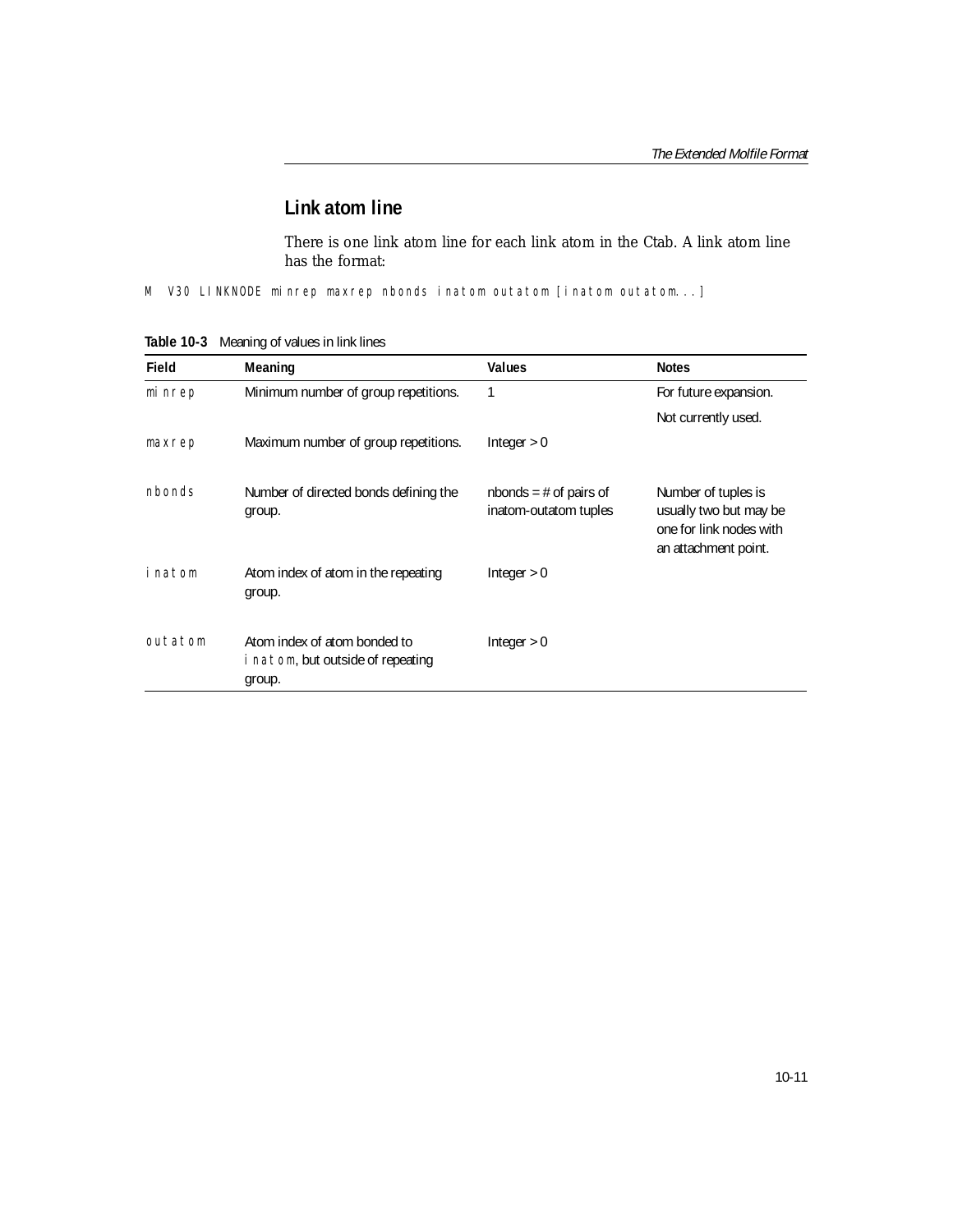## Link atom line

There is one link atom line for each link atom in the Ctab. A link atom line has the format:

```
M  V30 LINKNODE minrep maxrep nbonds inatom outatom [inatom outatom...]
```

**Table 10-3** Meaning of values in link lines

| Field | Meaning | Values | Notes |
|---|---|---|---|
| minrep | Minimum number of group repetitions. | 1 | For future expansion. Not currently used. |
| maxrep | Maximum number of group repetitions. | Integer > 0 | |
| nbonds | Number of directed bonds defining the group. | nbonds = # of pairs of inatom-outatom tuples | Number of tuples is usually two but may be one for link nodes with an attachment point. |
| inatom | Atom index of atom in the repeating group. | Integer > 0 | |
| outatom | Atom index of atom bonded to inatom, but outside of repeating group. | Integer > 0 | |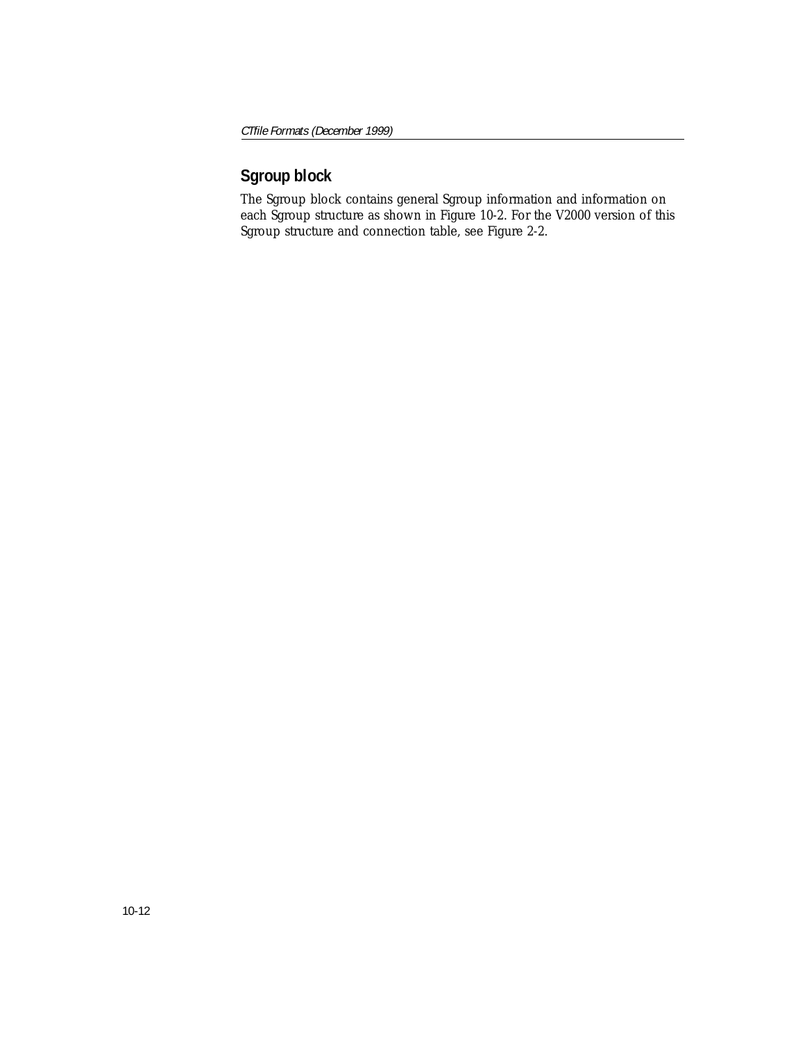## Sgroup block

The Sgroup block contains general Sgroup information and information on each Sgroup structure as shown in Figure 10-2. For the V2000 version of this Sgroup structure and connection table, see Figure 2-2.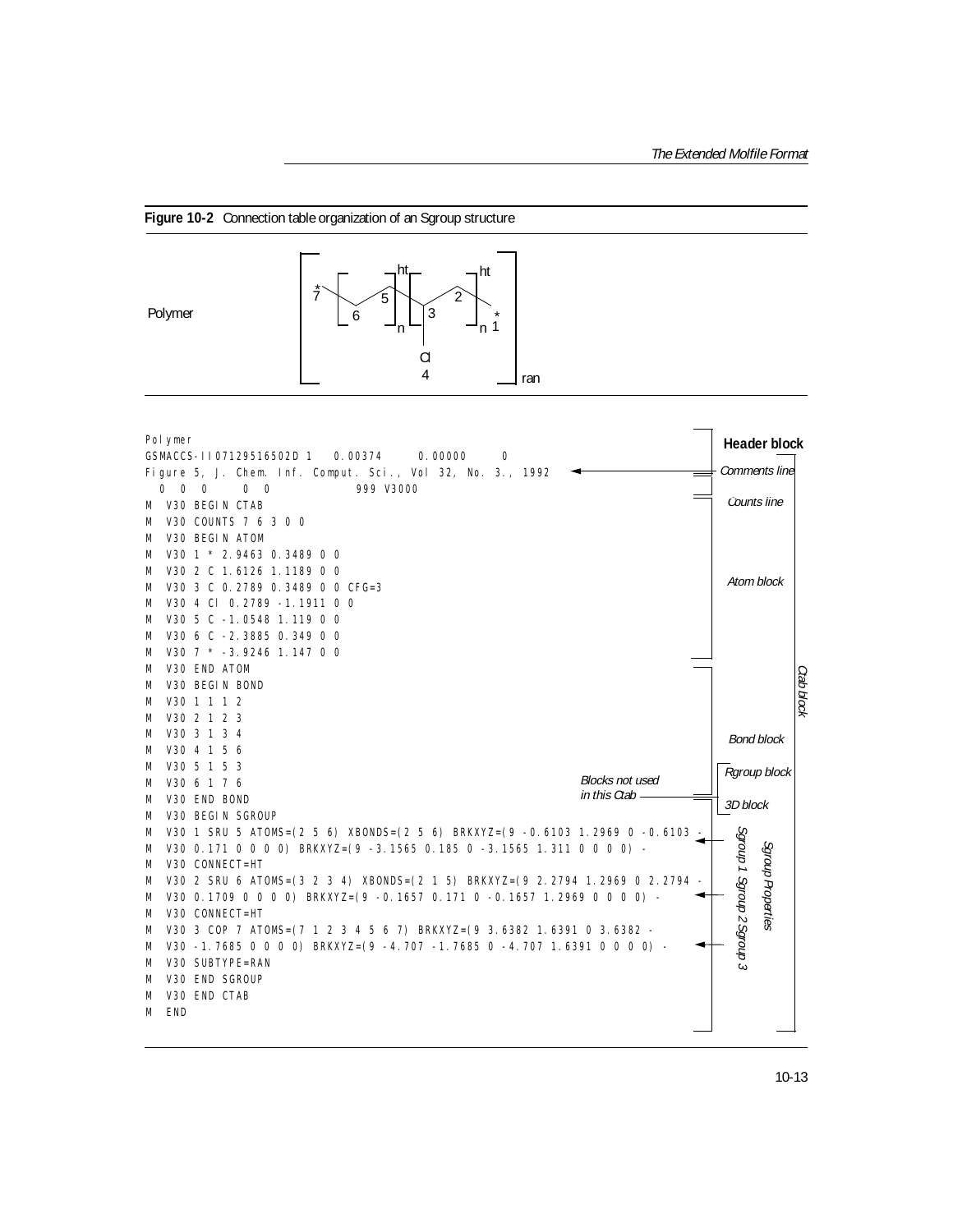**Figure 10-2** Connection table organization of an Sgroup structure

Polymer

```
Polymer
GSMACCS-II07129516502D 1   0.00374     0.00000     0
Figure 5, J. Chem. Inf. Comput. Sci., Vol 32, No. 3., 1992
  0  0  0     0  0            999 V3000
M  V30 BEGIN CTAB
M  V30 COUNTS 7 6 3 0 0
M  V30 BEGIN ATOM
M  V30 1 * 2.9463 0.3489 0 0
M  V30 2 C 1.6126 1.1189 0 0
M  V30 3 C 0.2789 0.3489 0 0 CFG=3
M  V30 4 Cl 0.2789 -1.1911 0 0
M  V30 5 C -1.0548 1.119 0 0
M  V30 6 C -2.3885 0.349 0 0
M  V30 7 * -3.9246 1.147 0 0
M  V30 END ATOM
M  V30 BEGIN BOND
M  V30 1 1 1 2
M  V30 2 1 2 3
M  V30 3 1 3 4
M  V30 4 1 5 6
M  V30 5 1 5 3
M  V30 6 1 7 6
M  V30 END BOND
M  V30 BEGIN SGROUP
M  V30 1 SRU 5 ATOMS=(2 5 6) XBONDS=(2 5 6) BRKXYZ=(9 -0.6103 1.2969 0 -0.6103 -
M  V30 0.171 0 0 0 0) BRKXYZ=(9 -3.1565 0.185 0 -3.1565 1.311 0 0 0 0) -
M  V30 CONNECT=HT
M  V30 2 SRU 6 ATOMS=(3 2 3 4) XBONDS=(2 1 5) BRKXYZ=(9 2.2794 1.2969 0 2.2794 -
M  V30 0.1709 0 0 0 0) BRKXYZ=(9 -0.1657 0.171 0 -0.1657 1.2969 0 0 0 0) -
M  V30 CONNECT=HT
M  V30 3 COP 7 ATOMS=(7 1 2 3 4 5 6 7) BRKXYZ=(9 3.6382 1.6391 0 3.6382 -
M  V30 -1.7685 0 0 0 0) BRKXYZ=(9 -4.707 -1.7685 0 -4.707 1.6391 0 0 0 0) -
M  V30 SUBTYPE=RAN
M  V30 END SGROUP
M  V30 END CTAB
M  END
```

Annotations: Header block; Comments line; Counts line; Atom block; Bond block; Rgroup block; 3D block; Blocks not used in this Ctab; Sgroup 1; Sgroup 2; Sgroup 3; Sgroup Properties; Ctab block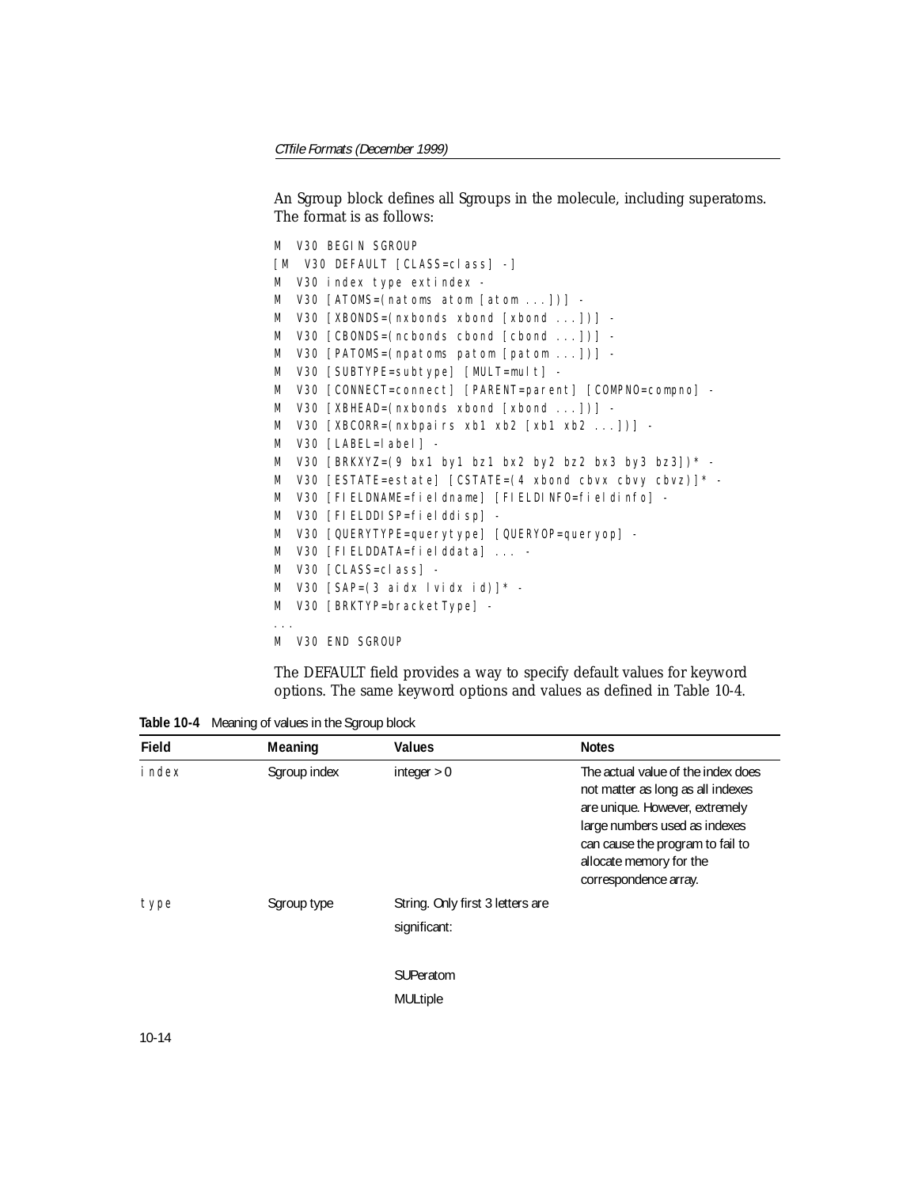An Sgroup block defines all Sgroups in the molecule, including superatoms. The format is as follows:

```
M  V30 BEGIN SGROUP
[M  V30 DEFAULT [CLASS=class] -]
M  V30 index type extindex -
M  V30 [ATOMS=(natoms atom [atom ...])] -
M  V30 [XBONDS=(nxbonds xbond [xbond ...])] -
M  V30 [CBONDS=(ncbonds cbond [cbond ...])] -
M  V30 [PATOMS=(npatoms patom [patom ...])] -
M  V30 [SUBTYPE=subtype] [MULT=mult] -
M  V30 [CONNECT=connect] [PARENT=parent] [COMPNO=compno] -
M  V30 [XBHEAD=(nxbonds xbond [xbond ...])] -
M  V30 [XBCORR=(nxbpairs xb1 xb2 [xb1 xb2 ...])] -
M  V30 [LABEL=label] -
M  V30 [BRKXYZ=(9 bx1 by1 bz1 bx2 by2 bz2 bx3 by3 bz3])* -
M  V30 [ESTATE=estate] [CSTATE=(4 xbond cbvx cbvy cbvz)]* -
M  V30 [FIELDNAME=fieldname] [FIELDINFO=fieldinfo] -
M  V30 [FIELDDISP=fielddisp] -
M  V30 [QUERYTYPE=querytype] [QUERYOP=queryop] -
M  V30 [FIELDDATA=fielddata] ... -
M  V30 [CLASS=class] -
M  V30 [SAP=(3 aidx lvidx id)]* -
M  V30 [BRKTYP=bracketType] -
...
M  V30 END SGROUP
```

The DEFAULT field provides a way to specify default values for keyword options. The same keyword options and values as defined in Table 10-4.

**Table 10-4** Meaning of values in the Sgroup block

| Field | Meaning | Values | Notes |
|---|---|---|---|
| `index` | Sgroup index | integer > 0 | The actual value of the index does not matter as long as all indexes are unique. However, extremely large numbers used as indexes can cause the program to fail to allocate memory for the correspondence array. |
| `type` | Sgroup type | String. Only first 3 letters are significant:<br><br>SUPeratom<br>MULtiple | |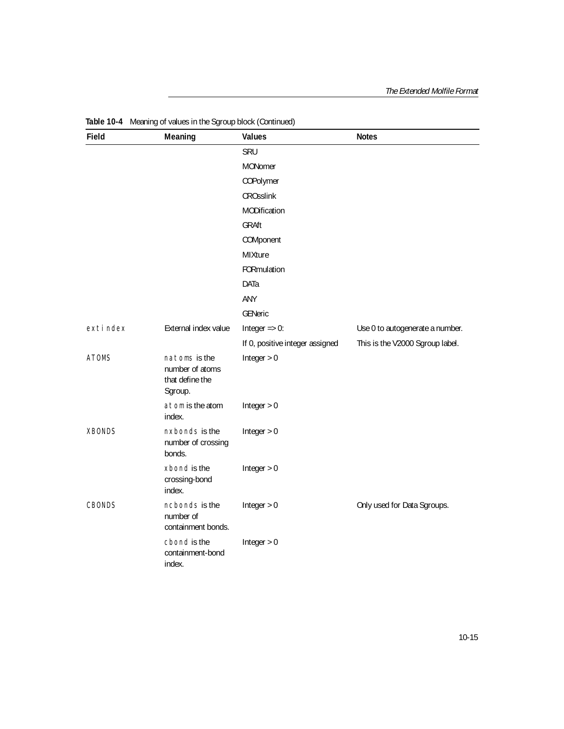**Table 10-4** Meaning of values in the Sgroup block (Continued)

| Field | Meaning | Values | Notes |
|---|---|---|---|
| | | SRU | |
| | | MONomer | |
| | | COPolymer | |
| | | CROsslink | |
| | | MODification | |
| | | GRAft | |
| | | COMponent | |
| | | MIXture | |
| | | FORmulation | |
| | | DATa | |
| | | ANY | |
| | | GENeric | |
| `extindex` | External index value | Integer => 0: | Use 0 to autogenerate a number. |
| | | If 0, positive integer assigned | This is the V2000 Sgroup label. |
| `ATOMS` | `natoms` is the number of atoms that define the Sgroup. | Integer > 0 | |
| | `atom` is the atom index. | Integer > 0 | |
| `XBONDS` | `nxbonds` is the number of crossing bonds. | Integer > 0 | |
| | `xbond` is the crossing-bond index. | Integer > 0 | |
| `CBONDS` | `ncbonds` is the number of containment bonds. | Integer > 0 | Only used for Data Sgroups. |
| | `cbond` is the containment-bond index. | Integer > 0 | |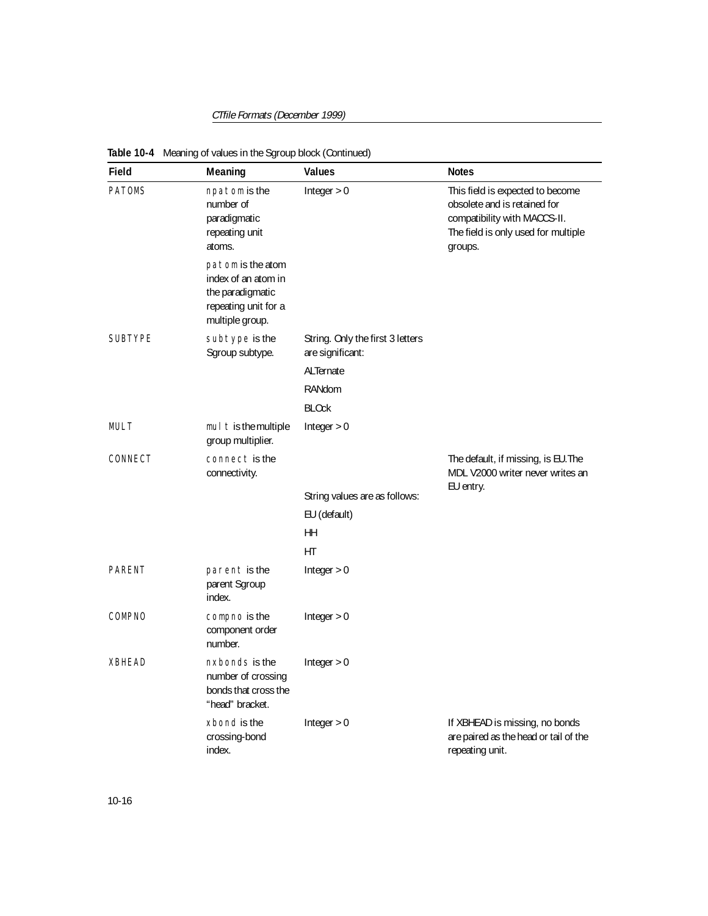**Table 10-4** Meaning of values in the Sgroup block (Continued)

| Field | Meaning | Values | Notes |
|---|---|---|---|
| PATOMS | npatom is the number of paradigmatic repeating unit atoms. | Integer > 0 | This field is expected to become obsolete and is retained for compatibility with MACCS-II. The field is only used for multiple groups. |
| | patom is the atom index of an atom in the paradigmatic repeating unit for a multiple group. | | |
| SUBTYPE | subtype is the Sgroup subtype. | String. Only the first 3 letters are significant: | |
| | | ALTernate | |
| | | RANdom | |
| | | BLOck | |
| MULT | mult is the multiple group multiplier. | Integer > 0 | |
| CONNECT | connect is the connectivity. | | The default, if missing, is EU. The MDL V2000 writer never writes an EU entry. |
| | | String values are as follows: | |
| | | EU (default) | |
| | | HH | |
| | | HT | |
| PARENT | parent is the parent Sgroup index. | Integer > 0 | |
| COMPNO | compno is the component order number. | Integer > 0 | |
| XBHEAD | nxbonds is the number of crossing bonds that cross the "head" bracket. | Integer > 0 | |
| | xbond is the crossing-bond index. | Integer > 0 | If XBHEAD is missing, no bonds are paired as the head or tail of the repeating unit. |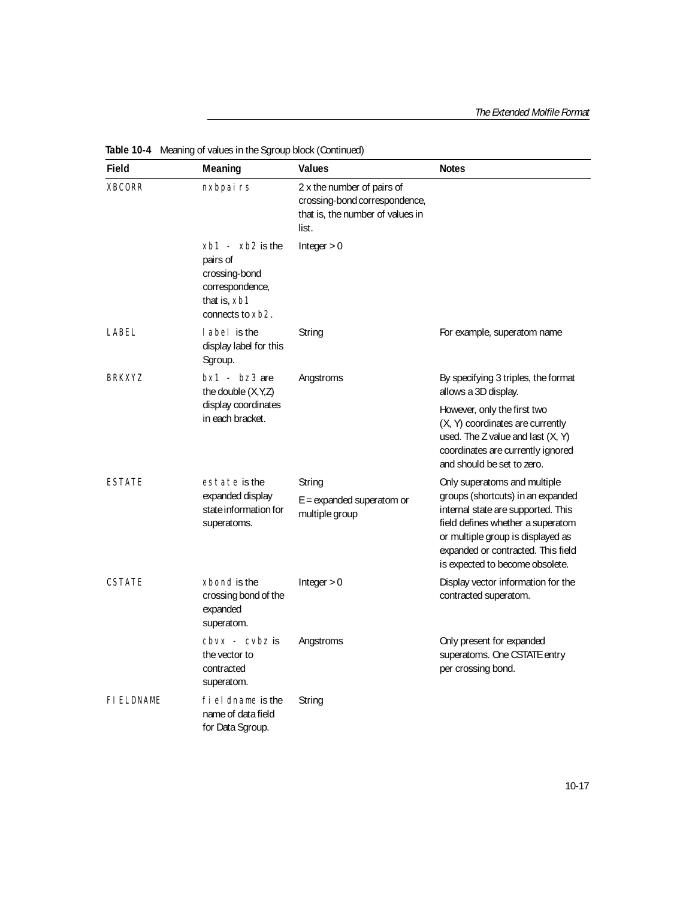**Table 10-4** Meaning of values in the Sgroup block (Continued)

| Field | Meaning | Values | Notes |
|---|---|---|---|
| XBCORR | nxbpairs | 2 x the number of pairs of crossing-bond correspondence, that is, the number of values in list. | |
| | xb1 - xb2 is the pairs of crossing-bond correspondence, that is, xb1 connects to xb2. | Integer > 0 | |
| LABEL | label is the display label for this Sgroup. | String | For example, superatom name |
| BRKXYZ | bx1 - bz3 are the double (X,Y,Z) display coordinates in each bracket. | Angstroms | By specifying 3 triples, the format allows a 3D display. However, only the first two (X, Y) coordinates are currently used. The Z value and last (X, Y) coordinates are currently ignored and should be set to zero. |
| ESTATE | estate is the expanded display state information for superatoms. | String<br>E = expanded superatom or multiple group | Only superatoms and multiple groups (shortcuts) in an expanded internal state are supported. This field defines whether a superatom or multiple group is displayed as expanded or contracted. This field is expected to become obsolete. |
| CSTATE | xbond is the crossing bond of the expanded superatom. | Integer > 0 | Display vector information for the contracted superatom. |
| | cbvx - cvbz is the vector to contracted superatom. | Angstroms | Only present for expanded superatoms. One CSTATE entry per crossing bond. |
| FIELDNAME | fieldname is the name of data field for Data Sgroup. | String | |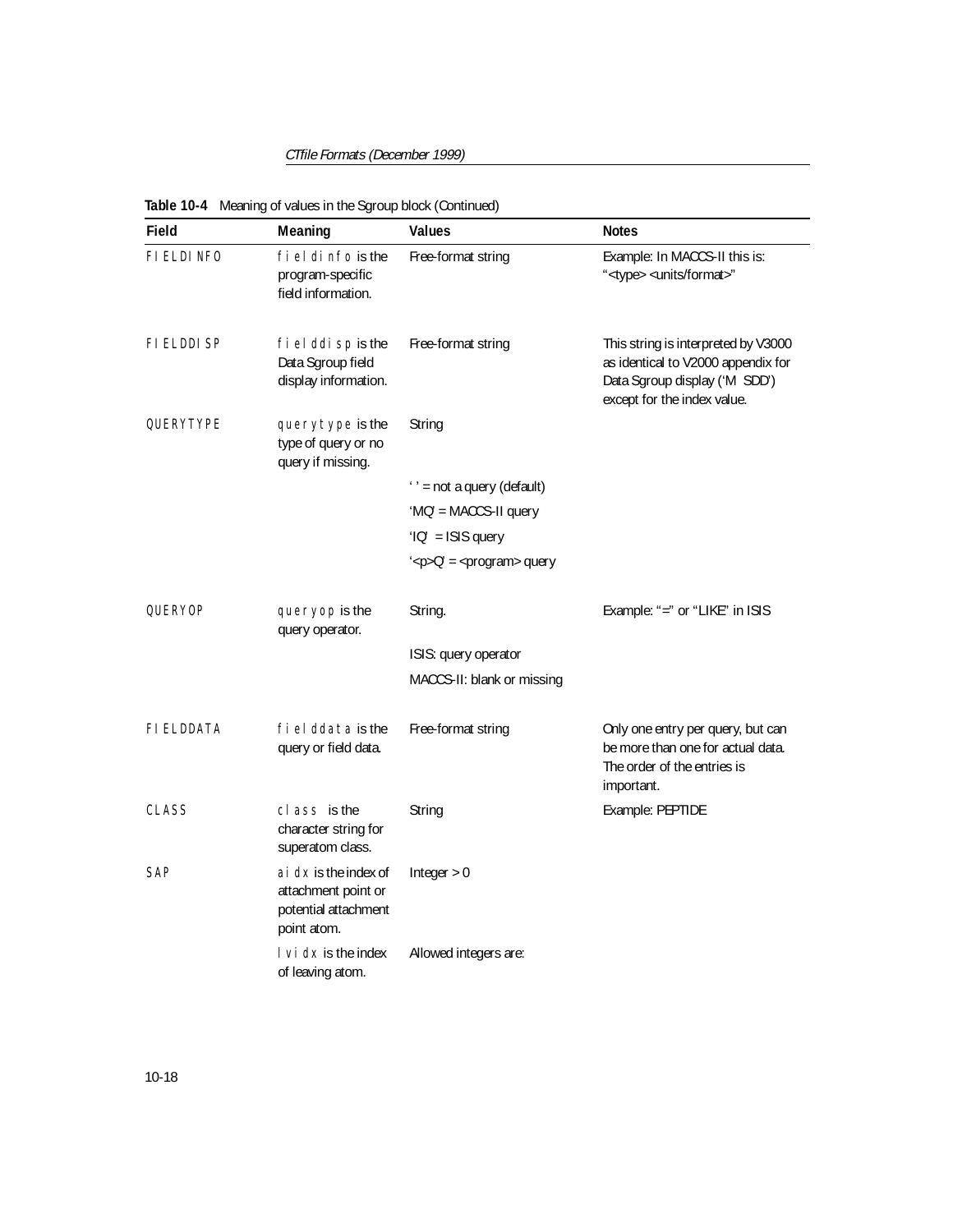**Table 10-4** Meaning of values in the Sgroup block (Continued)

| Field | Meaning | Values | Notes |
|---|---|---|---|
| FIELDINFO | `fieldinfo` is the program-specific field information. | Free-format string | Example: In MACCS-II this is: "<type> <units/format>" |
| FIELDDISP | `fielddisp` is the Data Sgroup field display information. | Free-format string | This string is interpreted by V3000 as identical to V2000 appendix for Data Sgroup display ('M SDD') except for the index value. |
| QUERYTYPE | `querytype` is the type of query or no query if missing. | String | |
| | | ' ' = not a query (default) | |
| | | 'MQ' = MACCS-II query | |
| | | 'IQ' = ISIS query | |
| | | '<p>Q' = <program> query | |
| QUERYOP | `queryop` is the query operator. | String. | Example: "=" or "LIKE" in ISIS |
| | | ISIS: query operator | |
| | | MACCS-II: blank or missing | |
| FIELDDATA | `fielddata` is the query or field data. | Free-format string | Only one entry per query, but can be more than one for actual data. The order of the entries is important. |
| CLASS | `class` is the character string for superatom class. | String | Example: PEPTIDE |
| SAP | `aidx` is the index of attachment point or potential attachment point atom. | Integer > 0 | |
| | `lvidx` is the index of leaving atom. | Allowed integers are: | |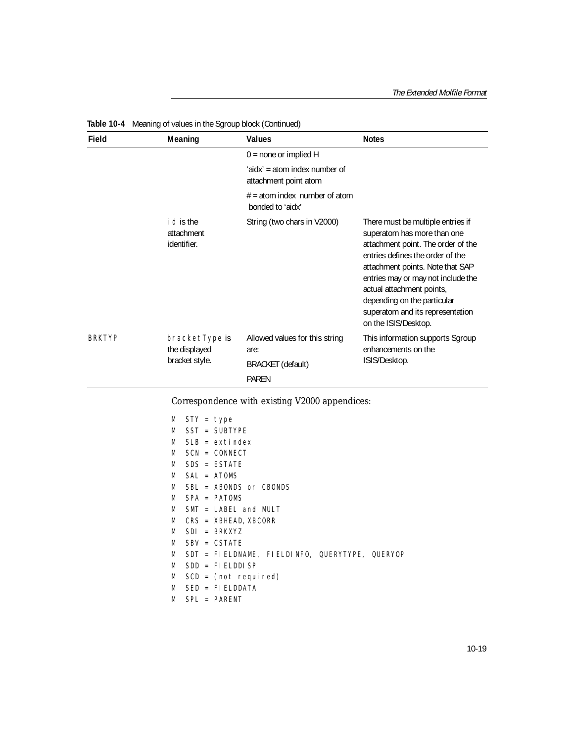**Table 10-4** Meaning of values in the Sgroup block (Continued)

| Field | Meaning | Values | Notes |
|---|---|---|---|
| | | 0 = none or implied H | |
| | | 'aidx' = atom index number of attachment point atom | |
| | | # = atom index number of atom bonded to 'aidx' | |
| | id is the attachment identifier. | String (two chars in V2000) | There must be multiple entries if superatom has more than one attachment point. The order of the entries defines the order of the attachment points. Note that SAP entries may or may not include the actual attachment points, depending on the particular superatom and its representation on the ISIS/Desktop. |
| BRKTYP | bracketType is the displayed bracket style. | Allowed values for this string are: BRACKET (default) PAREN | This information supports Sgroup enhancements on the ISIS/Desktop. |

Correspondence with existing V2000 appendices:

```
M  STY = type
M  SST = SUBTYPE
M  SLB = extindex
M  SCN = CONNECT
M  SDS = ESTATE
M  SAL = ATOMS
M  SBL = XBONDS or CBONDS
M  SPA = PATOMS
M  SMT = LABEL and MULT
M  CRS = XBHEAD, XBCORR
M  SDI = BRKXYZ
M  SBV = CSTATE
M  SDT = FIELDNAME, FIELDINFO, QUERYTYPE, QUERYOP
M  SDD = FIELDDISP
M  SCD = (not required)
M  SED = FIELDDATA
M  SPL = PARENT
```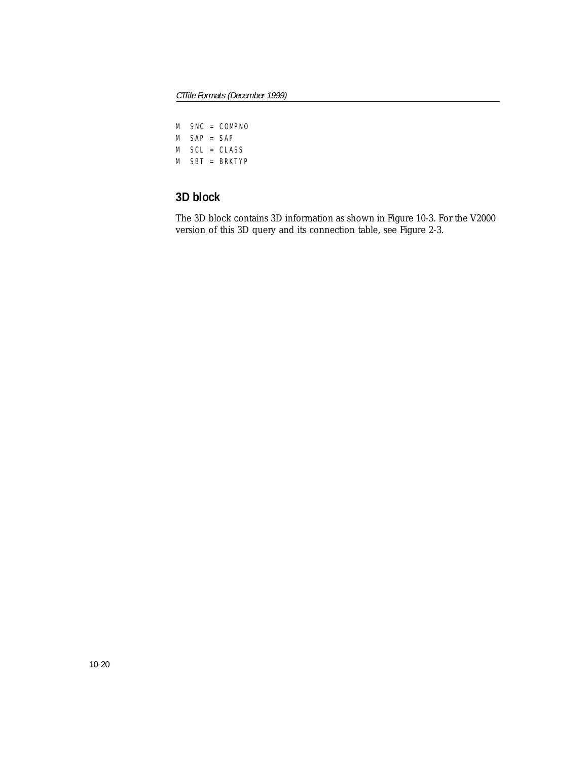```
M  SNC = COMPNO
M  SAP = SAP
M  SCL = CLASS
M  SBT = BRKTYP
```

## 3D block

The 3D block contains 3D information as shown in Figure 10-3. For the V2000 version of this 3D query and its connection table, see Figure 2-3.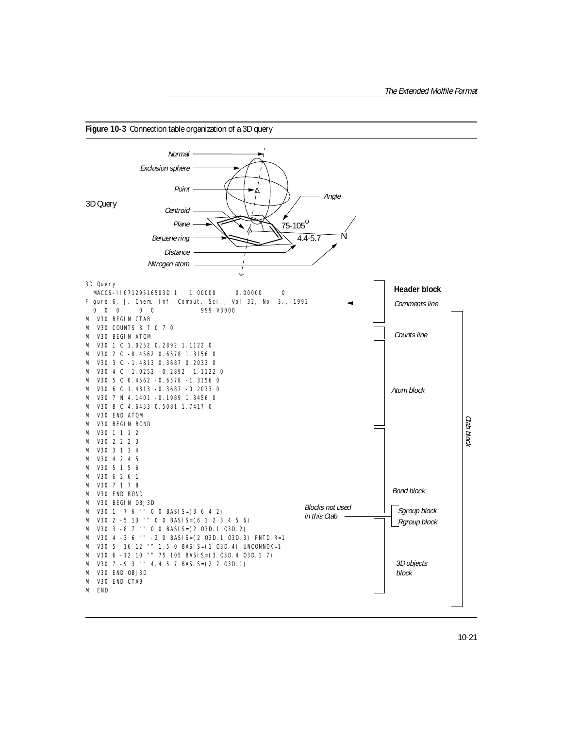**Figure 10-3** Connection table organization of a 3D query

3D Query

*Normal*, *Exclusion sphere*, *Point*, *Centroid*, *Plane*, *Benzene ring*, *Distance*, *Nitrogen atom*, *Angle*, 75-105°, 4.4-5.7, N

```
3D Query
  MACCS-II07129516503D 1   1.00000     0.00000     0
Figure 6, J. Chem. Inf. Comput. Sci., Vol 32, No. 3., 1992
  0  0  0     0  0            999 V3000
M  V30 BEGIN CTAB
M  V30 COUNTS 8 7 0 7 0
M  V30 BEGIN ATOM
M  V30 1 C 1.0252 0.2892 1.1122 0
M  V30 2 C -0.4562 0.6578 1.3156 0
M  V30 3 C -1.4813 0.3687 0.2033 0
M  V30 4 C -1.0252 -0.2892 -1.1122 0
M  V30 5 C 0.4562 -0.6578 -1.3156 0
M  V30 6 C 1.4813 -0.3687 -0.2033 0
M  V30 7 N 4.1401 -0.1989 1.3456 0
M  V30 8 C 4.6453 0.5081 1.7417 0
M  V30 END ATOM
M  V30 BEGIN BOND
M  V30 1 1 1 2
M  V30 2 2 2 3
M  V30 3 1 3 4
M  V30 4 2 4 5
M  V30 5 1 5 6
M  V30 6 2 6 1
M  V30 7 1 7 8
M  V30 END BOND
M  V30 BEGIN OBJ3D
M  V30 1 -7 6 "" 0 0 BASIS=(3 6 4 2)
M  V30 2 -5 13 "" 0 0 BASIS=(6 1 2 3 4 5 6)
M  V30 3 -8 7 "" 0 0 BASIS=(2 O3D.1 O3D.2)
M  V30 4 -3 6 "" -2 0 BASIS=(2 O3D.1 O3D.3) PNTDIR=1
M  V30 5 -16 12 "" 1.5 0 BASIS=(1 O3D.4) UNCONNOK=1
M  V30 6 -12 10 "" 75 105 BASIS=(3 O3D.4 O3D.1 7)
M  V30 7 -9 3 "" 4.4 5.7 BASIS=(2 7 O3D.1)
M  V30 END OBJ3D
M  V30 END CTAB
M  END
```

**Header block** (lines 1–3, including *Comments line*); *Counts line*; *Atom block*; *Bond block*; *Blocks not used in this Ctab*: *Sgroup block*, *Rgroup block*; *3D objects block*; *Ctab block* (from BEGIN CTAB through END)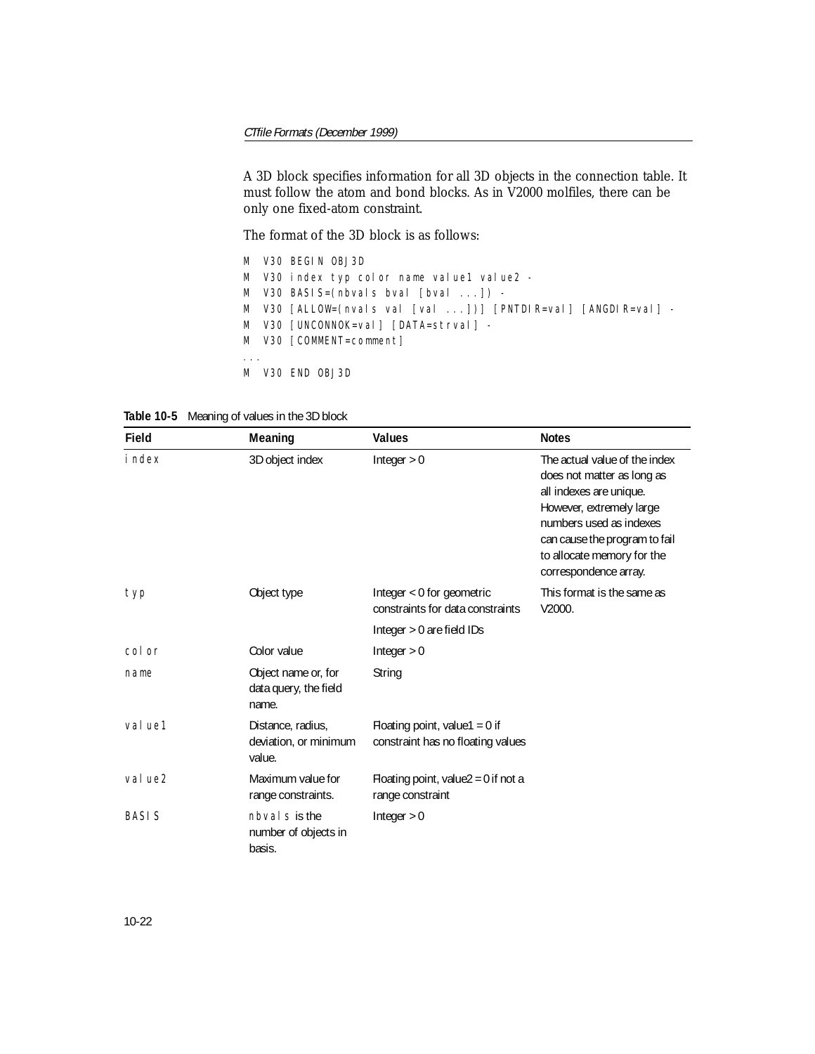A 3D block specifies information for all 3D objects in the connection table. It must follow the atom and bond blocks. As in V2000 molfiles, there can be only one fixed-atom constraint.

The format of the 3D block is as follows:

```
M  V30 BEGIN OBJ3D
M  V30 index typ color name value1 value2 -
M  V30 BASIS=(nbvals bval [bval ...]) -
M  V30 [ALLOW=(nvals val [val ...])] [PNTDIR=val] [ANGDIR=val] -
M  V30 [UNCONNOK=val] [DATA=strval] -
M  V30 [COMMENT=comment]
...
M  V30 END OBJ3D
```

**Table 10-5** Meaning of values in the 3D block

| Field | Meaning | Values | Notes |
|---|---|---|---|
| index | 3D object index | Integer > 0 | The actual value of the index does not matter as long as all indexes are unique. However, extremely large numbers used as indexes can cause the program to fail to allocate memory for the correspondence array. |
| typ | Object type | Integer < 0 for geometric constraints for data constraints | This format is the same as V2000. |
| | | Integer > 0 are field IDs | |
| color | Color value | Integer > 0 | |
| name | Object name or, for data query, the field name. | String | |
| value1 | Distance, radius, deviation, or minimum value. | Floating point, value1 = 0 if constraint has no floating values | |
| value2 | Maximum value for range constraints. | Floating point, value2 = 0 if not a range constraint | |
| BASIS | nbvals is the number of objects in basis. | Integer > 0 | |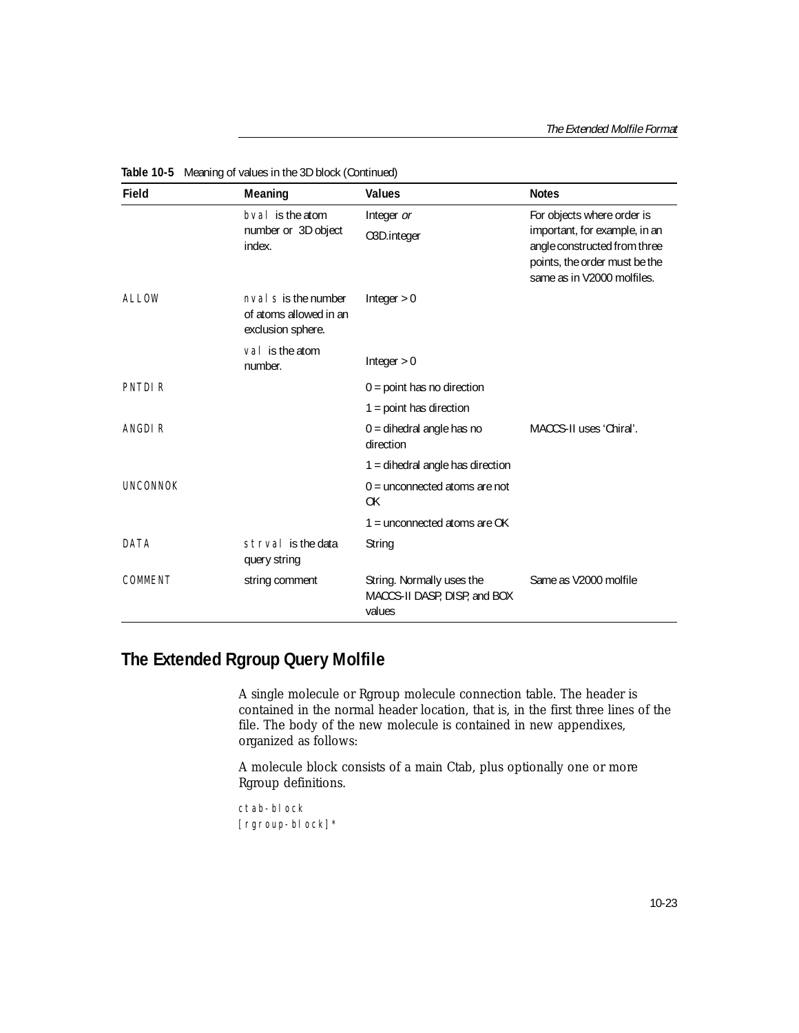**Table 10-5** Meaning of values in the 3D block (Continued)

| Field | Meaning | Values | Notes |
|---|---|---|---|
| | `bval` is the atom number or 3D object index. | Integer *or* C3D.integer | For objects where order is important, for example, in an angle constructed from three points, the order must be the same as in V2000 molfiles. |
| ALLOW | `nvals` is the number of atoms allowed in an exclusion sphere. | Integer > 0 | |
| | `val` is the atom number. | Integer > 0 | |
| PNTDIR | | 0 = point has no direction | |
| | | 1 = point has direction | |
| ANGDIR | | 0 = dihedral angle has no direction | MACCS-II uses 'Chiral'. |
| | | 1 = dihedral angle has direction | |
| UNCONNOK | | 0 = unconnected atoms are not OK | |
| | | 1 = unconnected atoms are OK | |
| DATA | `strval` is the data query string | String | |
| COMMENT | string comment | String. Normally uses the MACCS-II DASP, DISP, and BOX values | Same as V2000 molfile |

## The Extended Rgroup Query Molfile

A single molecule or Rgroup molecule connection table. The header is contained in the normal header location, that is, in the first three lines of the file. The body of the new molecule is contained in new appendixes, organized as follows:

A molecule block consists of a main Ctab, plus optionally one or more Rgroup definitions.

```
ctab-block
[rgroup-block]*
```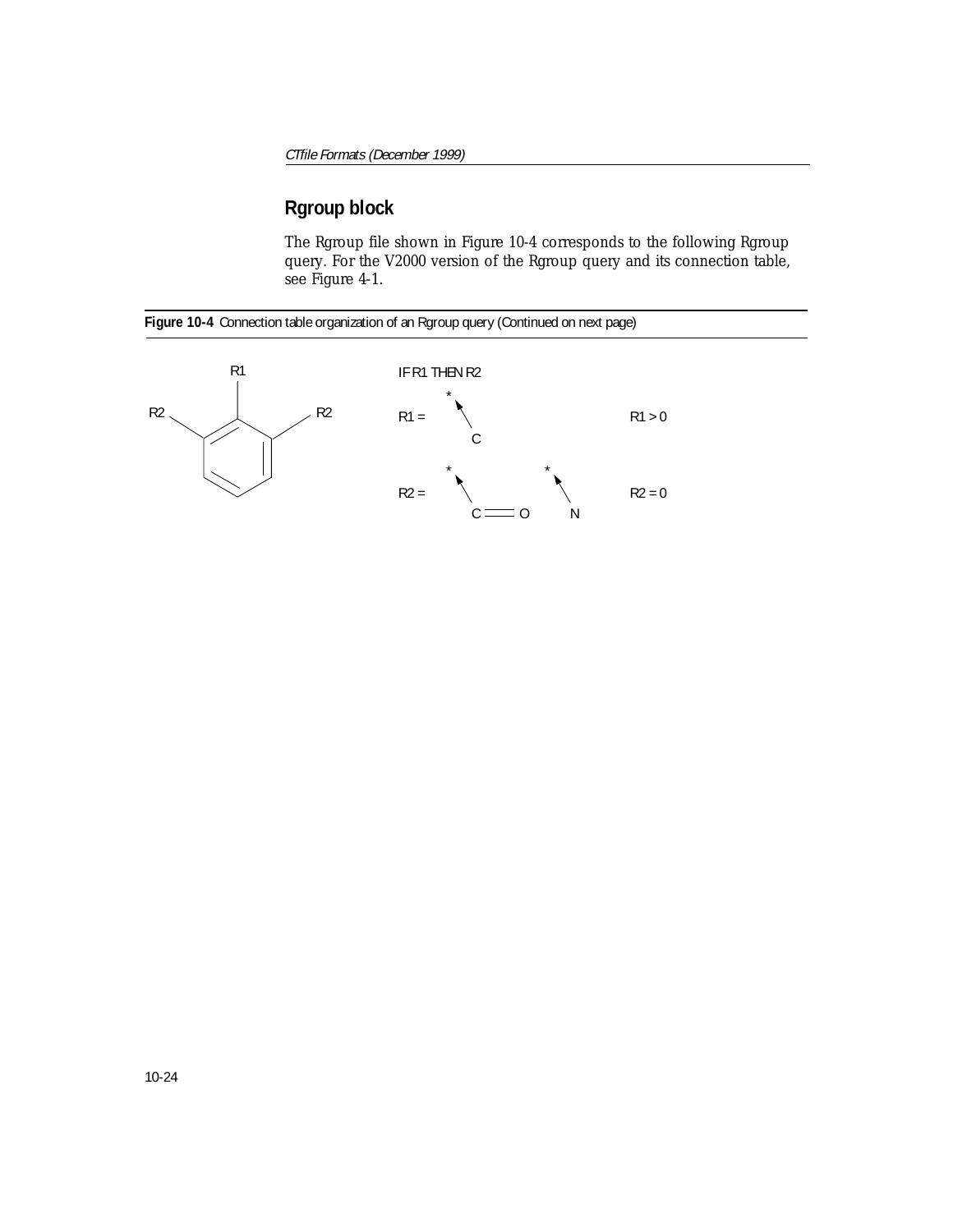## Rgroup block

The Rgroup file shown in Figure 10-4 corresponds to the following Rgroup query. For the V2000 version of the Rgroup query and its connection table, see Figure 4-1.

**Figure 10-4** Connection table organization of an Rgroup query (Continued on next page)

IF R1 THEN R2

R1 = C    R1 > 0

R2 = C=O    N    R2 = 0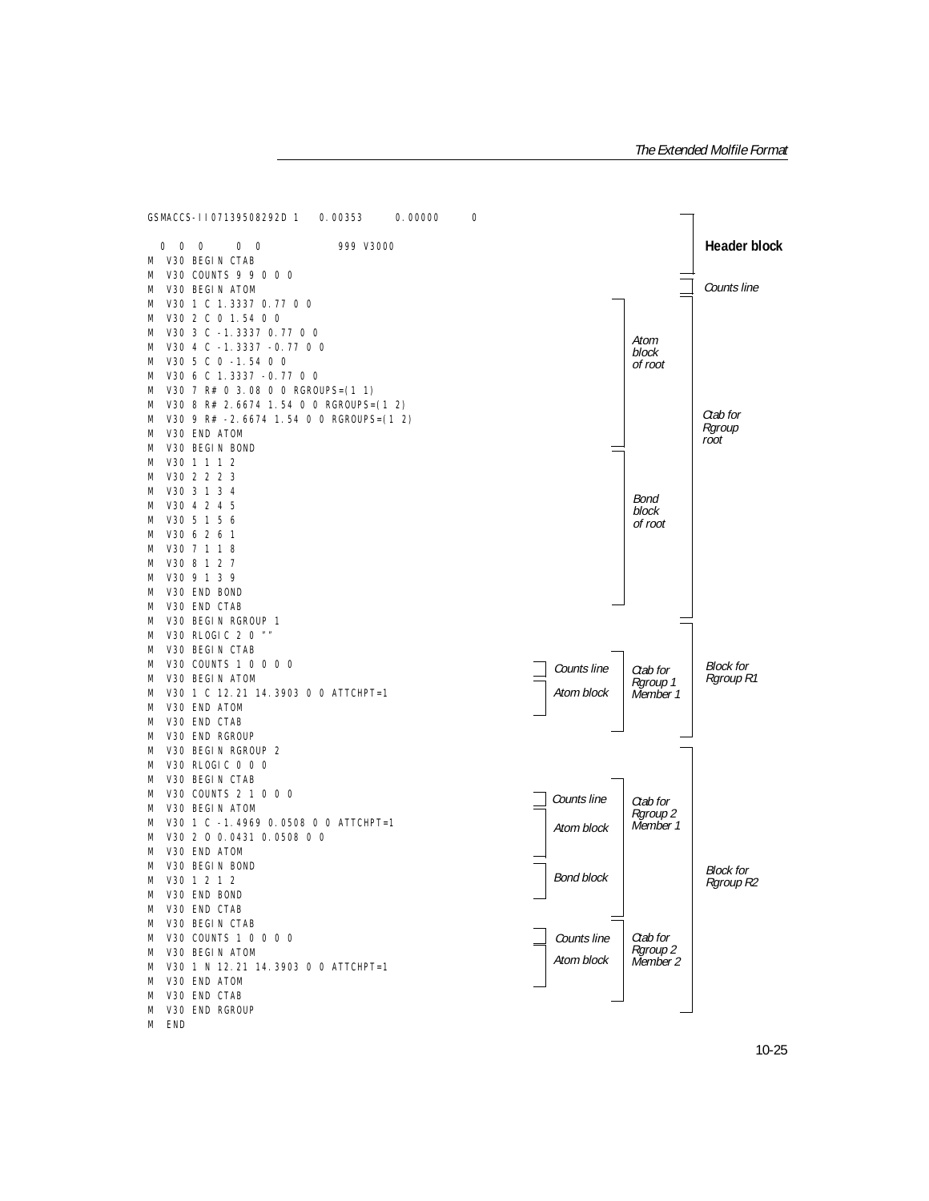```
GSMACCS-II07139508292D 1   0.00353     0.00000     0

  0  0  0     0  0            999 V3000
M  V30 BEGIN CTAB
M  V30 COUNTS 9 9 0 0 0
M  V30 BEGIN ATOM
M  V30 1 C 1.3337 0.77 0 0
M  V30 2 C 0 1.54 0 0
M  V30 3 C -1.3337 0.77 0 0
M  V30 4 C -1.3337 -0.77 0 0
M  V30 5 C 0 -1.54 0 0
M  V30 6 C 1.3337 -0.77 0 0
M  V30 7 R# 0 3.08 0 0 RGROUPS=(1 1)
M  V30 8 R# 2.6674 1.54 0 0 RGROUPS=(1 2)
M  V30 9 R# -2.6674 1.54 0 0 RGROUPS=(1 2)
M  V30 END ATOM
M  V30 BEGIN BOND
M  V30 1 1 1 2
M  V30 2 2 2 3
M  V30 3 1 3 4
M  V30 4 2 4 5
M  V30 5 1 5 6
M  V30 6 2 6 1
M  V30 7 1 1 8
M  V30 8 1 2 7
M  V30 9 1 3 9
M  V30 END BOND
M  V30 END CTAB
M  V30 BEGIN RGROUP 1
M  V30 RLOGIC 2 0 ""
M  V30 BEGIN CTAB
M  V30 COUNTS 1 0 0 0 0
M  V30 BEGIN ATOM
M  V30 1 C 12.21 14.3903 0 0 ATTCHPT=1
M  V30 END ATOM
M  V30 END CTAB
M  V30 END RGROUP
M  V30 BEGIN RGROUP 2
M  V30 RLOGIC 0 0 0
M  V30 BEGIN CTAB
M  V30 COUNTS 2 1 0 0 0
M  V30 BEGIN ATOM
M  V30 1 C -1.4969 0.0508 0 0 ATTCHPT=1
M  V30 2 O 0.0431 0.0508 0 0
M  V30 END ATOM
M  V30 BEGIN BOND
M  V30 1 2 1 2
M  V30 END BOND
M  V30 END CTAB
M  V30 BEGIN CTAB
M  V30 COUNTS 1 0 0 0 0
M  V30 BEGIN ATOM
M  V30 1 N 12.21 14.3903 0 0 ATTCHPT=1
M  V30 END ATOM
M  V30 END CTAB
M  V30 END RGROUP
M  END
```

Annotations (brackets on the right of the listing):

- Lines 1–3 (header through `999 V3000` line): **Header block**
- `M V30 COUNTS 9 9 0 0 0`: *Counts line*
- `M V30 BEGIN CTAB` through `M V30 END CTAB` (first): *Ctab for Rgroup root*
  - `M V30 1 C 1.3337 0.77 0 0` through `M V30 END ATOM`: *Atom block of root*
  - `M V30 BEGIN BOND` through `M V30 END BOND`: *Bond block of root*
- `M V30 BEGIN RGROUP 1` through `M V30 END RGROUP`: *Block for Rgroup R1*
  - `M V30 BEGIN CTAB` through `M V30 END CTAB`: *Ctab for Rgroup 1 Member 1*
    - `M V30 COUNTS 1 0 0 0 0`: *Counts line*
    - `M V30 BEGIN ATOM` through `M V30 END ATOM`: *Atom block*
- `M V30 BEGIN RGROUP 2` through `M V30 END RGROUP`: *Block for Rgroup R2*
  - First `M V30 BEGIN CTAB` through `M V30 END CTAB`: *Ctab for Rgroup 2 Member 1*
    - `M V30 COUNTS 2 1 0 0 0`: *Counts line*
    - `M V30 BEGIN ATOM` through `M V30 END ATOM`: *Atom block*
    - `M V30 BEGIN BOND` through `M V30 END BOND`: *Bond block*
  - Second `M V30 BEGIN CTAB` through `M V30 END CTAB`: *Ctab for Rgroup 2 Member 2*
    - `M V30 COUNTS 1 0 0 0 0`: *Counts line*
    - `M V30 BEGIN ATOM` through `M V30 END ATOM`: *Atom block*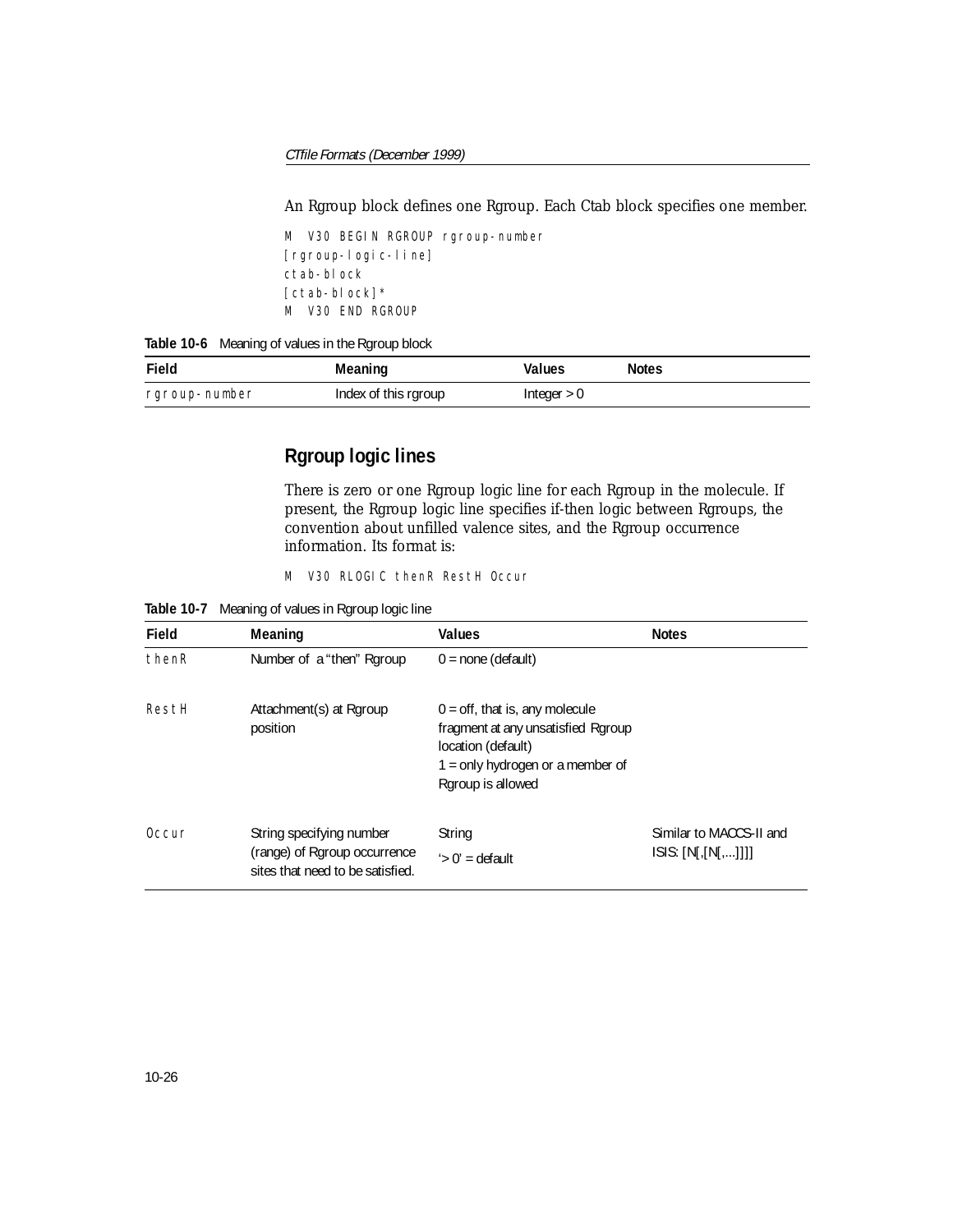An Rgroup block defines one Rgroup. Each Ctab block specifies one member.

```
M  V30 BEGIN RGROUP rgroup-number
[rgroup-logic-line]
ctab-block
[ctab-block]*
M  V30 END RGROUP
```

**Table 10-6** Meaning of values in the Rgroup block

| Field | Meaning | Values | Notes |
|---|---|---|---|
| rgroup-number | Index of this rgroup | Integer > 0 | |

## Rgroup logic lines

There is zero or one Rgroup logic line for each Rgroup in the molecule. If present, the Rgroup logic line specifies if-then logic between Rgroups, the convention about unfilled valence sites, and the Rgroup occurrence information. Its format is:

```
M  V30 RLOGIC thenR RestH Occur
```

**Table 10-7** Meaning of values in Rgroup logic line

| Field | Meaning | Values | Notes |
|---|---|---|---|
| thenR | Number of a "then" Rgroup | 0 = none (default) | |
| RestH | Attachment(s) at Rgroup position | 0 = off, that is, any molecule fragment at any unsatisfied Rgroup location (default)<br>1 = only hydrogen or a member of Rgroup is allowed | |
| Occur | String specifying number (range) of Rgroup occurrence sites that need to be satisfied. | String<br>'> 0' = default | Similar to MACCS-II and ISIS: [N[,[N[,...]]]] |